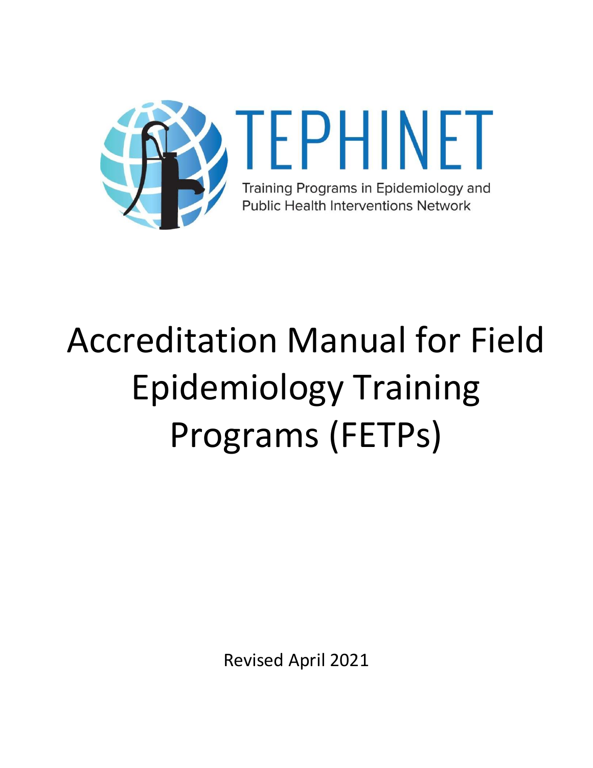TEPHINET

Training Programs in Epidemiology and Public Health Interventions Network

# Accreditation Manual for Field Epidemiology Training Programs (FETPs)

Revised April 2021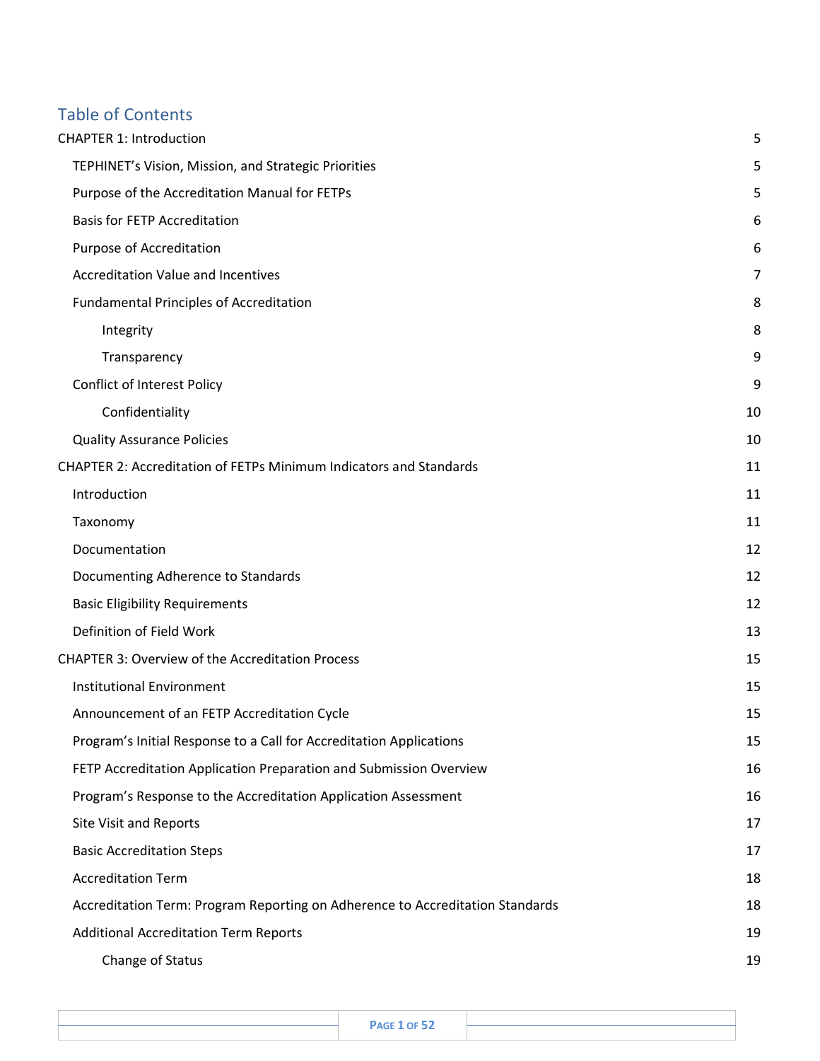## Table of Contents

CHAPTER 1: Introduction 5

- TEPHINET's Vision, Mission, and Strategic Priorities 5
- Purpose of the Accreditation Manual for FETPs 5
- Basis for FETP Accreditation 6
- Purpose of Accreditation 6
- Accreditation Value and Incentives 7
- Fundamental Principles of Accreditation 8
  - Integrity 8
  - Transparency 9
- Conflict of Interest Policy 9
  - Confidentiality 10
- Quality Assurance Policies 10

CHAPTER 2: Accreditation of FETPs Minimum Indicators and Standards 11

- Introduction 11
- Taxonomy 11
- Documentation 12
- Documenting Adherence to Standards 12
- Basic Eligibility Requirements 12
- Definition of Field Work 13

CHAPTER 3: Overview of the Accreditation Process 15

- Institutional Environment 15
- Announcement of an FETP Accreditation Cycle 15
- Program's Initial Response to a Call for Accreditation Applications 15
- FETP Accreditation Application Preparation and Submission Overview 16
- Program's Response to the Accreditation Application Assessment 16
- Site Visit and Reports 17
- Basic Accreditation Steps 17
- Accreditation Term 18
- Accreditation Term: Program Reporting on Adherence to Accreditation Standards 18
- Additional Accreditation Term Reports 19
  - Change of Status 19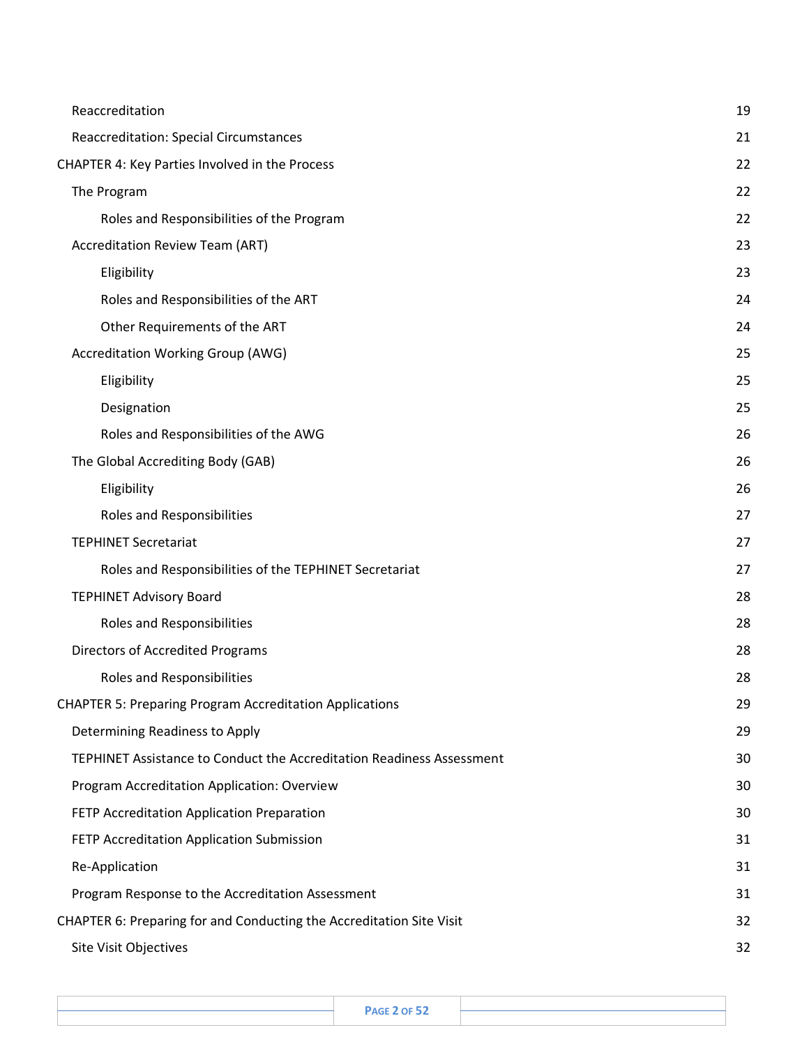| | |
|---|---|
| Reaccreditation | 19 |
| Reaccreditation: Special Circumstances | 21 |
| CHAPTER 4: Key Parties Involved in the Process | 22 |
| The Program | 22 |
| Roles and Responsibilities of the Program | 22 |
| Accreditation Review Team (ART) | 23 |
| Eligibility | 23 |
| Roles and Responsibilities of the ART | 24 |
| Other Requirements of the ART | 24 |
| Accreditation Working Group (AWG) | 25 |
| Eligibility | 25 |
| Designation | 25 |
| Roles and Responsibilities of the AWG | 26 |
| The Global Accrediting Body (GAB) | 26 |
| Eligibility | 26 |
| Roles and Responsibilities | 27 |
| TEPHINET Secretariat | 27 |
| Roles and Responsibilities of the TEPHINET Secretariat | 27 |
| TEPHINET Advisory Board | 28 |
| Roles and Responsibilities | 28 |
| Directors of Accredited Programs | 28 |
| Roles and Responsibilities | 28 |
| CHAPTER 5: Preparing Program Accreditation Applications | 29 |
| Determining Readiness to Apply | 29 |
| TEPHINET Assistance to Conduct the Accreditation Readiness Assessment | 30 |
| Program Accreditation Application: Overview | 30 |
| FETP Accreditation Application Preparation | 30 |
| FETP Accreditation Application Submission | 31 |
| Re-Application | 31 |
| Program Response to the Accreditation Assessment | 31 |
| CHAPTER 6: Preparing for and Conducting the Accreditation Site Visit | 32 |
| Site Visit Objectives | 32 |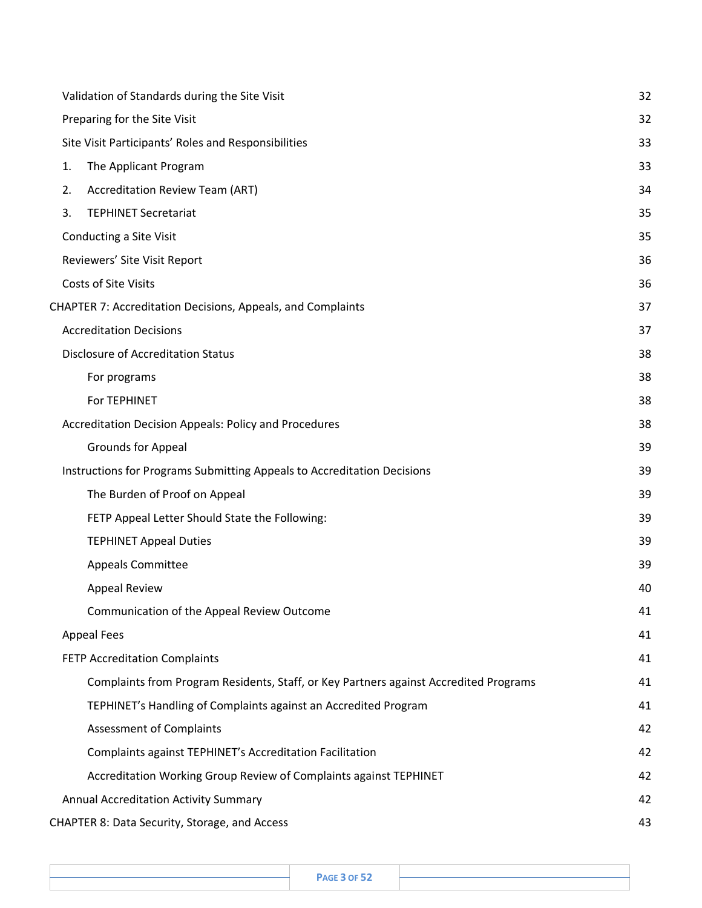| | |
|---|---|
| Validation of Standards during the Site Visit | 32 |
| Preparing for the Site Visit | 32 |
| Site Visit Participants' Roles and Responsibilities | 33 |
| 1. The Applicant Program | 33 |
| 2. Accreditation Review Team (ART) | 34 |
| 3. TEPHINET Secretariat | 35 |
| Conducting a Site Visit | 35 |
| Reviewers' Site Visit Report | 36 |
| Costs of Site Visits | 36 |
| CHAPTER 7: Accreditation Decisions, Appeals, and Complaints | 37 |
| Accreditation Decisions | 37 |
| Disclosure of Accreditation Status | 38 |
| For programs | 38 |
| For TEPHINET | 38 |
| Accreditation Decision Appeals: Policy and Procedures | 38 |
| Grounds for Appeal | 39 |
| Instructions for Programs Submitting Appeals to Accreditation Decisions | 39 |
| The Burden of Proof on Appeal | 39 |
| FETP Appeal Letter Should State the Following: | 39 |
| TEPHINET Appeal Duties | 39 |
| Appeals Committee | 39 |
| Appeal Review | 40 |
| Communication of the Appeal Review Outcome | 41 |
| Appeal Fees | 41 |
| FETP Accreditation Complaints | 41 |
| Complaints from Program Residents, Staff, or Key Partners against Accredited Programs | 41 |
| TEPHINET's Handling of Complaints against an Accredited Program | 41 |
| Assessment of Complaints | 42 |
| Complaints against TEPHINET's Accreditation Facilitation | 42 |
| Accreditation Working Group Review of Complaints against TEPHINET | 42 |
| Annual Accreditation Activity Summary | 42 |
| CHAPTER 8: Data Security, Storage, and Access | 43 |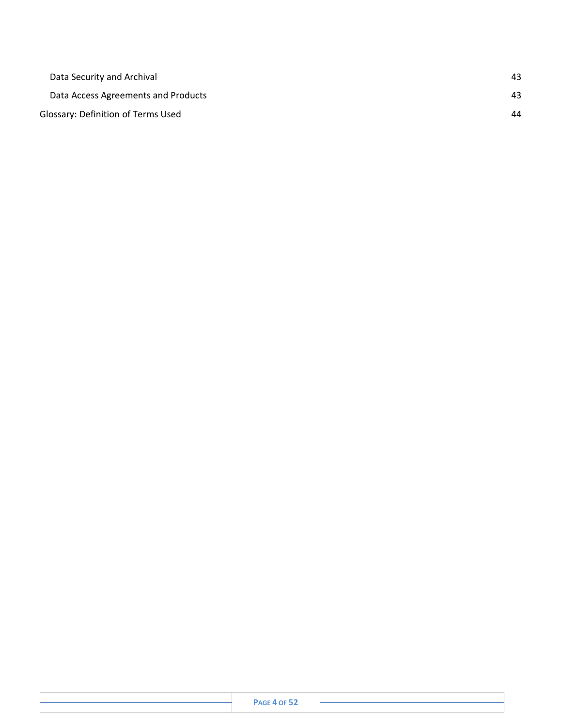Data Security and Archival 43

Data Access Agreements and Products 43

Glossary: Definition of Terms Used 44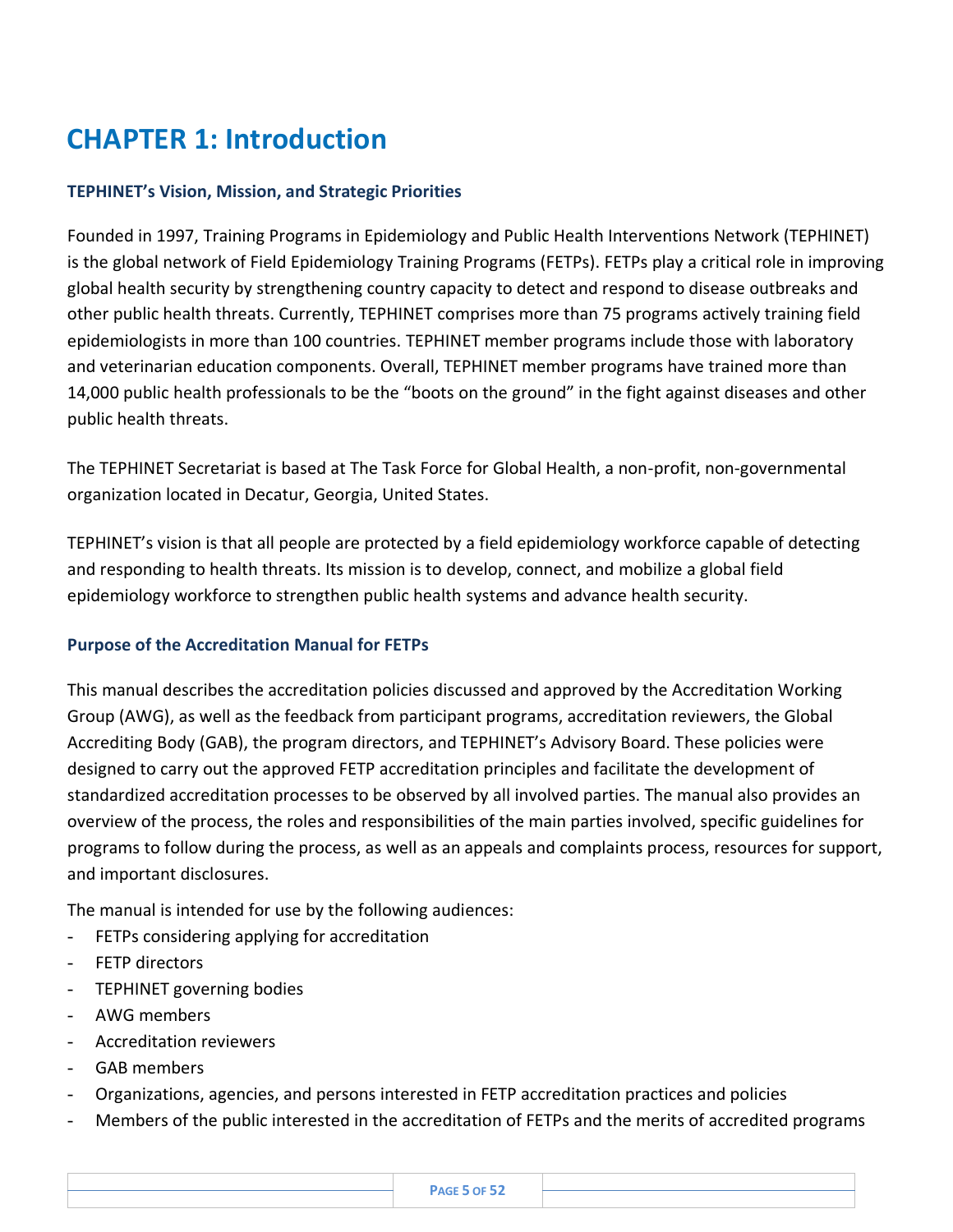# CHAPTER 1: Introduction

### TEPHINET's Vision, Mission, and Strategic Priorities

Founded in 1997, Training Programs in Epidemiology and Public Health Interventions Network (TEPHINET) is the global network of Field Epidemiology Training Programs (FETPs). FETPs play a critical role in improving global health security by strengthening country capacity to detect and respond to disease outbreaks and other public health threats. Currently, TEPHINET comprises more than 75 programs actively training field epidemiologists in more than 100 countries. TEPHINET member programs include those with laboratory and veterinarian education components. Overall, TEPHINET member programs have trained more than 14,000 public health professionals to be the "boots on the ground" in the fight against diseases and other public health threats.

The TEPHINET Secretariat is based at The Task Force for Global Health, a non-profit, non-governmental organization located in Decatur, Georgia, United States.

TEPHINET's vision is that all people are protected by a field epidemiology workforce capable of detecting and responding to health threats. Its mission is to develop, connect, and mobilize a global field epidemiology workforce to strengthen public health systems and advance health security.

### Purpose of the Accreditation Manual for FETPs

This manual describes the accreditation policies discussed and approved by the Accreditation Working Group (AWG), as well as the feedback from participant programs, accreditation reviewers, the Global Accrediting Body (GAB), the program directors, and TEPHINET's Advisory Board. These policies were designed to carry out the approved FETP accreditation principles and facilitate the development of standardized accreditation processes to be observed by all involved parties. The manual also provides an overview of the process, the roles and responsibilities of the main parties involved, specific guidelines for programs to follow during the process, as well as an appeals and complaints process, resources for support, and important disclosures.

The manual is intended for use by the following audiences:

- FETPs considering applying for accreditation
- FETP directors
- TEPHINET governing bodies
- AWG members
- Accreditation reviewers
- GAB members
- Organizations, agencies, and persons interested in FETP accreditation practices and policies
- Members of the public interested in the accreditation of FETPs and the merits of accredited programs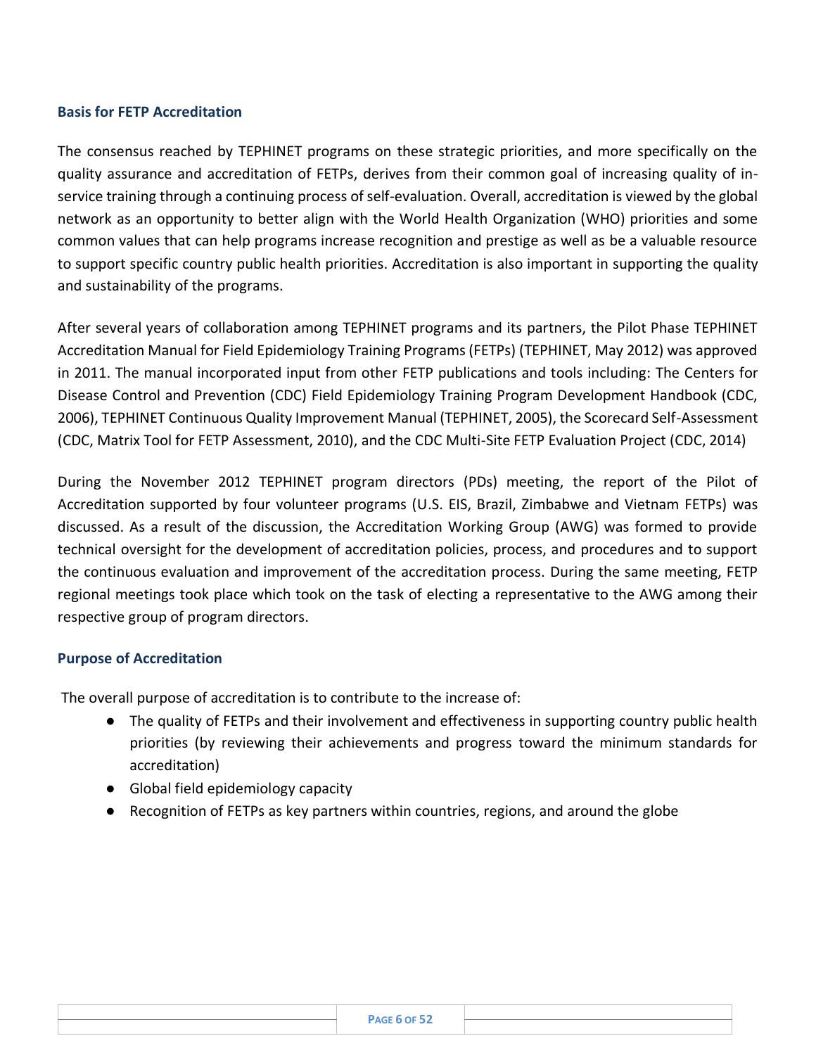### Basis for FETP Accreditation

The consensus reached by TEPHINET programs on these strategic priorities, and more specifically on the quality assurance and accreditation of FETPs, derives from their common goal of increasing quality of in-service training through a continuing process of self-evaluation. Overall, accreditation is viewed by the global network as an opportunity to better align with the World Health Organization (WHO) priorities and some common values that can help programs increase recognition and prestige as well as be a valuable resource to support specific country public health priorities. Accreditation is also important in supporting the quality and sustainability of the programs.

After several years of collaboration among TEPHINET programs and its partners, the Pilot Phase TEPHINET Accreditation Manual for Field Epidemiology Training Programs (FETPs) (TEPHINET, May 2012) was approved in 2011. The manual incorporated input from other FETP publications and tools including: The Centers for Disease Control and Prevention (CDC) Field Epidemiology Training Program Development Handbook (CDC, 2006), TEPHINET Continuous Quality Improvement Manual (TEPHINET, 2005), the Scorecard Self-Assessment (CDC, Matrix Tool for FETP Assessment, 2010), and the CDC Multi-Site FETP Evaluation Project (CDC, 2014)

During the November 2012 TEPHINET program directors (PDs) meeting, the report of the Pilot of Accreditation supported by four volunteer programs (U.S. EIS, Brazil, Zimbabwe and Vietnam FETPs) was discussed. As a result of the discussion, the Accreditation Working Group (AWG) was formed to provide technical oversight for the development of accreditation policies, process, and procedures and to support the continuous evaluation and improvement of the accreditation process. During the same meeting, FETP regional meetings took place which took on the task of electing a representative to the AWG among their respective group of program directors.

### Purpose of Accreditation

The overall purpose of accreditation is to contribute to the increase of:

- The quality of FETPs and their involvement and effectiveness in supporting country public health priorities (by reviewing their achievements and progress toward the minimum standards for accreditation)
- Global field epidemiology capacity
- Recognition of FETPs as key partners within countries, regions, and around the globe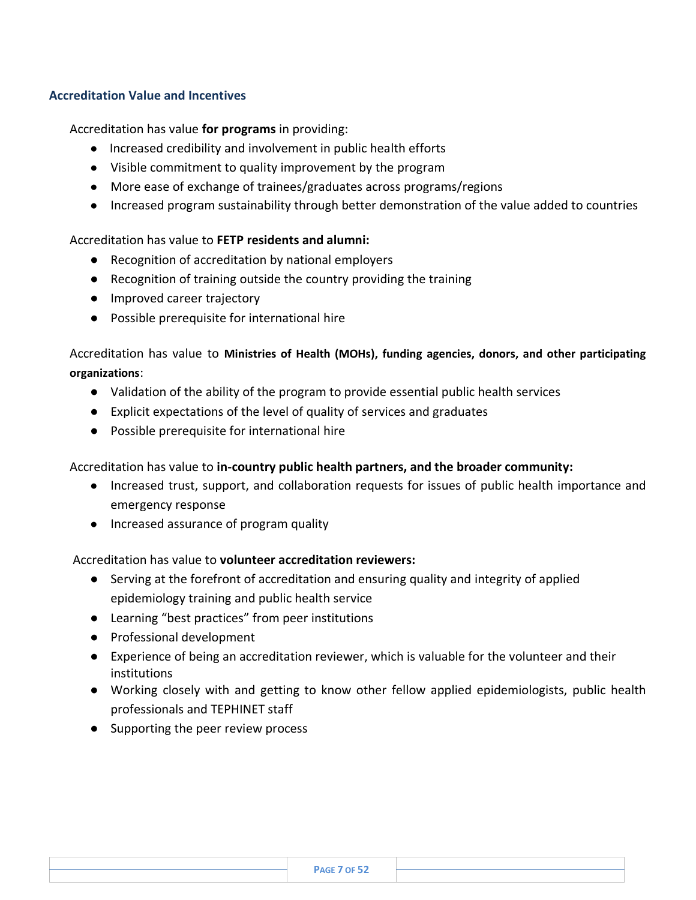### Accreditation Value and Incentives

Accreditation has value **for programs** in providing:

- Increased credibility and involvement in public health efforts
- Visible commitment to quality improvement by the program
- More ease of exchange of trainees/graduates across programs/regions
- Increased program sustainability through better demonstration of the value added to countries

Accreditation has value to **FETP residents and alumni:**

- Recognition of accreditation by national employers
- Recognition of training outside the country providing the training
- Improved career trajectory
- Possible prerequisite for international hire

Accreditation has value to **Ministries of Health (MOHs), funding agencies, donors, and other participating organizations**:

- Validation of the ability of the program to provide essential public health services
- Explicit expectations of the level of quality of services and graduates
- Possible prerequisite for international hire

Accreditation has value to **in-country public health partners, and the broader community:**

- Increased trust, support, and collaboration requests for issues of public health importance and emergency response
- Increased assurance of program quality

Accreditation has value to **volunteer accreditation reviewers:**

- Serving at the forefront of accreditation and ensuring quality and integrity of applied epidemiology training and public health service
- Learning "best practices" from peer institutions
- Professional development
- Experience of being an accreditation reviewer, which is valuable for the volunteer and their institutions
- Working closely with and getting to know other fellow applied epidemiologists, public health professionals and TEPHINET staff
- Supporting the peer review process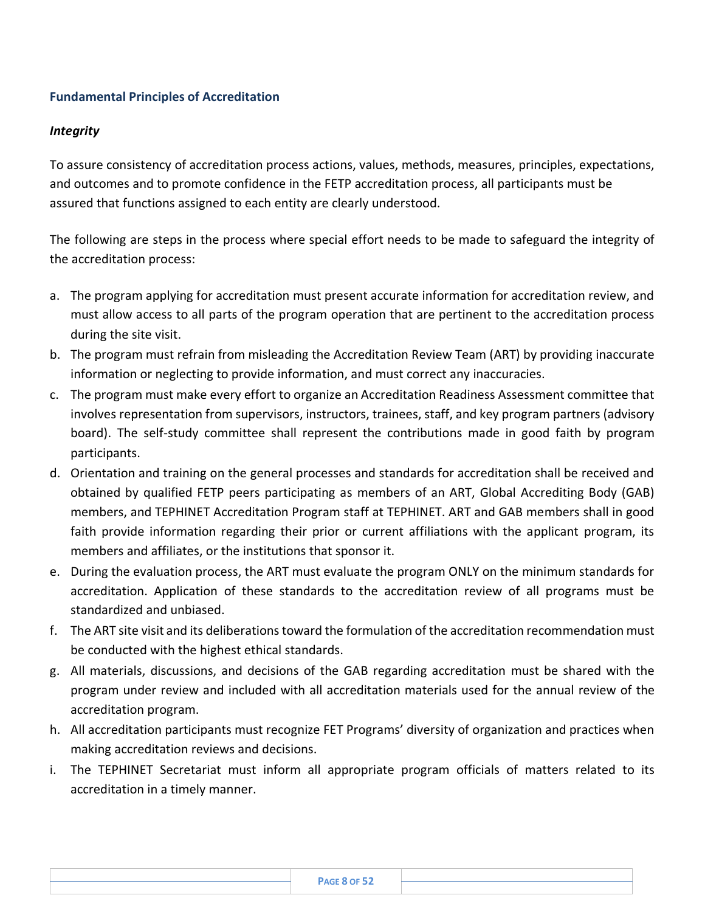### Fundamental Principles of Accreditation

#### *Integrity*

To assure consistency of accreditation process actions, values, methods, measures, principles, expectations, and outcomes and to promote confidence in the FETP accreditation process, all participants must be assured that functions assigned to each entity are clearly understood.

The following are steps in the process where special effort needs to be made to safeguard the integrity of the accreditation process:

a. The program applying for accreditation must present accurate information for accreditation review, and must allow access to all parts of the program operation that are pertinent to the accreditation process during the site visit.
b. The program must refrain from misleading the Accreditation Review Team (ART) by providing inaccurate information or neglecting to provide information, and must correct any inaccuracies.
c. The program must make every effort to organize an Accreditation Readiness Assessment committee that involves representation from supervisors, instructors, trainees, staff, and key program partners (advisory board). The self-study committee shall represent the contributions made in good faith by program participants.
d. Orientation and training on the general processes and standards for accreditation shall be received and obtained by qualified FETP peers participating as members of an ART, Global Accrediting Body (GAB) members, and TEPHINET Accreditation Program staff at TEPHINET. ART and GAB members shall in good faith provide information regarding their prior or current affiliations with the applicant program, its members and affiliates, or the institutions that sponsor it.
e. During the evaluation process, the ART must evaluate the program ONLY on the minimum standards for accreditation. Application of these standards to the accreditation review of all programs must be standardized and unbiased.
f. The ART site visit and its deliberations toward the formulation of the accreditation recommendation must be conducted with the highest ethical standards.
g. All materials, discussions, and decisions of the GAB regarding accreditation must be shared with the program under review and included with all accreditation materials used for the annual review of the accreditation program.
h. All accreditation participants must recognize FET Programs' diversity of organization and practices when making accreditation reviews and decisions.
i. The TEPHINET Secretariat must inform all appropriate program officials of matters related to its accreditation in a timely manner.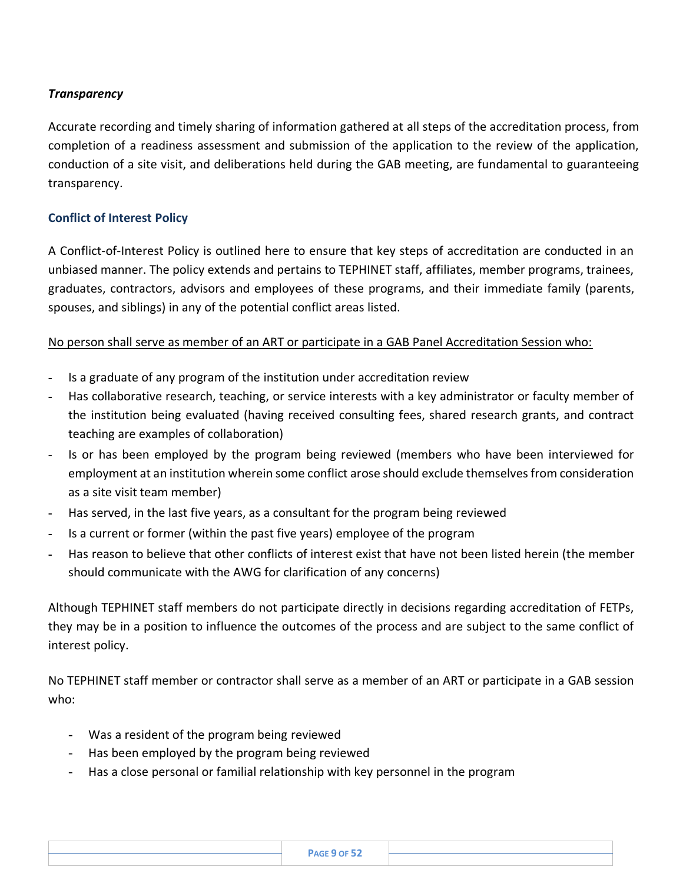***Transparency***

Accurate recording and timely sharing of information gathered at all steps of the accreditation process, from completion of a readiness assessment and submission of the application to the review of the application, conduction of a site visit, and deliberations held during the GAB meeting, are fundamental to guaranteeing transparency.

### Conflict of Interest Policy

A Conflict-of-Interest Policy is outlined here to ensure that key steps of accreditation are conducted in an unbiased manner. The policy extends and pertains to TEPHINET staff, affiliates, member programs, trainees, graduates, contractors, advisors and employees of these programs, and their immediate family (parents, spouses, and siblings) in any of the potential conflict areas listed.

<u>No person shall serve as member of an ART or participate in a GAB Panel Accreditation Session who:</u>

- Is a graduate of any program of the institution under accreditation review
- Has collaborative research, teaching, or service interests with a key administrator or faculty member of the institution being evaluated (having received consulting fees, shared research grants, and contract teaching are examples of collaboration)
- Is or has been employed by the program being reviewed (members who have been interviewed for employment at an institution wherein some conflict arose should exclude themselves from consideration as a site visit team member)
- Has served, in the last five years, as a consultant for the program being reviewed
- Is a current or former (within the past five years) employee of the program
- Has reason to believe that other conflicts of interest exist that have not been listed herein (the member should communicate with the AWG for clarification of any concerns)

Although TEPHINET staff members do not participate directly in decisions regarding accreditation of FETPs, they may be in a position to influence the outcomes of the process and are subject to the same conflict of interest policy.

No TEPHINET staff member or contractor shall serve as a member of an ART or participate in a GAB session who:

- Was a resident of the program being reviewed
- Has been employed by the program being reviewed
- Has a close personal or familial relationship with key personnel in the program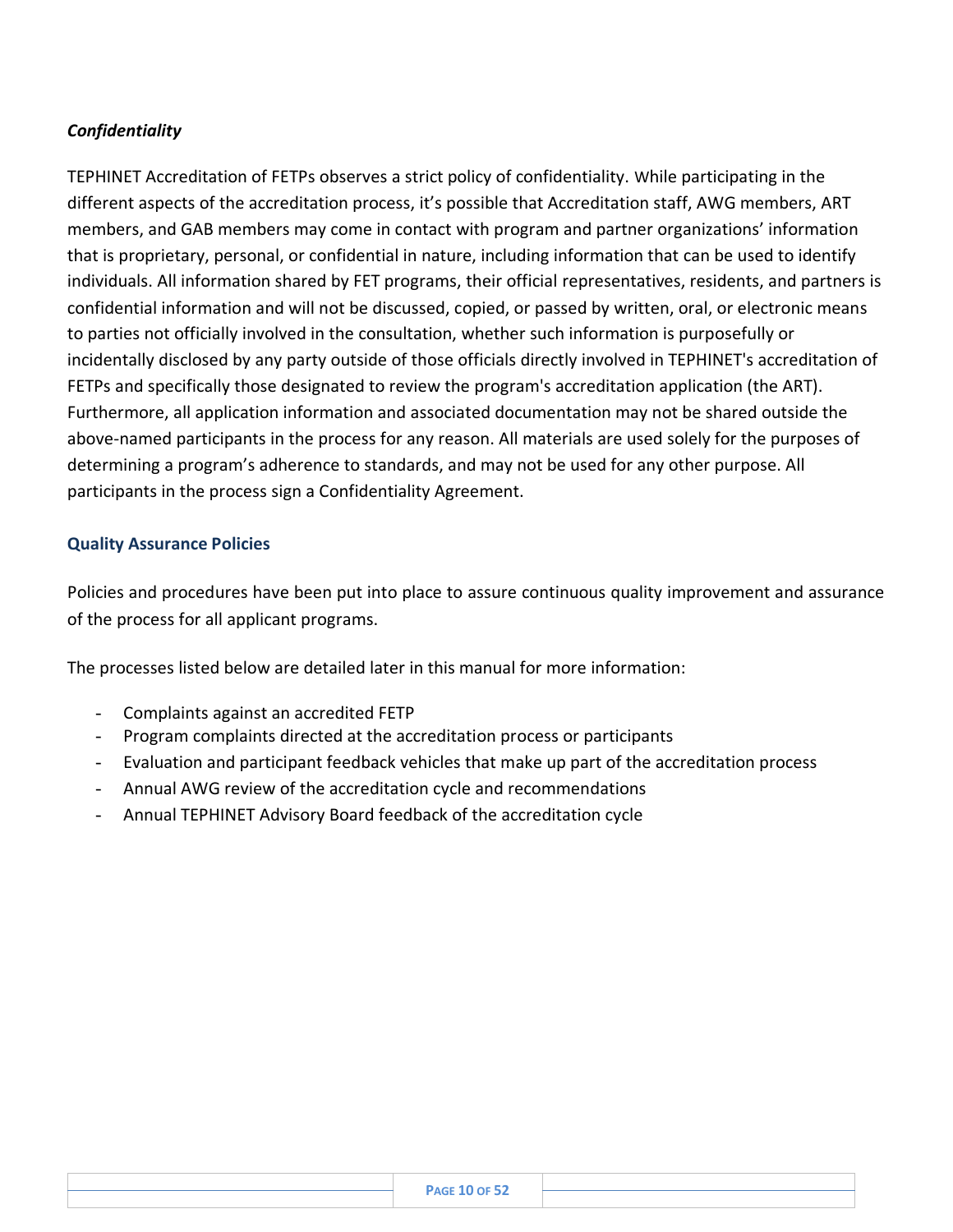***Confidentiality***

TEPHINET Accreditation of FETPs observes a strict policy of confidentiality. While participating in the different aspects of the accreditation process, it's possible that Accreditation staff, AWG members, ART members, and GAB members may come in contact with program and partner organizations' information that is proprietary, personal, or confidential in nature, including information that can be used to identify individuals. All information shared by FET programs, their official representatives, residents, and partners is confidential information and will not be discussed, copied, or passed by written, oral, or electronic means to parties not officially involved in the consultation, whether such information is purposefully or incidentally disclosed by any party outside of those officials directly involved in TEPHINET's accreditation of FETPs and specifically those designated to review the program's accreditation application (the ART). Furthermore, all application information and associated documentation may not be shared outside the above-named participants in the process for any reason. All materials are used solely for the purposes of determining a program's adherence to standards, and may not be used for any other purpose. All participants in the process sign a Confidentiality Agreement.

### Quality Assurance Policies

Policies and procedures have been put into place to assure continuous quality improvement and assurance of the process for all applicant programs.

The processes listed below are detailed later in this manual for more information:

- Complaints against an accredited FETP
- Program complaints directed at the accreditation process or participants
- Evaluation and participant feedback vehicles that make up part of the accreditation process
- Annual AWG review of the accreditation cycle and recommendations
- Annual TEPHINET Advisory Board feedback of the accreditation cycle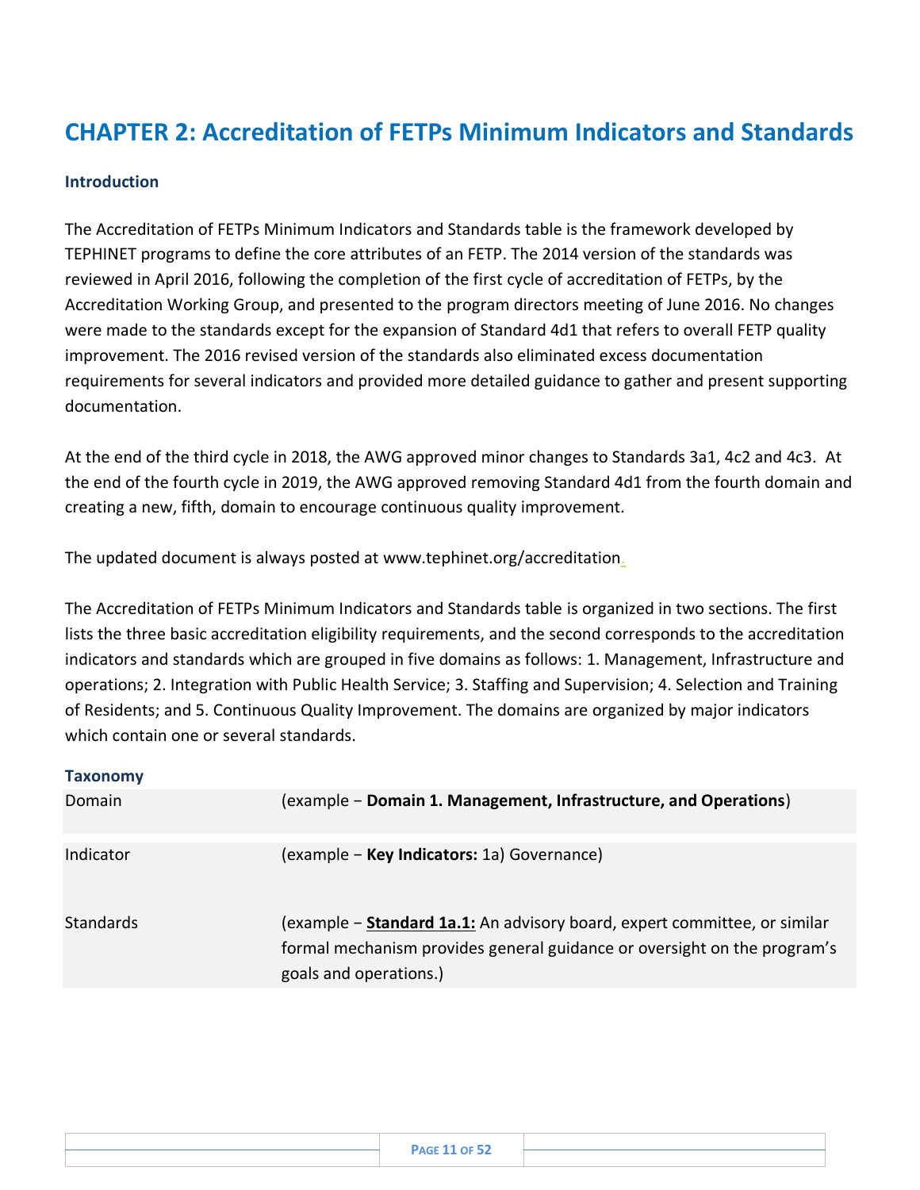# CHAPTER 2: Accreditation of FETPs Minimum Indicators and Standards

### Introduction

The Accreditation of FETPs Minimum Indicators and Standards table is the framework developed by TEPHINET programs to define the core attributes of an FETP. The 2014 version of the standards was reviewed in April 2016, following the completion of the first cycle of accreditation of FETPs, by the Accreditation Working Group, and presented to the program directors meeting of June 2016. No changes were made to the standards except for the expansion of Standard 4d1 that refers to overall FETP quality improvement. The 2016 revised version of the standards also eliminated excess documentation requirements for several indicators and provided more detailed guidance to gather and present supporting documentation.

At the end of the third cycle in 2018, the AWG approved minor changes to Standards 3a1, 4c2 and 4c3. At the end of the fourth cycle in 2019, the AWG approved removing Standard 4d1 from the fourth domain and creating a new, fifth, domain to encourage continuous quality improvement.

The updated document is always posted at www.tephinet.org/accreditation.

The Accreditation of FETPs Minimum Indicators and Standards table is organized in two sections. The first lists the three basic accreditation eligibility requirements, and the second corresponds to the accreditation indicators and standards which are grouped in five domains as follows: 1. Management, Infrastructure and operations; 2. Integration with Public Health Service; 3. Staffing and Supervision; 4. Selection and Training of Residents; and 5. Continuous Quality Improvement. The domains are organized by major indicators which contain one or several standards.

### Taxonomy

| | |
|---|---|
| Domain | (example − **Domain 1. Management, Infrastructure, and Operations**) |
| Indicator | (example − **Key Indicators:** 1a) Governance) |
| Standards | (example − **Standard 1a.1:** An advisory board, expert committee, or similar formal mechanism provides general guidance or oversight on the program's goals and operations.) |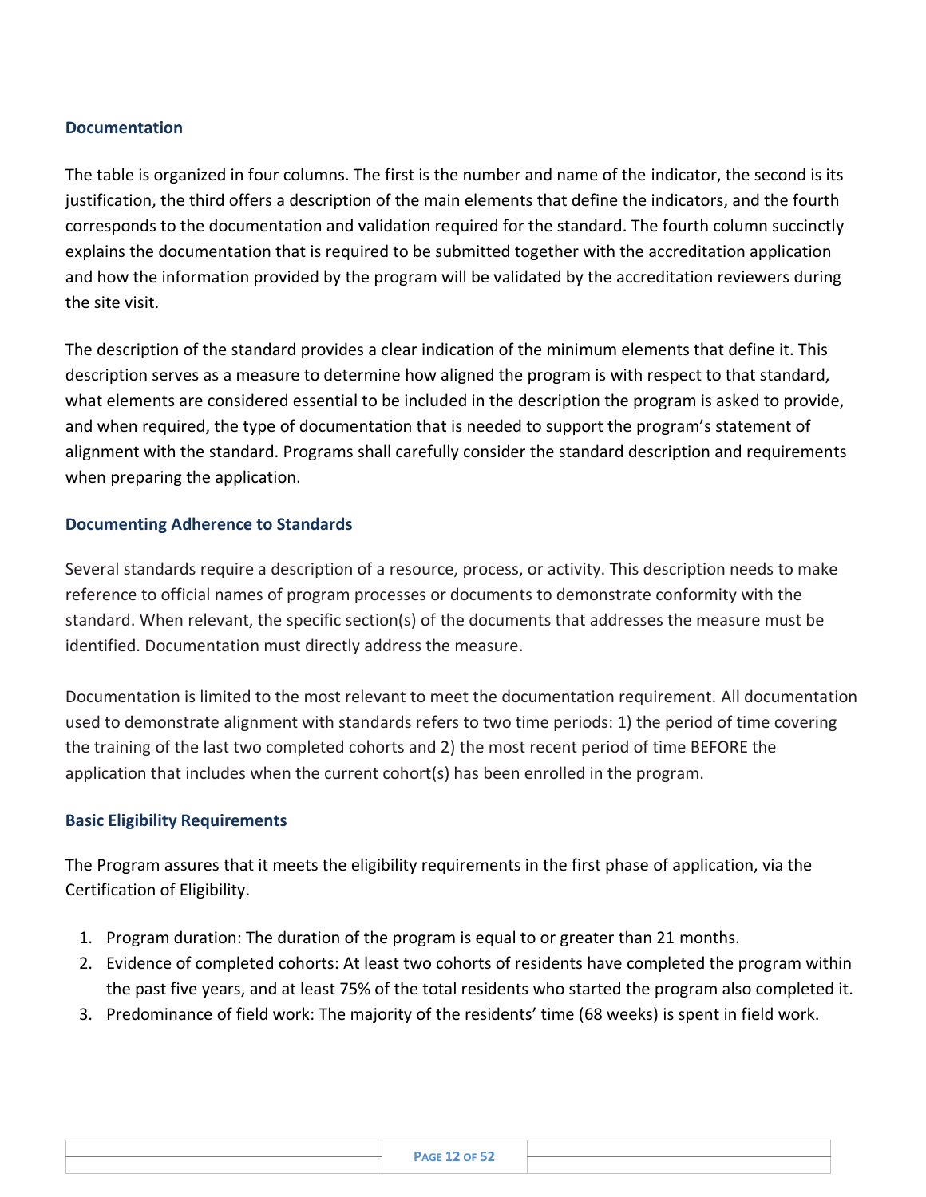### Documentation

The table is organized in four columns. The first is the number and name of the indicator, the second is its justification, the third offers a description of the main elements that define the indicators, and the fourth corresponds to the documentation and validation required for the standard. The fourth column succinctly explains the documentation that is required to be submitted together with the accreditation application and how the information provided by the program will be validated by the accreditation reviewers during the site visit.

The description of the standard provides a clear indication of the minimum elements that define it. This description serves as a measure to determine how aligned the program is with respect to that standard, what elements are considered essential to be included in the description the program is asked to provide, and when required, the type of documentation that is needed to support the program's statement of alignment with the standard. Programs shall carefully consider the standard description and requirements when preparing the application.

### Documenting Adherence to Standards

Several standards require a description of a resource, process, or activity. This description needs to make reference to official names of program processes or documents to demonstrate conformity with the standard. When relevant, the specific section(s) of the documents that addresses the measure must be identified. Documentation must directly address the measure.

Documentation is limited to the most relevant to meet the documentation requirement. All documentation used to demonstrate alignment with standards refers to two time periods: 1) the period of time covering the training of the last two completed cohorts and 2) the most recent period of time BEFORE the application that includes when the current cohort(s) has been enrolled in the program.

### Basic Eligibility Requirements

The Program assures that it meets the eligibility requirements in the first phase of application, via the Certification of Eligibility.

1. Program duration: The duration of the program is equal to or greater than 21 months.
2. Evidence of completed cohorts: At least two cohorts of residents have completed the program within the past five years, and at least 75% of the total residents who started the program also completed it.
3. Predominance of field work: The majority of the residents' time (68 weeks) is spent in field work.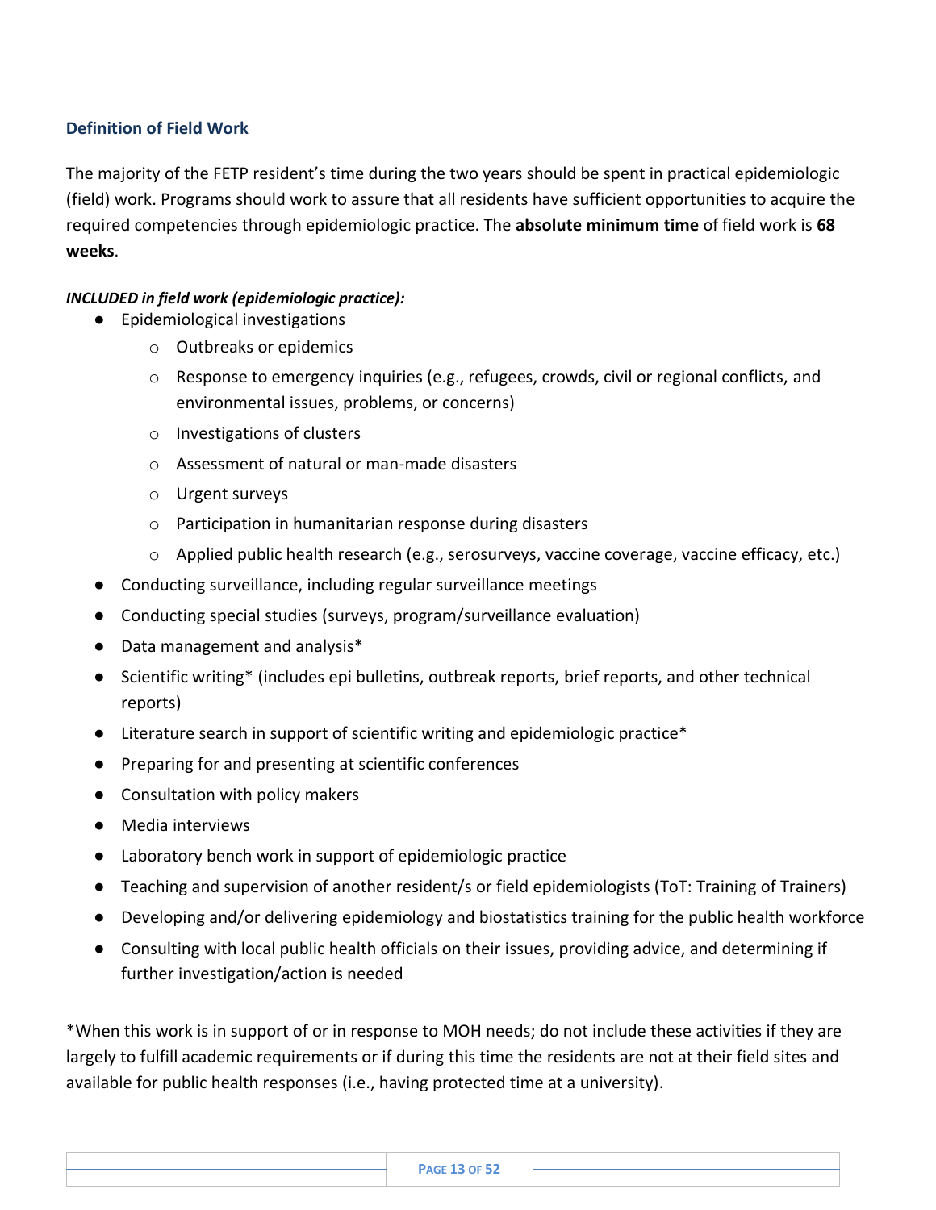### Definition of Field Work

The majority of the FETP resident's time during the two years should be spent in practical epidemiologic (field) work. Programs should work to assure that all residents have sufficient opportunities to acquire the required competencies through epidemiologic practice. The **absolute minimum time** of field work is **68 weeks**.

***INCLUDED in field work (epidemiologic practice):***

- Epidemiological investigations
  - Outbreaks or epidemics
  - Response to emergency inquiries (e.g., refugees, crowds, civil or regional conflicts, and environmental issues, problems, or concerns)
  - Investigations of clusters
  - Assessment of natural or man-made disasters
  - Urgent surveys
  - Participation in humanitarian response during disasters
  - Applied public health research (e.g., serosurveys, vaccine coverage, vaccine efficacy, etc.)
- Conducting surveillance, including regular surveillance meetings
- Conducting special studies (surveys, program/surveillance evaluation)
- Data management and analysis*
- Scientific writing* (includes epi bulletins, outbreak reports, brief reports, and other technical reports)
- Literature search in support of scientific writing and epidemiologic practice*
- Preparing for and presenting at scientific conferences
- Consultation with policy makers
- Media interviews
- Laboratory bench work in support of epidemiologic practice
- Teaching and supervision of another resident/s or field epidemiologists (ToT: Training of Trainers)
- Developing and/or delivering epidemiology and biostatistics training for the public health workforce
- Consulting with local public health officials on their issues, providing advice, and determining if further investigation/action is needed

*When this work is in support of or in response to MOH needs; do not include these activities if they are largely to fulfill academic requirements or if during this time the residents are not at their field sites and available for public health responses (i.e., having protected time at a university).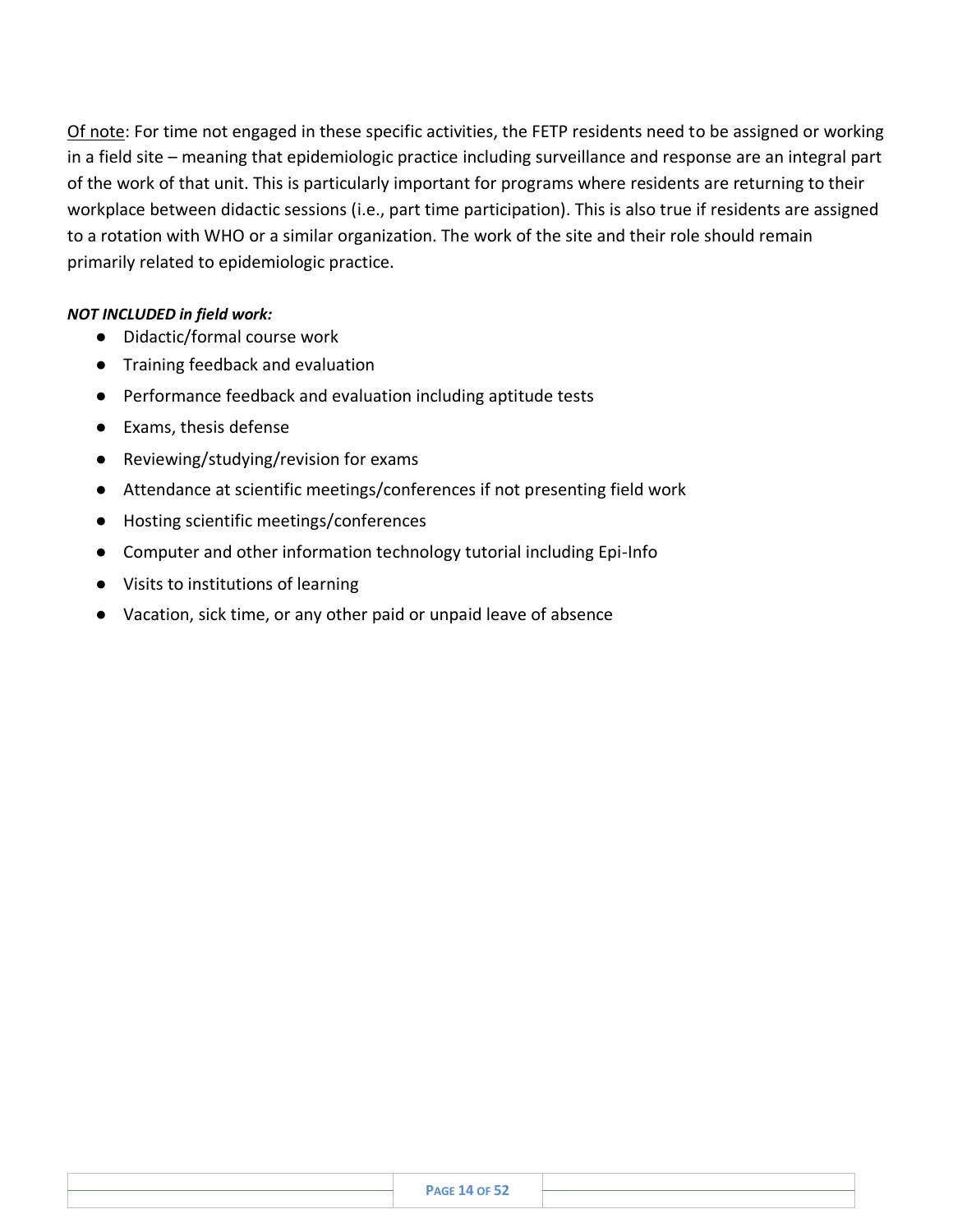<u>Of note</u>: For time not engaged in these specific activities, the FETP residents need to be assigned or working in a field site – meaning that epidemiologic practice including surveillance and response are an integral part of the work of that unit. This is particularly important for programs where residents are returning to their workplace between didactic sessions (i.e., part time participation). This is also true if residents are assigned to a rotation with WHO or a similar organization. The work of the site and their role should remain primarily related to epidemiologic practice.

***NOT INCLUDED in field work:***

- Didactic/formal course work
- Training feedback and evaluation
- Performance feedback and evaluation including aptitude tests
- Exams, thesis defense
- Reviewing/studying/revision for exams
- Attendance at scientific meetings/conferences if not presenting field work
- Hosting scientific meetings/conferences
- Computer and other information technology tutorial including Epi-Info
- Visits to institutions of learning
- Vacation, sick time, or any other paid or unpaid leave of absence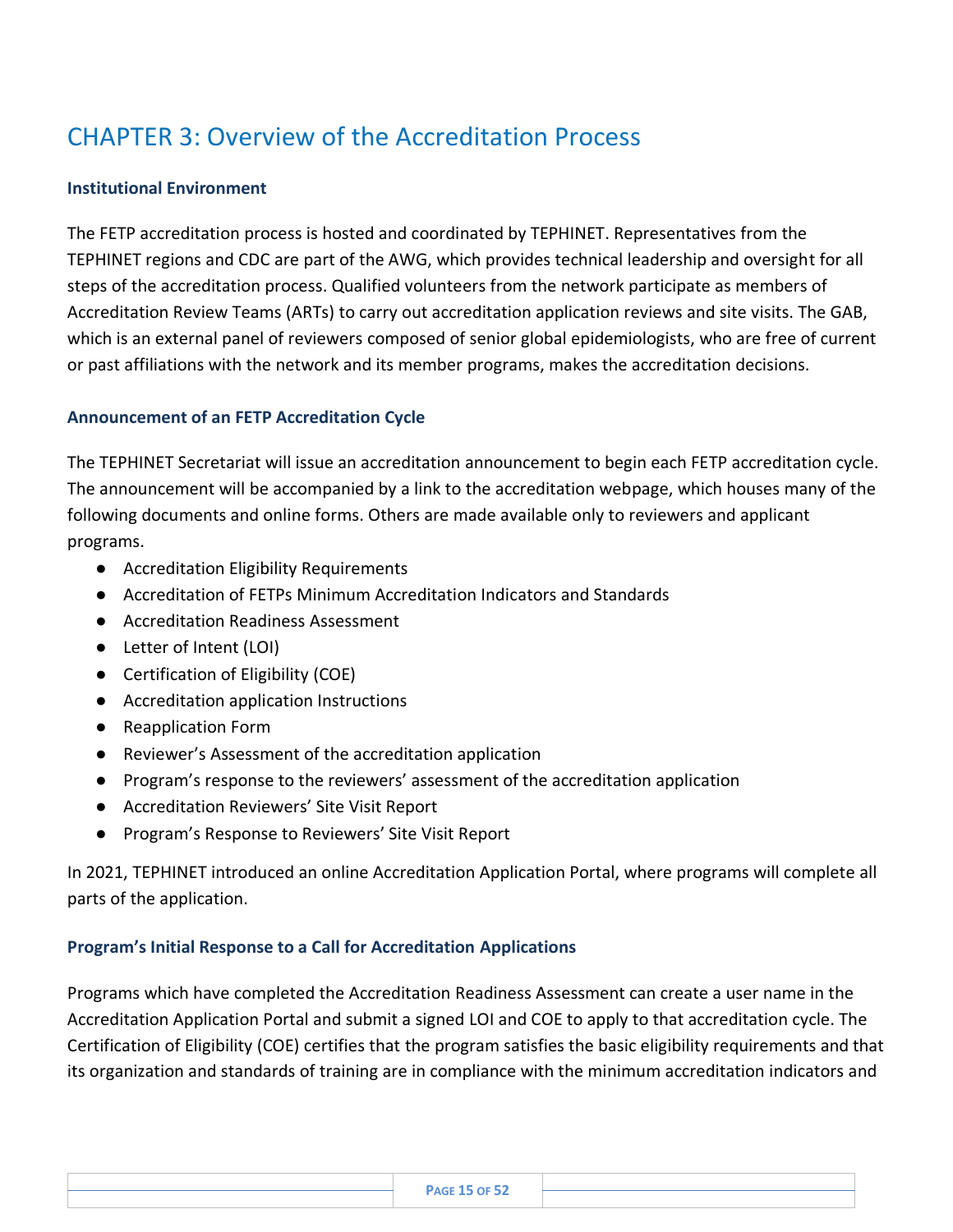# CHAPTER 3: Overview of the Accreditation Process

### Institutional Environment

The FETP accreditation process is hosted and coordinated by TEPHINET. Representatives from the TEPHINET regions and CDC are part of the AWG, which provides technical leadership and oversight for all steps of the accreditation process. Qualified volunteers from the network participate as members of Accreditation Review Teams (ARTs) to carry out accreditation application reviews and site visits. The GAB, which is an external panel of reviewers composed of senior global epidemiologists, who are free of current or past affiliations with the network and its member programs, makes the accreditation decisions.

### Announcement of an FETP Accreditation Cycle

The TEPHINET Secretariat will issue an accreditation announcement to begin each FETP accreditation cycle. The announcement will be accompanied by a link to the accreditation webpage, which houses many of the following documents and online forms. Others are made available only to reviewers and applicant programs.

- Accreditation Eligibility Requirements
- Accreditation of FETPs Minimum Accreditation Indicators and Standards
- Accreditation Readiness Assessment
- Letter of Intent (LOI)
- Certification of Eligibility (COE)
- Accreditation application Instructions
- Reapplication Form
- Reviewer's Assessment of the accreditation application
- Program's response to the reviewers' assessment of the accreditation application
- Accreditation Reviewers' Site Visit Report
- Program's Response to Reviewers' Site Visit Report

In 2021, TEPHINET introduced an online Accreditation Application Portal, where programs will complete all parts of the application.

### Program's Initial Response to a Call for Accreditation Applications

Programs which have completed the Accreditation Readiness Assessment can create a user name in the Accreditation Application Portal and submit a signed LOI and COE to apply to that accreditation cycle. The Certification of Eligibility (COE) certifies that the program satisfies the basic eligibility requirements and that its organization and standards of training are in compliance with the minimum accreditation indicators and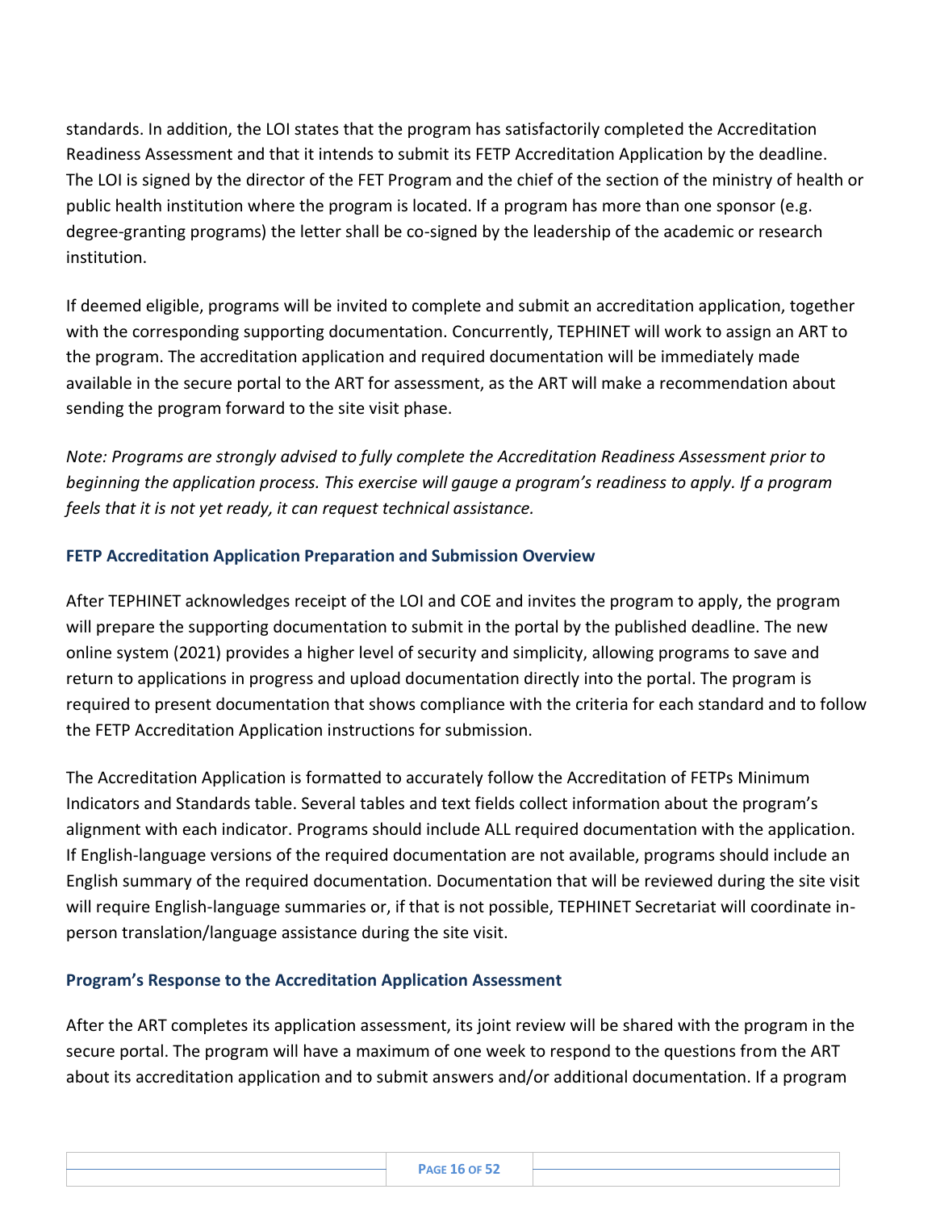standards. In addition, the LOI states that the program has satisfactorily completed the Accreditation Readiness Assessment and that it intends to submit its FETP Accreditation Application by the deadline. The LOI is signed by the director of the FET Program and the chief of the section of the ministry of health or public health institution where the program is located. If a program has more than one sponsor (e.g. degree-granting programs) the letter shall be co-signed by the leadership of the academic or research institution.

If deemed eligible, programs will be invited to complete and submit an accreditation application, together with the corresponding supporting documentation. Concurrently, TEPHINET will work to assign an ART to the program. The accreditation application and required documentation will be immediately made available in the secure portal to the ART for assessment, as the ART will make a recommendation about sending the program forward to the site visit phase.

*Note: Programs are strongly advised to fully complete the Accreditation Readiness Assessment prior to beginning the application process. This exercise will gauge a program's readiness to apply. If a program feels that it is not yet ready, it can request technical assistance.*

### FETP Accreditation Application Preparation and Submission Overview

After TEPHINET acknowledges receipt of the LOI and COE and invites the program to apply, the program will prepare the supporting documentation to submit in the portal by the published deadline. The new online system (2021) provides a higher level of security and simplicity, allowing programs to save and return to applications in progress and upload documentation directly into the portal. The program is required to present documentation that shows compliance with the criteria for each standard and to follow the FETP Accreditation Application instructions for submission.

The Accreditation Application is formatted to accurately follow the Accreditation of FETPs Minimum Indicators and Standards table. Several tables and text fields collect information about the program's alignment with each indicator. Programs should include ALL required documentation with the application. If English-language versions of the required documentation are not available, programs should include an English summary of the required documentation. Documentation that will be reviewed during the site visit will require English-language summaries or, if that is not possible, TEPHINET Secretariat will coordinate in-person translation/language assistance during the site visit.

### Program's Response to the Accreditation Application Assessment

After the ART completes its application assessment, its joint review will be shared with the program in the secure portal. The program will have a maximum of one week to respond to the questions from the ART about its accreditation application and to submit answers and/or additional documentation. If a program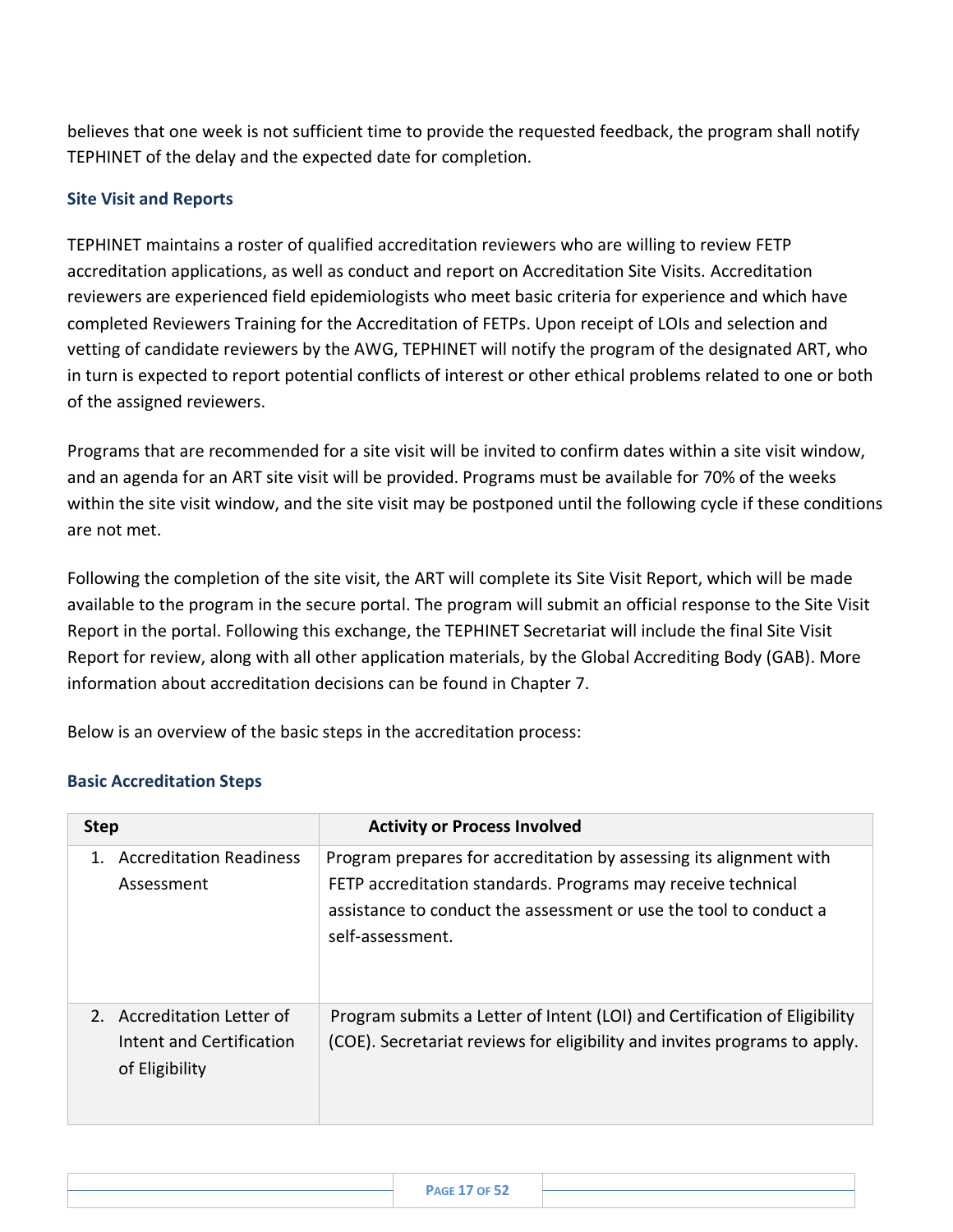believes that one week is not sufficient time to provide the requested feedback, the program shall notify TEPHINET of the delay and the expected date for completion.

### Site Visit and Reports

TEPHINET maintains a roster of qualified accreditation reviewers who are willing to review FETP accreditation applications, as well as conduct and report on Accreditation Site Visits. Accreditation reviewers are experienced field epidemiologists who meet basic criteria for experience and which have completed Reviewers Training for the Accreditation of FETPs. Upon receipt of LOIs and selection and vetting of candidate reviewers by the AWG, TEPHINET will notify the program of the designated ART, who in turn is expected to report potential conflicts of interest or other ethical problems related to one or both of the assigned reviewers.

Programs that are recommended for a site visit will be invited to confirm dates within a site visit window, and an agenda for an ART site visit will be provided. Programs must be available for 70% of the weeks within the site visit window, and the site visit may be postponed until the following cycle if these conditions are not met.

Following the completion of the site visit, the ART will complete its Site Visit Report, which will be made available to the program in the secure portal. The program will submit an official response to the Site Visit Report in the portal. Following this exchange, the TEPHINET Secretariat will include the final Site Visit Report for review, along with all other application materials, by the Global Accrediting Body (GAB). More information about accreditation decisions can be found in Chapter 7.

Below is an overview of the basic steps in the accreditation process:

### Basic Accreditation Steps

| Step | Activity or Process Involved |
|---|---|
| 1. Accreditation Readiness Assessment | Program prepares for accreditation by assessing its alignment with FETP accreditation standards. Programs may receive technical assistance to conduct the assessment or use the tool to conduct a self-assessment. |
| 2. Accreditation Letter of Intent and Certification of Eligibility | Program submits a Letter of Intent (LOI) and Certification of Eligibility (COE). Secretariat reviews for eligibility and invites programs to apply. |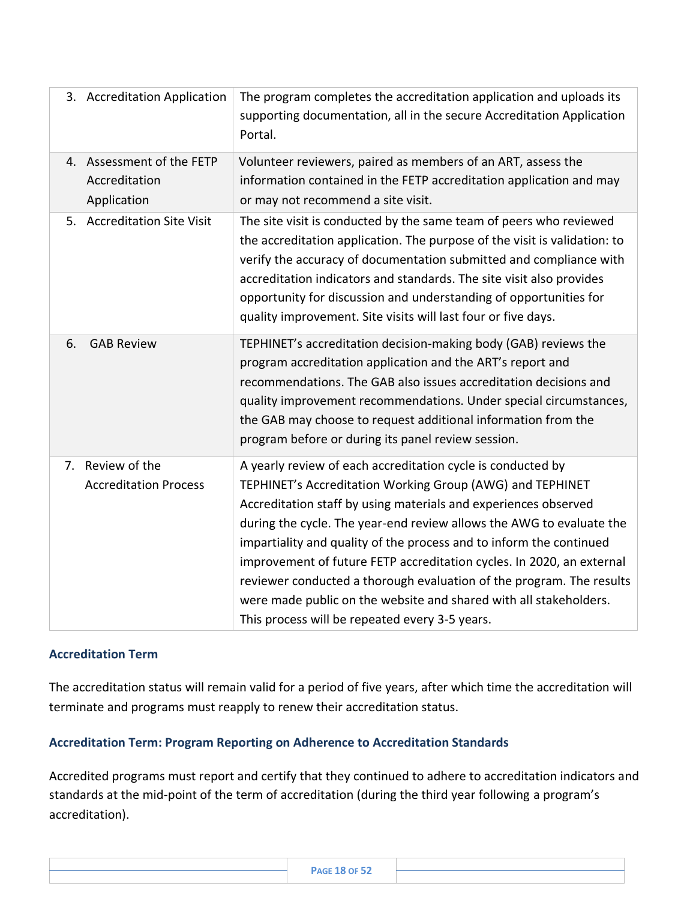| | |
|---|---|
| 3. Accreditation Application | The program completes the accreditation application and uploads its supporting documentation, all in the secure Accreditation Application Portal. |
| 4. Assessment of the FETP Accreditation Application | Volunteer reviewers, paired as members of an ART, assess the information contained in the FETP accreditation application and may or may not recommend a site visit. |
| 5. Accreditation Site Visit | The site visit is conducted by the same team of peers who reviewed the accreditation application. The purpose of the visit is validation: to verify the accuracy of documentation submitted and compliance with accreditation indicators and standards. The site visit also provides opportunity for discussion and understanding of opportunities for quality improvement. Site visits will last four or five days. |
| 6. GAB Review | TEPHINET's accreditation decision-making body (GAB) reviews the program accreditation application and the ART's report and recommendations. The GAB also issues accreditation decisions and quality improvement recommendations. Under special circumstances, the GAB may choose to request additional information from the program before or during its panel review session. |
| 7. Review of the Accreditation Process | A yearly review of each accreditation cycle is conducted by TEPHINET's Accreditation Working Group (AWG) and TEPHINET Accreditation staff by using materials and experiences observed during the cycle. The year-end review allows the AWG to evaluate the impartiality and quality of the process and to inform the continued improvement of future FETP accreditation cycles. In 2020, an external reviewer conducted a thorough evaluation of the program. The results were made public on the website and shared with all stakeholders. This process will be repeated every 3-5 years. |

### Accreditation Term

The accreditation status will remain valid for a period of five years, after which time the accreditation will terminate and programs must reapply to renew their accreditation status.

### Accreditation Term: Program Reporting on Adherence to Accreditation Standards

Accredited programs must report and certify that they continued to adhere to accreditation indicators and standards at the mid-point of the term of accreditation (during the third year following a program's accreditation).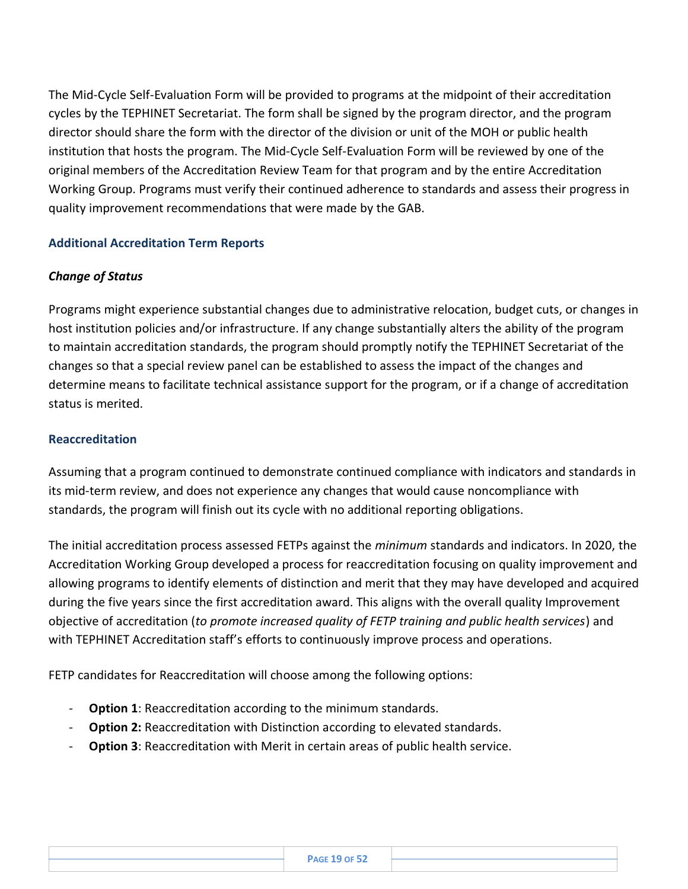The Mid-Cycle Self-Evaluation Form will be provided to programs at the midpoint of their accreditation cycles by the TEPHINET Secretariat. The form shall be signed by the program director, and the program director should share the form with the director of the division or unit of the MOH or public health institution that hosts the program. The Mid-Cycle Self-Evaluation Form will be reviewed by one of the original members of the Accreditation Review Team for that program and by the entire Accreditation Working Group. Programs must verify their continued adherence to standards and assess their progress in quality improvement recommendations that were made by the GAB.

### Additional Accreditation Term Reports

#### *Change of Status*

Programs might experience substantial changes due to administrative relocation, budget cuts, or changes in host institution policies and/or infrastructure. If any change substantially alters the ability of the program to maintain accreditation standards, the program should promptly notify the TEPHINET Secretariat of the changes so that a special review panel can be established to assess the impact of the changes and determine means to facilitate technical assistance support for the program, or if a change of accreditation status is merited.

### Reaccreditation

Assuming that a program continued to demonstrate continued compliance with indicators and standards in its mid-term review, and does not experience any changes that would cause noncompliance with standards, the program will finish out its cycle with no additional reporting obligations.

The initial accreditation process assessed FETPs against the *minimum* standards and indicators. In 2020, the Accreditation Working Group developed a process for reaccreditation focusing on quality improvement and allowing programs to identify elements of distinction and merit that they may have developed and acquired during the five years since the first accreditation award. This aligns with the overall quality Improvement objective of accreditation (*to promote increased quality of FETP training and public health services*) and with TEPHINET Accreditation staff's efforts to continuously improve process and operations.

FETP candidates for Reaccreditation will choose among the following options:

- **Option 1**: Reaccreditation according to the minimum standards.
- **Option 2:** Reaccreditation with Distinction according to elevated standards.
- **Option 3**: Reaccreditation with Merit in certain areas of public health service.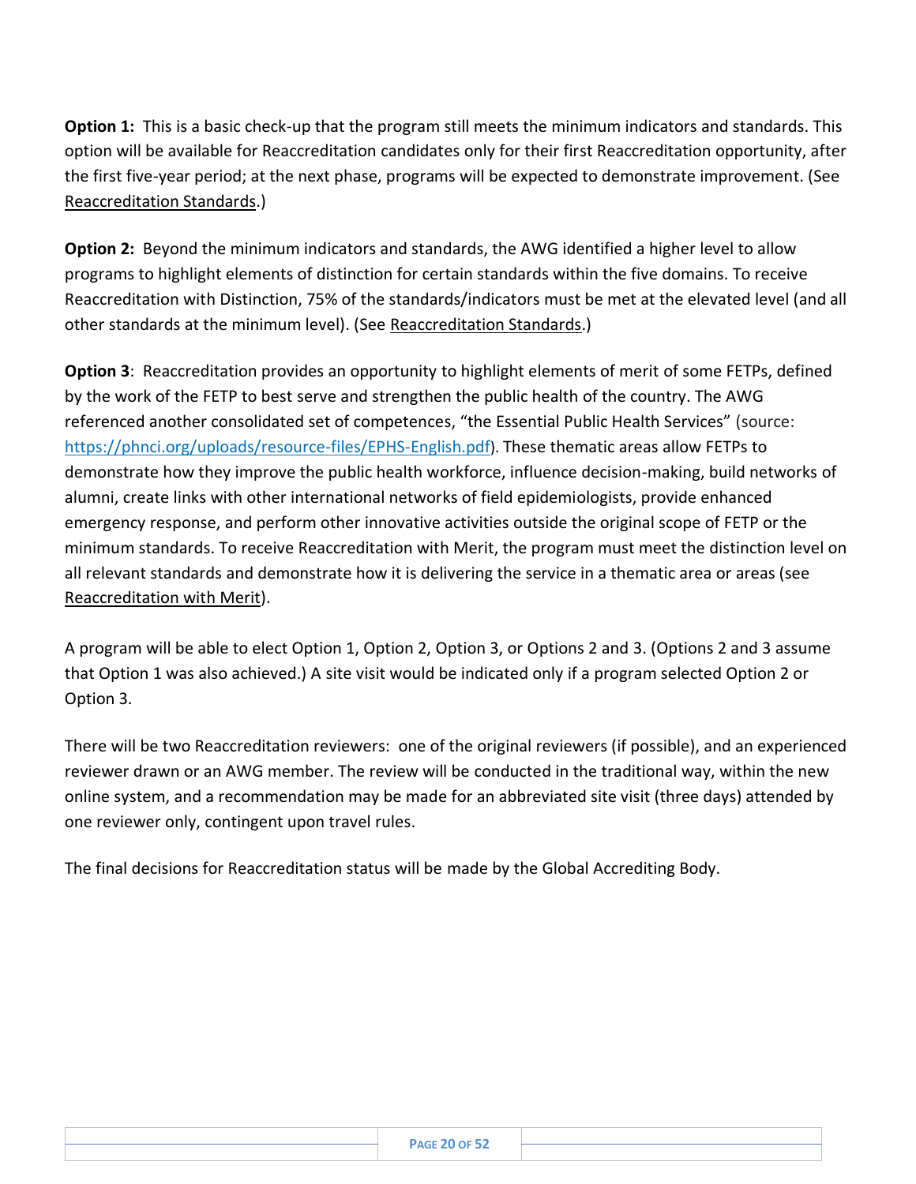**Option 1:** This is a basic check-up that the program still meets the minimum indicators and standards. This option will be available for Reaccreditation candidates only for their first Reaccreditation opportunity, after the first five-year period; at the next phase, programs will be expected to demonstrate improvement. (See Reaccreditation Standards.)

**Option 2:** Beyond the minimum indicators and standards, the AWG identified a higher level to allow programs to highlight elements of distinction for certain standards within the five domains. To receive Reaccreditation with Distinction, 75% of the standards/indicators must be met at the elevated level (and all other standards at the minimum level). (See Reaccreditation Standards.)

**Option 3**: Reaccreditation provides an opportunity to highlight elements of merit of some FETPs, defined by the work of the FETP to best serve and strengthen the public health of the country. The AWG referenced another consolidated set of competences, "the Essential Public Health Services" (source: https://phnci.org/uploads/resource-files/EPHS-English.pdf). These thematic areas allow FETPs to demonstrate how they improve the public health workforce, influence decision-making, build networks of alumni, create links with other international networks of field epidemiologists, provide enhanced emergency response, and perform other innovative activities outside the original scope of FETP or the minimum standards. To receive Reaccreditation with Merit, the program must meet the distinction level on all relevant standards and demonstrate how it is delivering the service in a thematic area or areas (see Reaccreditation with Merit).

A program will be able to elect Option 1, Option 2, Option 3, or Options 2 and 3. (Options 2 and 3 assume that Option 1 was also achieved.) A site visit would be indicated only if a program selected Option 2 or Option 3.

There will be two Reaccreditation reviewers: one of the original reviewers (if possible), and an experienced reviewer drawn or an AWG member. The review will be conducted in the traditional way, within the new online system, and a recommendation may be made for an abbreviated site visit (three days) attended by one reviewer only, contingent upon travel rules.

The final decisions for Reaccreditation status will be made by the Global Accrediting Body.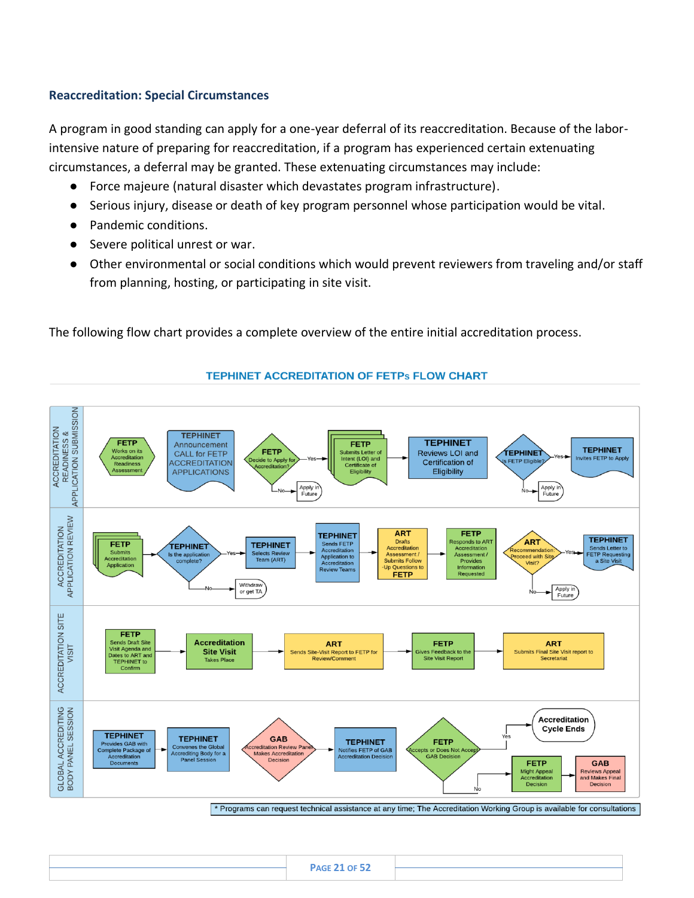### Reaccreditation: Special Circumstances

A program in good standing can apply for a one-year deferral of its reaccreditation. Because of the labor-intensive nature of preparing for reaccreditation, if a program has experienced certain extenuating circumstances, a deferral may be granted. These extenuating circumstances may include:

- Force majeure (natural disaster which devastates program infrastructure).
- Serious injury, disease or death of key program personnel whose participation would be vital.
- Pandemic conditions.
- Severe political unrest or war.
- Other environmental or social conditions which would prevent reviewers from traveling and/or staff from planning, hosting, or participating in site visit.

The following flow chart provides a complete overview of the entire initial accreditation process.

**TEPHINET ACCREDITATION OF FETPs FLOW CHART**

ACCREDITATION READINESS & APPLICATION SUBMISSION

FETP Works on its Accreditation Readiness Assessment

TEPHINET Announcement CALL for FETP ACCREDITATION APPLICATIONS

FETP Decide to Apply for Accreditation?

Yes

No

Apply in Future

FETP Submits Letter of Intent (LOI) and Certificate of Eligibility

TEPHINET Reviews LOI and Certification of Eligibility

TEPHINET Is FETP Eligible?

Yes

No

Apply in Future

TEPHINET Invites FETP to Apply

ACCREDITATION APPLICATION REVIEW

FETP Submits Accreditation Application

TEPHINET Is the application complete?

Yes

No

Withdraw or get TA

TEPHINET Selects Review Team (ART)

TEPHINET Sends FETP Accreditation Application to Accreditation Review Teams

ART Drafts Accreditation Assessment / Submits Follow-Up Questions to FETP

FETP Responds to ART Accreditation Assessment / Provides Information Requested

ART Recommendation: Proceed with Site Visit?

Yes

No

Apply in Future

TEPHINET Sends Letter to FETP Requesting a Site Visit

ACCREDITATION SITE VISIT

FETP Sends Draft Site Visit Agenda and Dates to ART and TEPHINET to Confirm

Accreditation Site Visit Takes Place

ART Sends Site-Visit Report to FETP for Review/Comment

FETP Gives Feedback to the Site Visit Report

ART Submits Final Site Visit report to Secretariat

GLOBAL ACCREDITING BODY PANEL SESSION

TEPHINET Provides GAB with Complete Package of Accreditation Documents

TEPHINET Convenes the Global Accrediting Body for a Panel Session

GAB Accreditation Review Panel Makes Accreditation Decision

TEPHINET Notifies FETP of GAB Accreditation Decision

FETP Accepts or Does Not Accept GAB Decision

Yes

Accreditation Cycle Ends

No

FETP Might Appeal Accreditation Decision

GAB Reviews Appeal and Makes Final Decision

* Programs can request technical assistance at any time; The Accreditation Working Group is available for consultations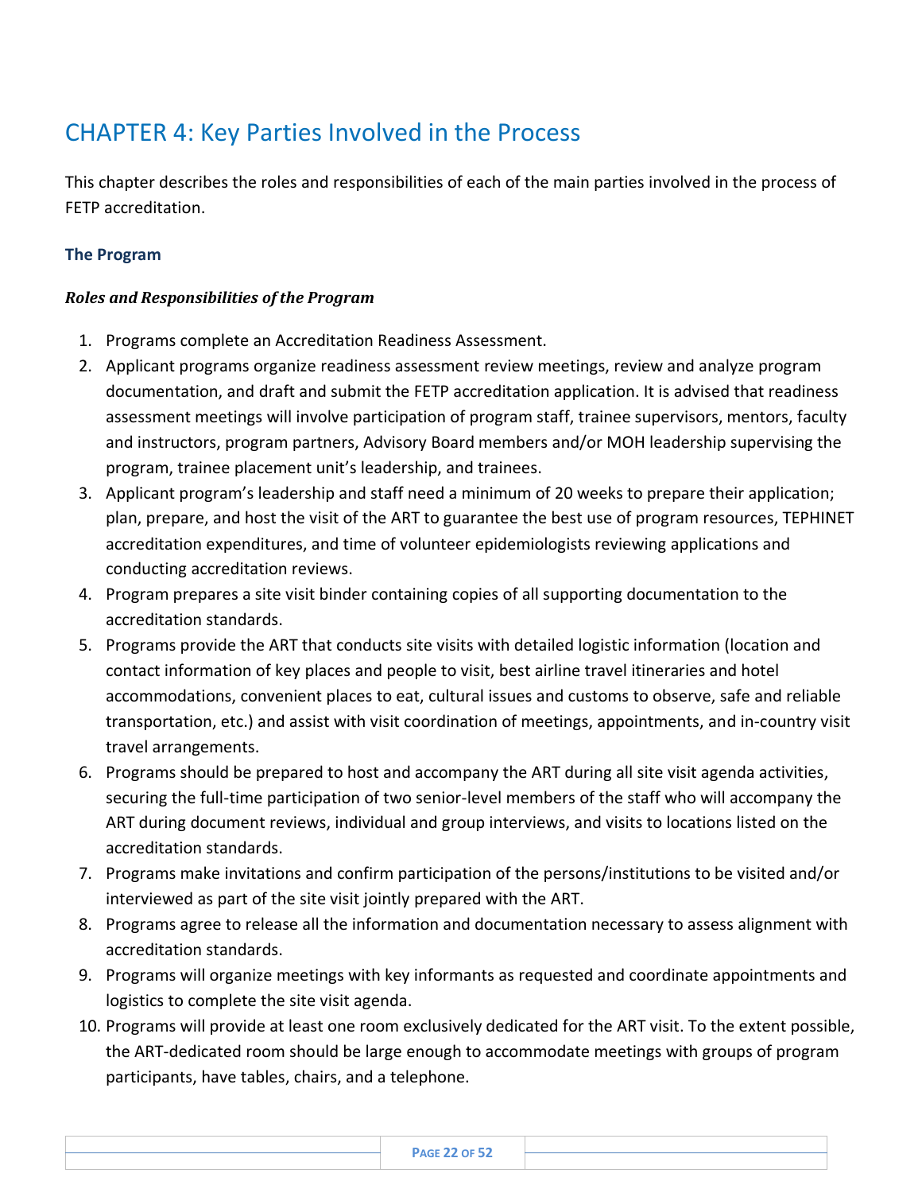# CHAPTER 4: Key Parties Involved in the Process

This chapter describes the roles and responsibilities of each of the main parties involved in the process of FETP accreditation.

### The Program

#### *Roles and Responsibilities of the Program*

1. Programs complete an Accreditation Readiness Assessment.
2. Applicant programs organize readiness assessment review meetings, review and analyze program documentation, and draft and submit the FETP accreditation application. It is advised that readiness assessment meetings will involve participation of program staff, trainee supervisors, mentors, faculty and instructors, program partners, Advisory Board members and/or MOH leadership supervising the program, trainee placement unit's leadership, and trainees.
3. Applicant program's leadership and staff need a minimum of 20 weeks to prepare their application; plan, prepare, and host the visit of the ART to guarantee the best use of program resources, TEPHINET accreditation expenditures, and time of volunteer epidemiologists reviewing applications and conducting accreditation reviews.
4. Program prepares a site visit binder containing copies of all supporting documentation to the accreditation standards.
5. Programs provide the ART that conducts site visits with detailed logistic information (location and contact information of key places and people to visit, best airline travel itineraries and hotel accommodations, convenient places to eat, cultural issues and customs to observe, safe and reliable transportation, etc.) and assist with visit coordination of meetings, appointments, and in-country visit travel arrangements.
6. Programs should be prepared to host and accompany the ART during all site visit agenda activities, securing the full-time participation of two senior-level members of the staff who will accompany the ART during document reviews, individual and group interviews, and visits to locations listed on the accreditation standards.
7. Programs make invitations and confirm participation of the persons/institutions to be visited and/or interviewed as part of the site visit jointly prepared with the ART.
8. Programs agree to release all the information and documentation necessary to assess alignment with accreditation standards.
9. Programs will organize meetings with key informants as requested and coordinate appointments and logistics to complete the site visit agenda.
10. Programs will provide at least one room exclusively dedicated for the ART visit. To the extent possible, the ART-dedicated room should be large enough to accommodate meetings with groups of program participants, have tables, chairs, and a telephone.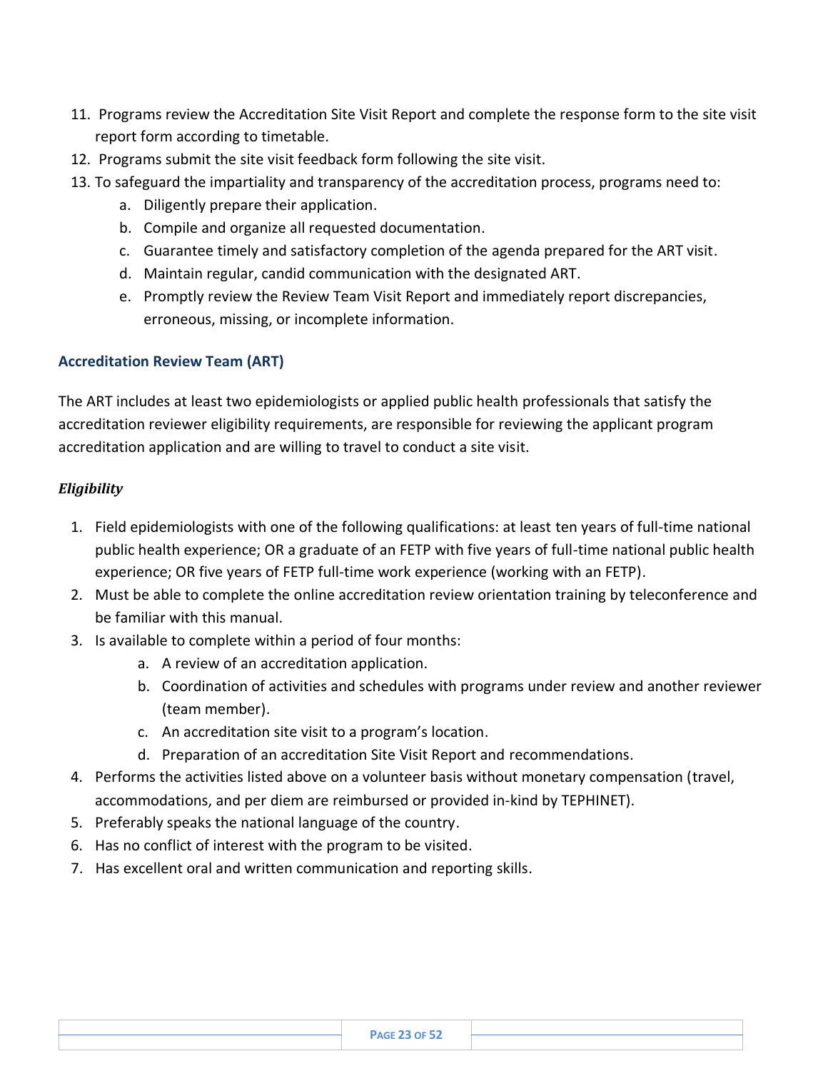11. Programs review the Accreditation Site Visit Report and complete the response form to the site visit report form according to timetable.
12. Programs submit the site visit feedback form following the site visit.
13. To safeguard the impartiality and transparency of the accreditation process, programs need to:
    a. Diligently prepare their application.
    b. Compile and organize all requested documentation.
    c. Guarantee timely and satisfactory completion of the agenda prepared for the ART visit.
    d. Maintain regular, candid communication with the designated ART.
    e. Promptly review the Review Team Visit Report and immediately report discrepancies, erroneous, missing, or incomplete information.

### Accreditation Review Team (ART)

The ART includes at least two epidemiologists or applied public health professionals that satisfy the accreditation reviewer eligibility requirements, are responsible for reviewing the applicant program accreditation application and are willing to travel to conduct a site visit.

#### *Eligibility*

1. Field epidemiologists with one of the following qualifications: at least ten years of full-time national public health experience; OR a graduate of an FETP with five years of full-time national public health experience; OR five years of FETP full-time work experience (working with an FETP).
2. Must be able to complete the online accreditation review orientation training by teleconference and be familiar with this manual.
3. Is available to complete within a period of four months:
    a. A review of an accreditation application.
    b. Coordination of activities and schedules with programs under review and another reviewer (team member).
    c. An accreditation site visit to a program's location.
    d. Preparation of an accreditation Site Visit Report and recommendations.
4. Performs the activities listed above on a volunteer basis without monetary compensation (travel, accommodations, and per diem are reimbursed or provided in-kind by TEPHINET).
5. Preferably speaks the national language of the country.
6. Has no conflict of interest with the program to be visited.
7. Has excellent oral and written communication and reporting skills.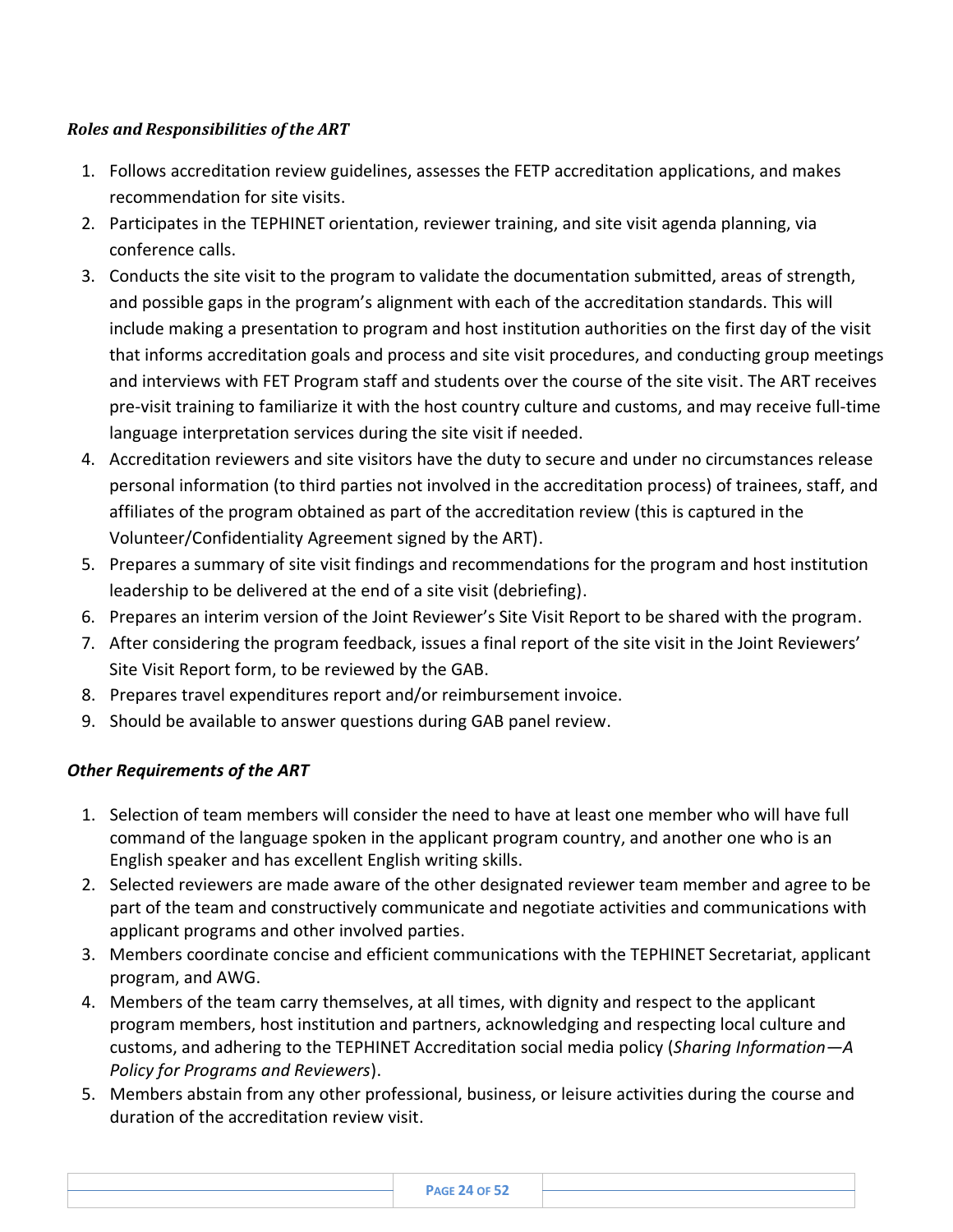***Roles and Responsibilities of the ART***

1. Follows accreditation review guidelines, assesses the FETP accreditation applications, and makes recommendation for site visits.
2. Participates in the TEPHINET orientation, reviewer training, and site visit agenda planning, via conference calls.
3. Conducts the site visit to the program to validate the documentation submitted, areas of strength, and possible gaps in the program's alignment with each of the accreditation standards. This will include making a presentation to program and host institution authorities on the first day of the visit that informs accreditation goals and process and site visit procedures, and conducting group meetings and interviews with FET Program staff and students over the course of the site visit. The ART receives pre-visit training to familiarize it with the host country culture and customs, and may receive full-time language interpretation services during the site visit if needed.
4. Accreditation reviewers and site visitors have the duty to secure and under no circumstances release personal information (to third parties not involved in the accreditation process) of trainees, staff, and affiliates of the program obtained as part of the accreditation review (this is captured in the Volunteer/Confidentiality Agreement signed by the ART).
5. Prepares a summary of site visit findings and recommendations for the program and host institution leadership to be delivered at the end of a site visit (debriefing).
6. Prepares an interim version of the Joint Reviewer's Site Visit Report to be shared with the program.
7. After considering the program feedback, issues a final report of the site visit in the Joint Reviewers' Site Visit Report form, to be reviewed by the GAB.
8. Prepares travel expenditures report and/or reimbursement invoice.
9. Should be available to answer questions during GAB panel review.

***Other Requirements of the ART***

1. Selection of team members will consider the need to have at least one member who will have full command of the language spoken in the applicant program country, and another one who is an English speaker and has excellent English writing skills.
2. Selected reviewers are made aware of the other designated reviewer team member and agree to be part of the team and constructively communicate and negotiate activities and communications with applicant programs and other involved parties.
3. Members coordinate concise and efficient communications with the TEPHINET Secretariat, applicant program, and AWG.
4. Members of the team carry themselves, at all times, with dignity and respect to the applicant program members, host institution and partners, acknowledging and respecting local culture and customs, and adhering to the TEPHINET Accreditation social media policy (*Sharing Information—A Policy for Programs and Reviewers*).
5. Members abstain from any other professional, business, or leisure activities during the course and duration of the accreditation review visit.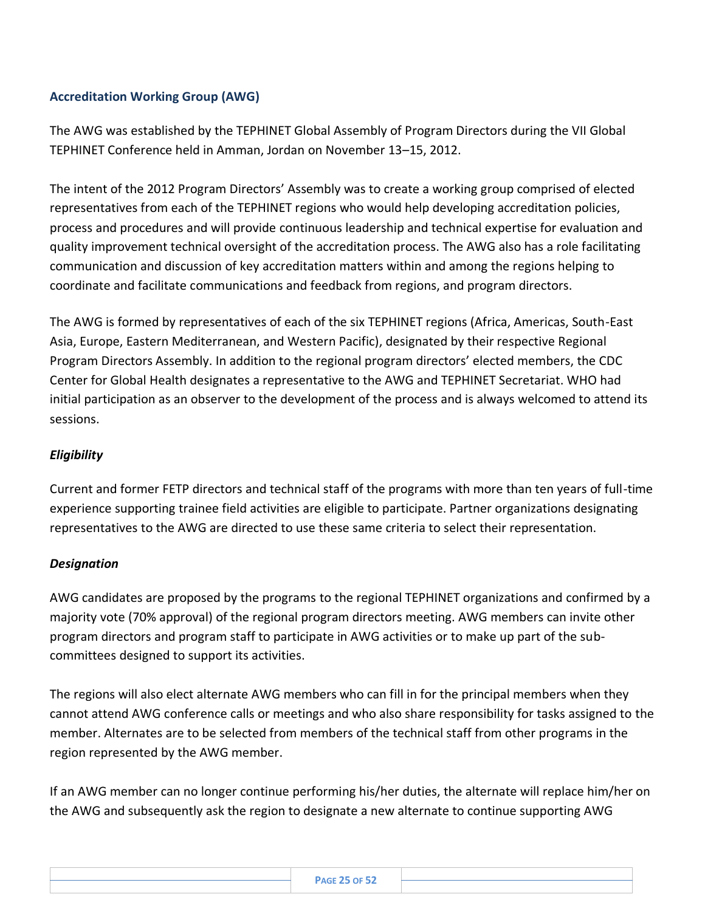### Accreditation Working Group (AWG)

The AWG was established by the TEPHINET Global Assembly of Program Directors during the VII Global TEPHINET Conference held in Amman, Jordan on November 13–15, 2012.

The intent of the 2012 Program Directors' Assembly was to create a working group comprised of elected representatives from each of the TEPHINET regions who would help developing accreditation policies, process and procedures and will provide continuous leadership and technical expertise for evaluation and quality improvement technical oversight of the accreditation process. The AWG also has a role facilitating communication and discussion of key accreditation matters within and among the regions helping to coordinate and facilitate communications and feedback from regions, and program directors.

The AWG is formed by representatives of each of the six TEPHINET regions (Africa, Americas, South-East Asia, Europe, Eastern Mediterranean, and Western Pacific), designated by their respective Regional Program Directors Assembly. In addition to the regional program directors' elected members, the CDC Center for Global Health designates a representative to the AWG and TEPHINET Secretariat. WHO had initial participation as an observer to the development of the process and is always welcomed to attend its sessions.

#### *Eligibility*

Current and former FETP directors and technical staff of the programs with more than ten years of full-time experience supporting trainee field activities are eligible to participate. Partner organizations designating representatives to the AWG are directed to use these same criteria to select their representation.

#### *Designation*

AWG candidates are proposed by the programs to the regional TEPHINET organizations and confirmed by a majority vote (70% approval) of the regional program directors meeting. AWG members can invite other program directors and program staff to participate in AWG activities or to make up part of the sub-committees designed to support its activities.

The regions will also elect alternate AWG members who can fill in for the principal members when they cannot attend AWG conference calls or meetings and who also share responsibility for tasks assigned to the member. Alternates are to be selected from members of the technical staff from other programs in the region represented by the AWG member.

If an AWG member can no longer continue performing his/her duties, the alternate will replace him/her on the AWG and subsequently ask the region to designate a new alternate to continue supporting AWG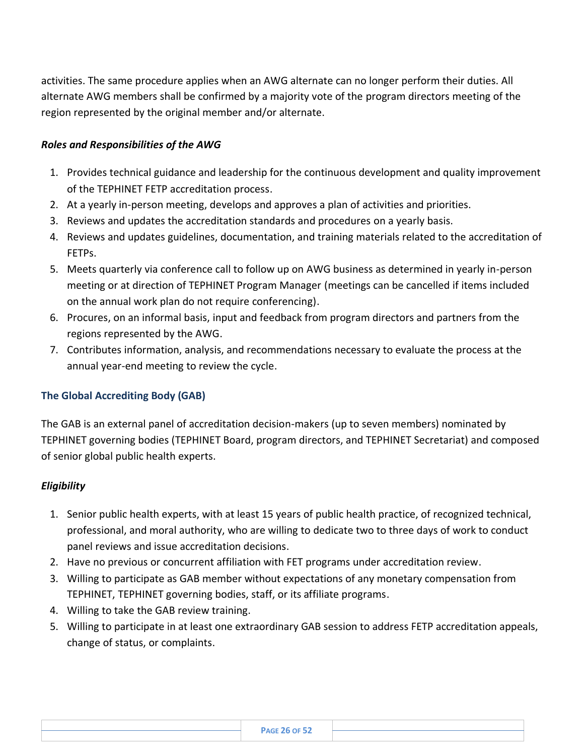activities. The same procedure applies when an AWG alternate can no longer perform their duties. All alternate AWG members shall be confirmed by a majority vote of the program directors meeting of the region represented by the original member and/or alternate.

***Roles and Responsibilities of the AWG***

1. Provides technical guidance and leadership for the continuous development and quality improvement of the TEPHINET FETP accreditation process.
2. At a yearly in-person meeting, develops and approves a plan of activities and priorities.
3. Reviews and updates the accreditation standards and procedures on a yearly basis.
4. Reviews and updates guidelines, documentation, and training materials related to the accreditation of FETPs.
5. Meets quarterly via conference call to follow up on AWG business as determined in yearly in-person meeting or at direction of TEPHINET Program Manager (meetings can be cancelled if items included on the annual work plan do not require conferencing).
6. Procures, on an informal basis, input and feedback from program directors and partners from the regions represented by the AWG.
7. Contributes information, analysis, and recommendations necessary to evaluate the process at the annual year-end meeting to review the cycle.

### The Global Accrediting Body (GAB)

The GAB is an external panel of accreditation decision-makers (up to seven members) nominated by TEPHINET governing bodies (TEPHINET Board, program directors, and TEPHINET Secretariat) and composed of senior global public health experts.

***Eligibility***

1. Senior public health experts, with at least 15 years of public health practice, of recognized technical, professional, and moral authority, who are willing to dedicate two to three days of work to conduct panel reviews and issue accreditation decisions.
2. Have no previous or concurrent affiliation with FET programs under accreditation review.
3. Willing to participate as GAB member without expectations of any monetary compensation from TEPHINET, TEPHINET governing bodies, staff, or its affiliate programs.
4. Willing to take the GAB review training.
5. Willing to participate in at least one extraordinary GAB session to address FETP accreditation appeals, change of status, or complaints.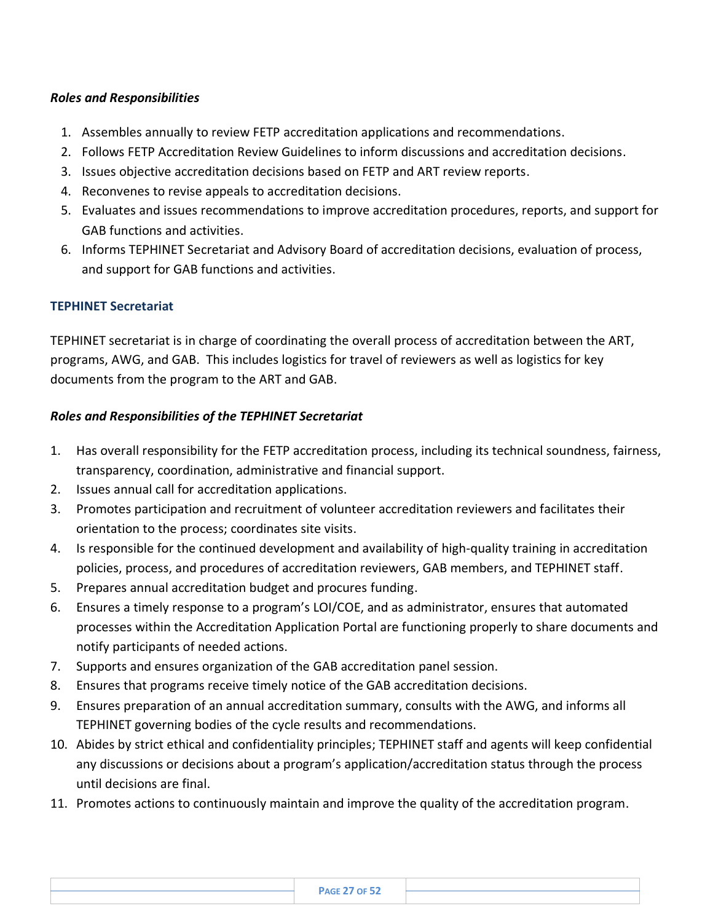*Roles and Responsibilities*

1. Assembles annually to review FETP accreditation applications and recommendations.
2. Follows FETP Accreditation Review Guidelines to inform discussions and accreditation decisions.
3. Issues objective accreditation decisions based on FETP and ART review reports.
4. Reconvenes to revise appeals to accreditation decisions.
5. Evaluates and issues recommendations to improve accreditation procedures, reports, and support for GAB functions and activities.
6. Informs TEPHINET Secretariat and Advisory Board of accreditation decisions, evaluation of process, and support for GAB functions and activities.

### TEPHINET Secretariat

TEPHINET secretariat is in charge of coordinating the overall process of accreditation between the ART, programs, AWG, and GAB. This includes logistics for travel of reviewers as well as logistics for key documents from the program to the ART and GAB.

*Roles and Responsibilities of the TEPHINET Secretariat*

1. Has overall responsibility for the FETP accreditation process, including its technical soundness, fairness, transparency, coordination, administrative and financial support.
2. Issues annual call for accreditation applications.
3. Promotes participation and recruitment of volunteer accreditation reviewers and facilitates their orientation to the process; coordinates site visits.
4. Is responsible for the continued development and availability of high-quality training in accreditation policies, process, and procedures of accreditation reviewers, GAB members, and TEPHINET staff.
5. Prepares annual accreditation budget and procures funding.
6. Ensures a timely response to a program's LOI/COE, and as administrator, ensures that automated processes within the Accreditation Application Portal are functioning properly to share documents and notify participants of needed actions.
7. Supports and ensures organization of the GAB accreditation panel session.
8. Ensures that programs receive timely notice of the GAB accreditation decisions.
9. Ensures preparation of an annual accreditation summary, consults with the AWG, and informs all TEPHINET governing bodies of the cycle results and recommendations.
10. Abides by strict ethical and confidentiality principles; TEPHINET staff and agents will keep confidential any discussions or decisions about a program's application/accreditation status through the process until decisions are final.
11. Promotes actions to continuously maintain and improve the quality of the accreditation program.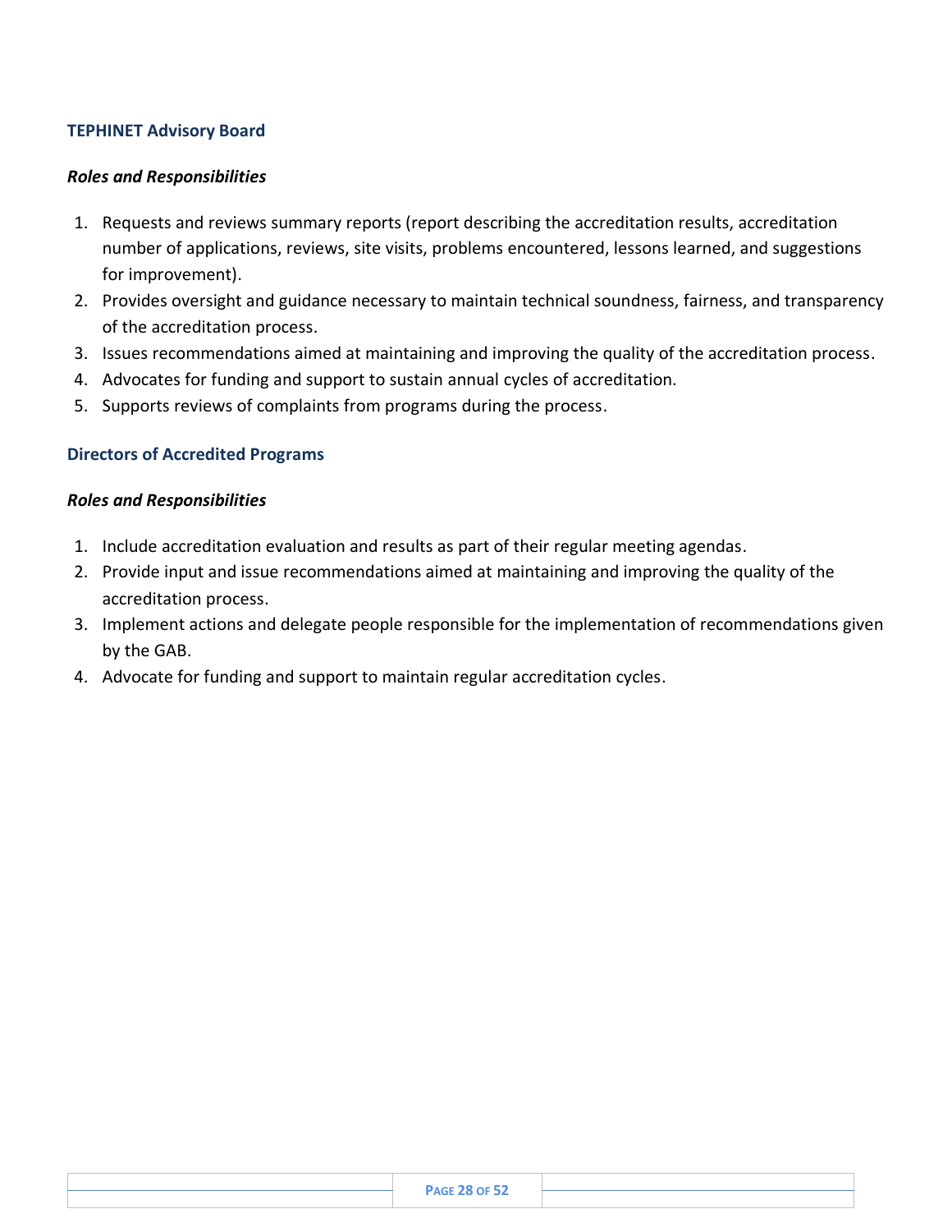### TEPHINET Advisory Board

***Roles and Responsibilities***

1. Requests and reviews summary reports (report describing the accreditation results, accreditation number of applications, reviews, site visits, problems encountered, lessons learned, and suggestions for improvement).
2. Provides oversight and guidance necessary to maintain technical soundness, fairness, and transparency of the accreditation process.
3. Issues recommendations aimed at maintaining and improving the quality of the accreditation process.
4. Advocates for funding and support to sustain annual cycles of accreditation.
5. Supports reviews of complaints from programs during the process.

### Directors of Accredited Programs

***Roles and Responsibilities***

1. Include accreditation evaluation and results as part of their regular meeting agendas.
2. Provide input and issue recommendations aimed at maintaining and improving the quality of the accreditation process.
3. Implement actions and delegate people responsible for the implementation of recommendations given by the GAB.
4. Advocate for funding and support to maintain regular accreditation cycles.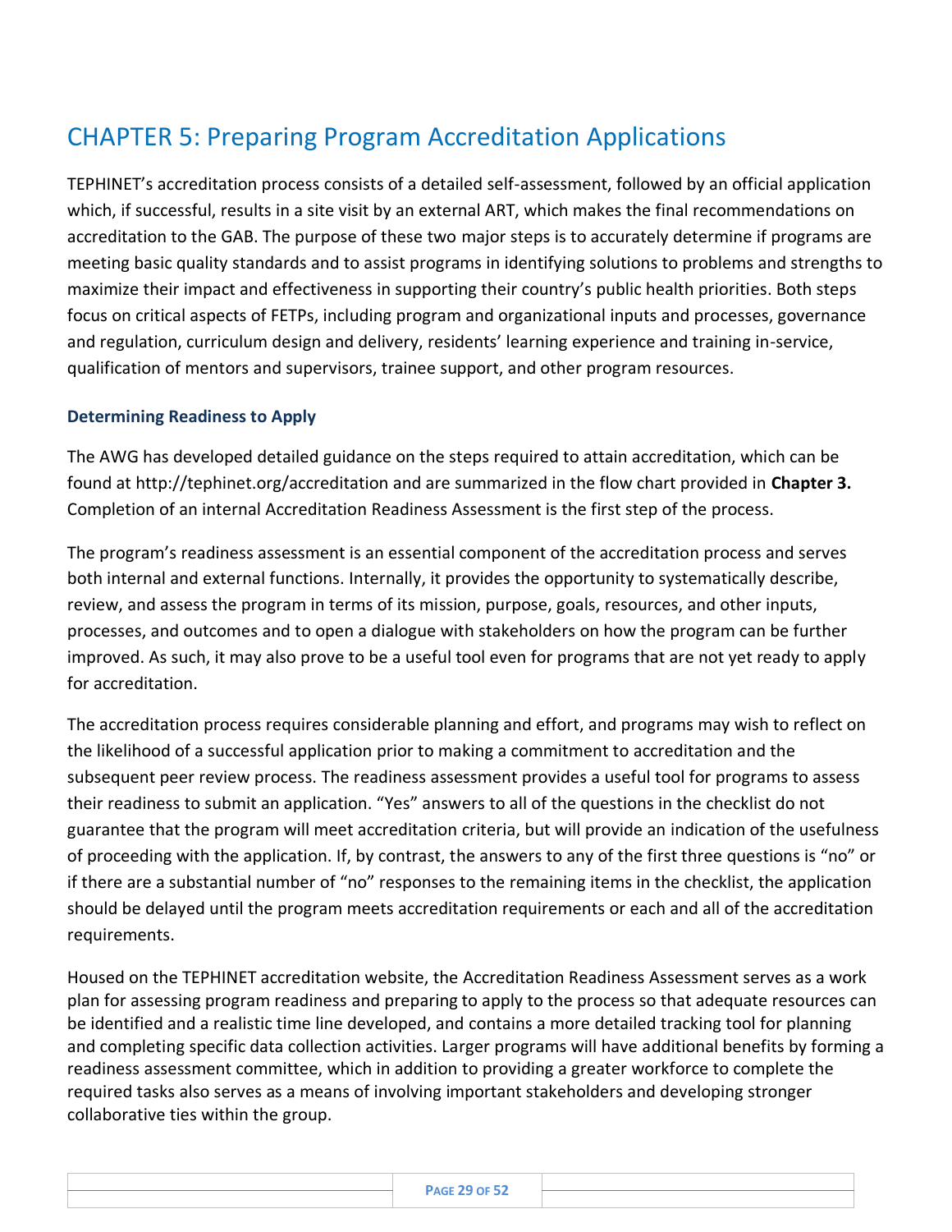# CHAPTER 5: Preparing Program Accreditation Applications

TEPHINET's accreditation process consists of a detailed self-assessment, followed by an official application which, if successful, results in a site visit by an external ART, which makes the final recommendations on accreditation to the GAB. The purpose of these two major steps is to accurately determine if programs are meeting basic quality standards and to assist programs in identifying solutions to problems and strengths to maximize their impact and effectiveness in supporting their country's public health priorities. Both steps focus on critical aspects of FETPs, including program and organizational inputs and processes, governance and regulation, curriculum design and delivery, residents' learning experience and training in-service, qualification of mentors and supervisors, trainee support, and other program resources.

### Determining Readiness to Apply

The AWG has developed detailed guidance on the steps required to attain accreditation, which can be found at http://tephinet.org/accreditation and are summarized in the flow chart provided in **Chapter 3.** Completion of an internal Accreditation Readiness Assessment is the first step of the process.

The program's readiness assessment is an essential component of the accreditation process and serves both internal and external functions. Internally, it provides the opportunity to systematically describe, review, and assess the program in terms of its mission, purpose, goals, resources, and other inputs, processes, and outcomes and to open a dialogue with stakeholders on how the program can be further improved. As such, it may also prove to be a useful tool even for programs that are not yet ready to apply for accreditation.

The accreditation process requires considerable planning and effort, and programs may wish to reflect on the likelihood of a successful application prior to making a commitment to accreditation and the subsequent peer review process. The readiness assessment provides a useful tool for programs to assess their readiness to submit an application. "Yes" answers to all of the questions in the checklist do not guarantee that the program will meet accreditation criteria, but will provide an indication of the usefulness of proceeding with the application. If, by contrast, the answers to any of the first three questions is "no" or if there are a substantial number of "no" responses to the remaining items in the checklist, the application should be delayed until the program meets accreditation requirements or each and all of the accreditation requirements.

Housed on the TEPHINET accreditation website, the Accreditation Readiness Assessment serves as a work plan for assessing program readiness and preparing to apply to the process so that adequate resources can be identified and a realistic time line developed, and contains a more detailed tracking tool for planning and completing specific data collection activities. Larger programs will have additional benefits by forming a readiness assessment committee, which in addition to providing a greater workforce to complete the required tasks also serves as a means of involving important stakeholders and developing stronger collaborative ties within the group.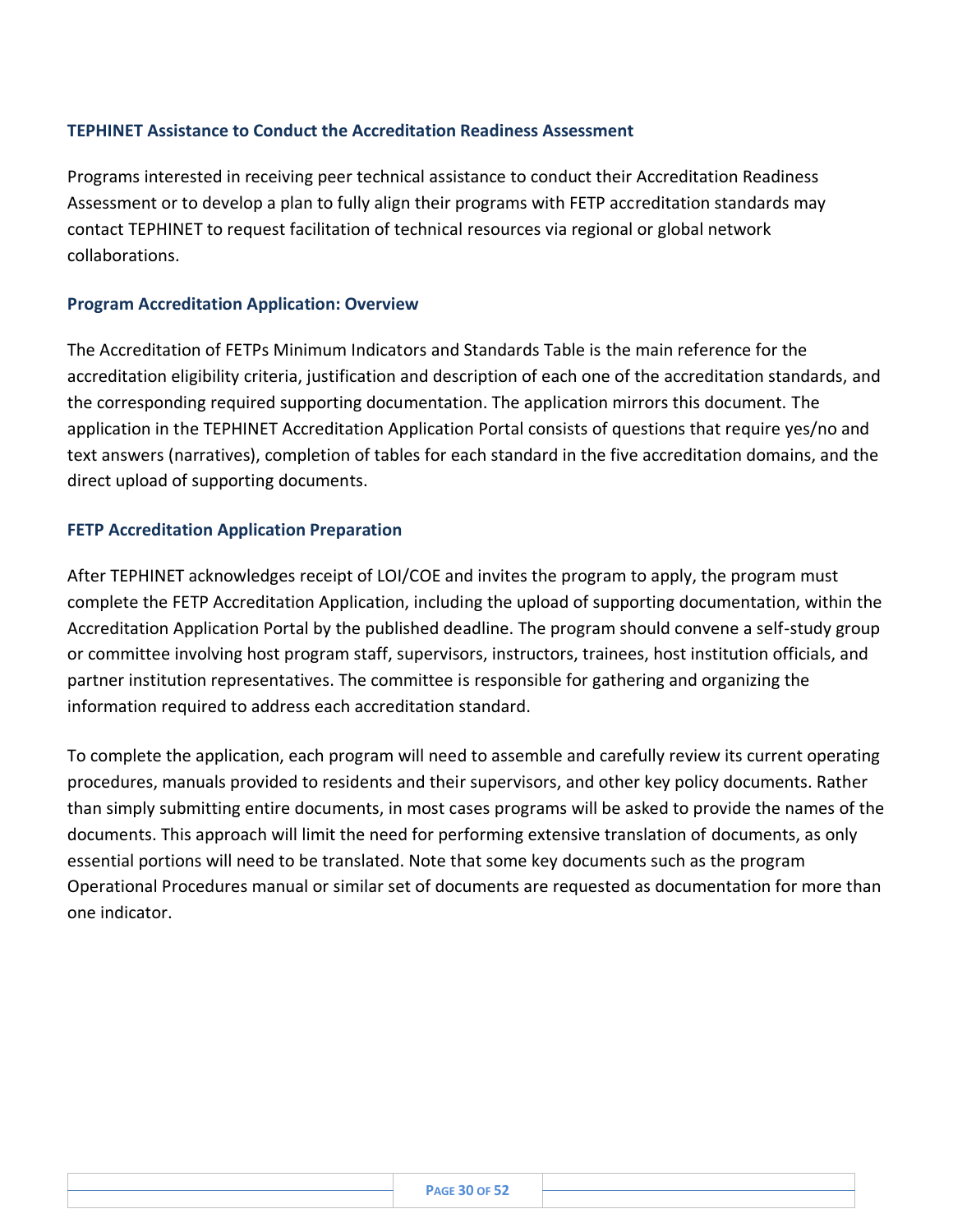### TEPHINET Assistance to Conduct the Accreditation Readiness Assessment

Programs interested in receiving peer technical assistance to conduct their Accreditation Readiness Assessment or to develop a plan to fully align their programs with FETP accreditation standards may contact TEPHINET to request facilitation of technical resources via regional or global network collaborations.

### Program Accreditation Application: Overview

The Accreditation of FETPs Minimum Indicators and Standards Table is the main reference for the accreditation eligibility criteria, justification and description of each one of the accreditation standards, and the corresponding required supporting documentation. The application mirrors this document. The application in the TEPHINET Accreditation Application Portal consists of questions that require yes/no and text answers (narratives), completion of tables for each standard in the five accreditation domains, and the direct upload of supporting documents.

### FETP Accreditation Application Preparation

After TEPHINET acknowledges receipt of LOI/COE and invites the program to apply, the program must complete the FETP Accreditation Application, including the upload of supporting documentation, within the Accreditation Application Portal by the published deadline. The program should convene a self-study group or committee involving host program staff, supervisors, instructors, trainees, host institution officials, and partner institution representatives. The committee is responsible for gathering and organizing the information required to address each accreditation standard.

To complete the application, each program will need to assemble and carefully review its current operating procedures, manuals provided to residents and their supervisors, and other key policy documents. Rather than simply submitting entire documents, in most cases programs will be asked to provide the names of the documents. This approach will limit the need for performing extensive translation of documents, as only essential portions will need to be translated. Note that some key documents such as the program Operational Procedures manual or similar set of documents are requested as documentation for more than one indicator.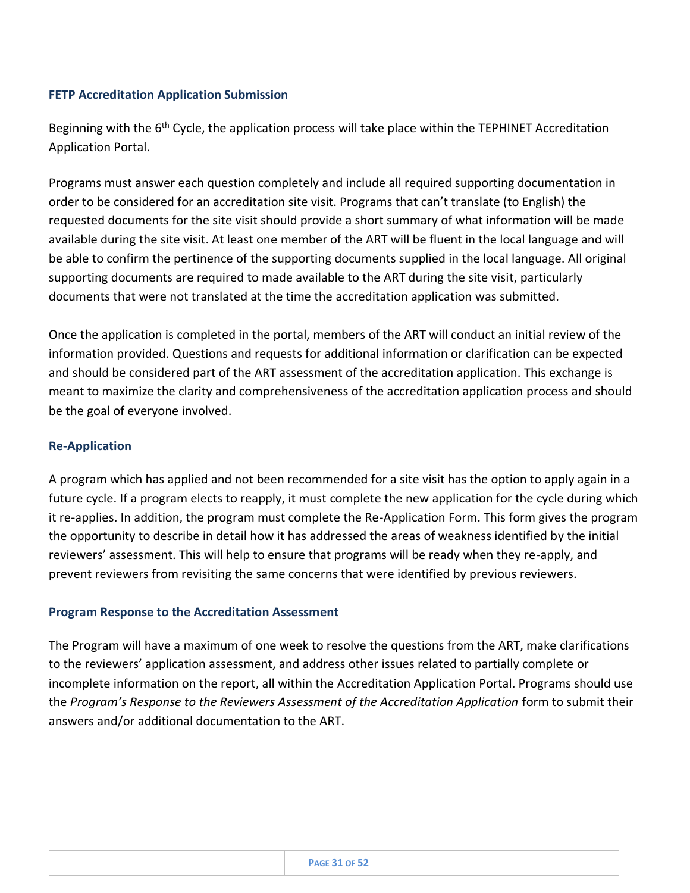### FETP Accreditation Application Submission

Beginning with the 6th Cycle, the application process will take place within the TEPHINET Accreditation Application Portal.

Programs must answer each question completely and include all required supporting documentation in order to be considered for an accreditation site visit. Programs that can't translate (to English) the requested documents for the site visit should provide a short summary of what information will be made available during the site visit. At least one member of the ART will be fluent in the local language and will be able to confirm the pertinence of the supporting documents supplied in the local language. All original supporting documents are required to made available to the ART during the site visit, particularly documents that were not translated at the time the accreditation application was submitted.

Once the application is completed in the portal, members of the ART will conduct an initial review of the information provided. Questions and requests for additional information or clarification can be expected and should be considered part of the ART assessment of the accreditation application. This exchange is meant to maximize the clarity and comprehensiveness of the accreditation application process and should be the goal of everyone involved.

### Re-Application

A program which has applied and not been recommended for a site visit has the option to apply again in a future cycle. If a program elects to reapply, it must complete the new application for the cycle during which it re-applies. In addition, the program must complete the Re-Application Form. This form gives the program the opportunity to describe in detail how it has addressed the areas of weakness identified by the initial reviewers' assessment. This will help to ensure that programs will be ready when they re-apply, and prevent reviewers from revisiting the same concerns that were identified by previous reviewers.

### Program Response to the Accreditation Assessment

The Program will have a maximum of one week to resolve the questions from the ART, make clarifications to the reviewers' application assessment, and address other issues related to partially complete or incomplete information on the report, all within the Accreditation Application Portal. Programs should use the *Program's Response to the Reviewers Assessment of the Accreditation Application* form to submit their answers and/or additional documentation to the ART.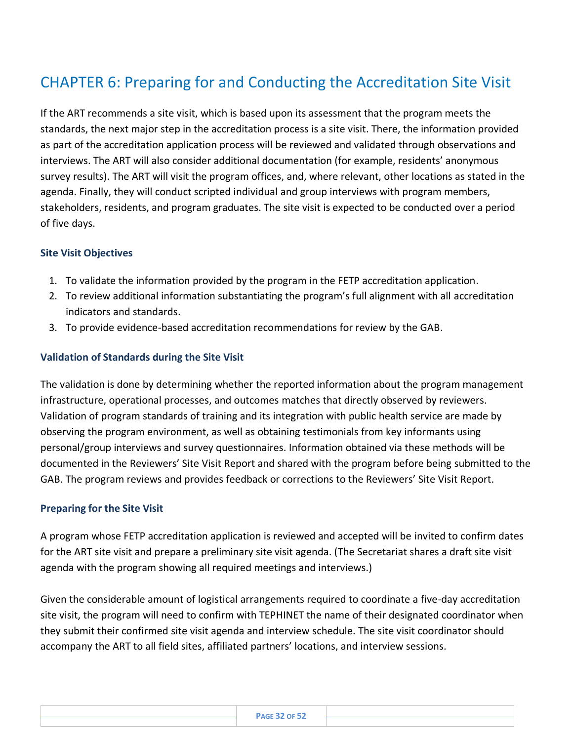# CHAPTER 6: Preparing for and Conducting the Accreditation Site Visit

If the ART recommends a site visit, which is based upon its assessment that the program meets the standards, the next major step in the accreditation process is a site visit. There, the information provided as part of the accreditation application process will be reviewed and validated through observations and interviews. The ART will also consider additional documentation (for example, residents' anonymous survey results). The ART will visit the program offices, and, where relevant, other locations as stated in the agenda. Finally, they will conduct scripted individual and group interviews with program members, stakeholders, residents, and program graduates. The site visit is expected to be conducted over a period of five days.

### Site Visit Objectives

1. To validate the information provided by the program in the FETP accreditation application.
2. To review additional information substantiating the program's full alignment with all accreditation indicators and standards.
3. To provide evidence-based accreditation recommendations for review by the GAB.

### Validation of Standards during the Site Visit

The validation is done by determining whether the reported information about the program management infrastructure, operational processes, and outcomes matches that directly observed by reviewers. Validation of program standards of training and its integration with public health service are made by observing the program environment, as well as obtaining testimonials from key informants using personal/group interviews and survey questionnaires. Information obtained via these methods will be documented in the Reviewers' Site Visit Report and shared with the program before being submitted to the GAB. The program reviews and provides feedback or corrections to the Reviewers' Site Visit Report.

### Preparing for the Site Visit

A program whose FETP accreditation application is reviewed and accepted will be invited to confirm dates for the ART site visit and prepare a preliminary site visit agenda. (The Secretariat shares a draft site visit agenda with the program showing all required meetings and interviews.)

Given the considerable amount of logistical arrangements required to coordinate a five-day accreditation site visit, the program will need to confirm with TEPHINET the name of their designated coordinator when they submit their confirmed site visit agenda and interview schedule. The site visit coordinator should accompany the ART to all field sites, affiliated partners' locations, and interview sessions.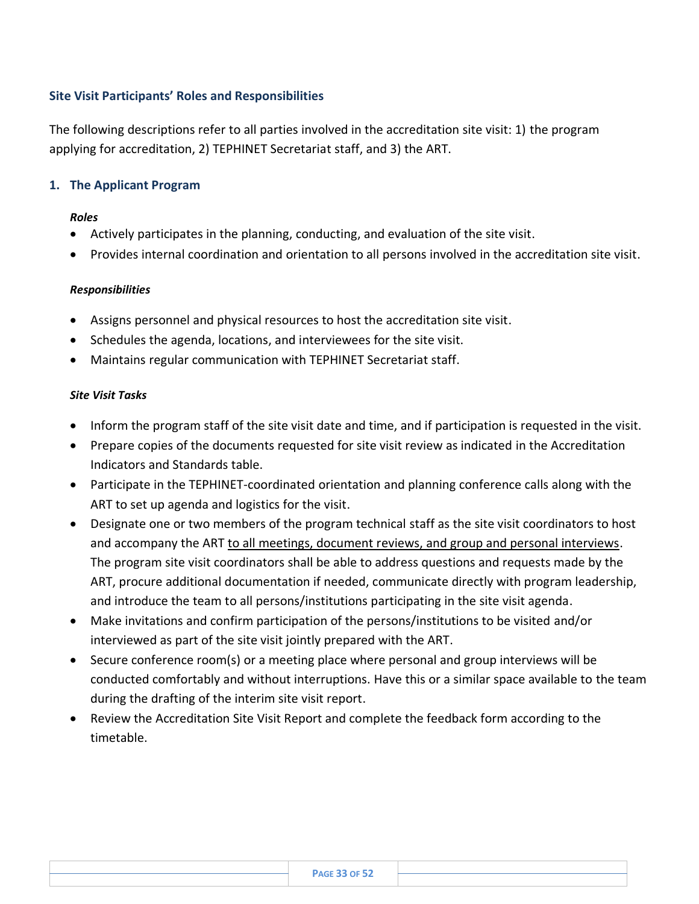### Site Visit Participants' Roles and Responsibilities

The following descriptions refer to all parties involved in the accreditation site visit: 1) the program applying for accreditation, 2) TEPHINET Secretariat staff, and 3) the ART.

### 1. The Applicant Program

***Roles***

- Actively participates in the planning, conducting, and evaluation of the site visit.
- Provides internal coordination and orientation to all persons involved in the accreditation site visit.

***Responsibilities***

- Assigns personnel and physical resources to host the accreditation site visit.
- Schedules the agenda, locations, and interviewees for the site visit.
- Maintains regular communication with TEPHINET Secretariat staff.

***Site Visit Tasks***

- Inform the program staff of the site visit date and time, and if participation is requested in the visit.
- Prepare copies of the documents requested for site visit review as indicated in the Accreditation Indicators and Standards table.
- Participate in the TEPHINET-coordinated orientation and planning conference calls along with the ART to set up agenda and logistics for the visit.
- Designate one or two members of the program technical staff as the site visit coordinators to host and accompany the ART <u>to all meetings, document reviews, and group and personal interviews</u>. The program site visit coordinators shall be able to address questions and requests made by the ART, procure additional documentation if needed, communicate directly with program leadership, and introduce the team to all persons/institutions participating in the site visit agenda.
- Make invitations and confirm participation of the persons/institutions to be visited and/or interviewed as part of the site visit jointly prepared with the ART.
- Secure conference room(s) or a meeting place where personal and group interviews will be conducted comfortably and without interruptions. Have this or a similar space available to the team during the drafting of the interim site visit report.
- Review the Accreditation Site Visit Report and complete the feedback form according to the timetable.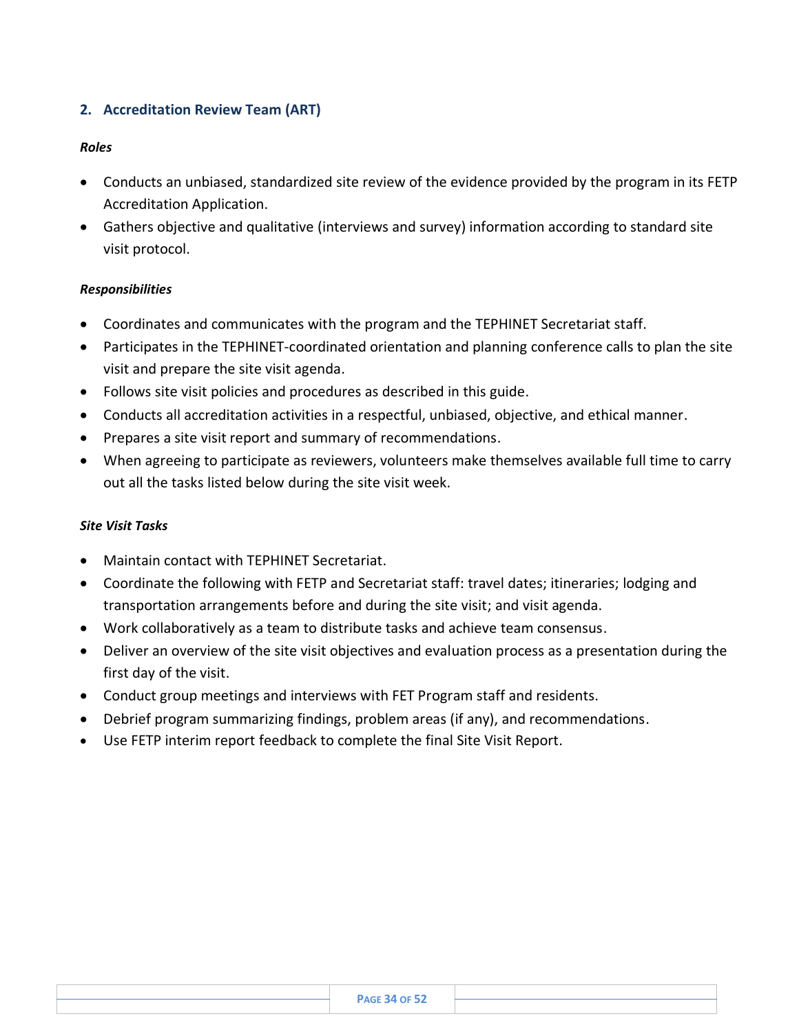## 2. Accreditation Review Team (ART)

***Roles***

- Conducts an unbiased, standardized site review of the evidence provided by the program in its FETP Accreditation Application.
- Gathers objective and qualitative (interviews and survey) information according to standard site visit protocol.

***Responsibilities***

- Coordinates and communicates with the program and the TEPHINET Secretariat staff.
- Participates in the TEPHINET-coordinated orientation and planning conference calls to plan the site visit and prepare the site visit agenda.
- Follows site visit policies and procedures as described in this guide.
- Conducts all accreditation activities in a respectful, unbiased, objective, and ethical manner.
- Prepares a site visit report and summary of recommendations.
- When agreeing to participate as reviewers, volunteers make themselves available full time to carry out all the tasks listed below during the site visit week.

***Site Visit Tasks***

- Maintain contact with TEPHINET Secretariat.
- Coordinate the following with FETP and Secretariat staff: travel dates; itineraries; lodging and transportation arrangements before and during the site visit; and visit agenda.
- Work collaboratively as a team to distribute tasks and achieve team consensus.
- Deliver an overview of the site visit objectives and evaluation process as a presentation during the first day of the visit.
- Conduct group meetings and interviews with FET Program staff and residents.
- Debrief program summarizing findings, problem areas (if any), and recommendations.
- Use FETP interim report feedback to complete the final Site Visit Report.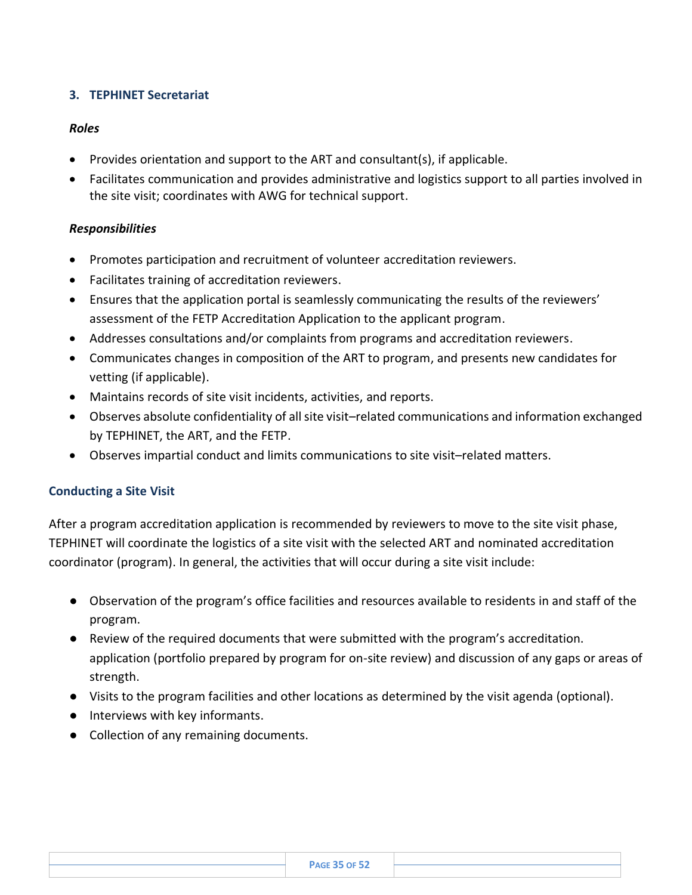### 3. TEPHINET Secretariat

***Roles***

- Provides orientation and support to the ART and consultant(s), if applicable.
- Facilitates communication and provides administrative and logistics support to all parties involved in the site visit; coordinates with AWG for technical support.

***Responsibilities***

- Promotes participation and recruitment of volunteer accreditation reviewers.
- Facilitates training of accreditation reviewers.
- Ensures that the application portal is seamlessly communicating the results of the reviewers' assessment of the FETP Accreditation Application to the applicant program.
- Addresses consultations and/or complaints from programs and accreditation reviewers.
- Communicates changes in composition of the ART to program, and presents new candidates for vetting (if applicable).
- Maintains records of site visit incidents, activities, and reports.
- Observes absolute confidentiality of all site visit–related communications and information exchanged by TEPHINET, the ART, and the FETP.
- Observes impartial conduct and limits communications to site visit–related matters.

## Conducting a Site Visit

After a program accreditation application is recommended by reviewers to move to the site visit phase, TEPHINET will coordinate the logistics of a site visit with the selected ART and nominated accreditation coordinator (program). In general, the activities that will occur during a site visit include:

- Observation of the program's office facilities and resources available to residents in and staff of the program.
- Review of the required documents that were submitted with the program's accreditation. application (portfolio prepared by program for on-site review) and discussion of any gaps or areas of strength.
- Visits to the program facilities and other locations as determined by the visit agenda (optional).
- Interviews with key informants.
- Collection of any remaining documents.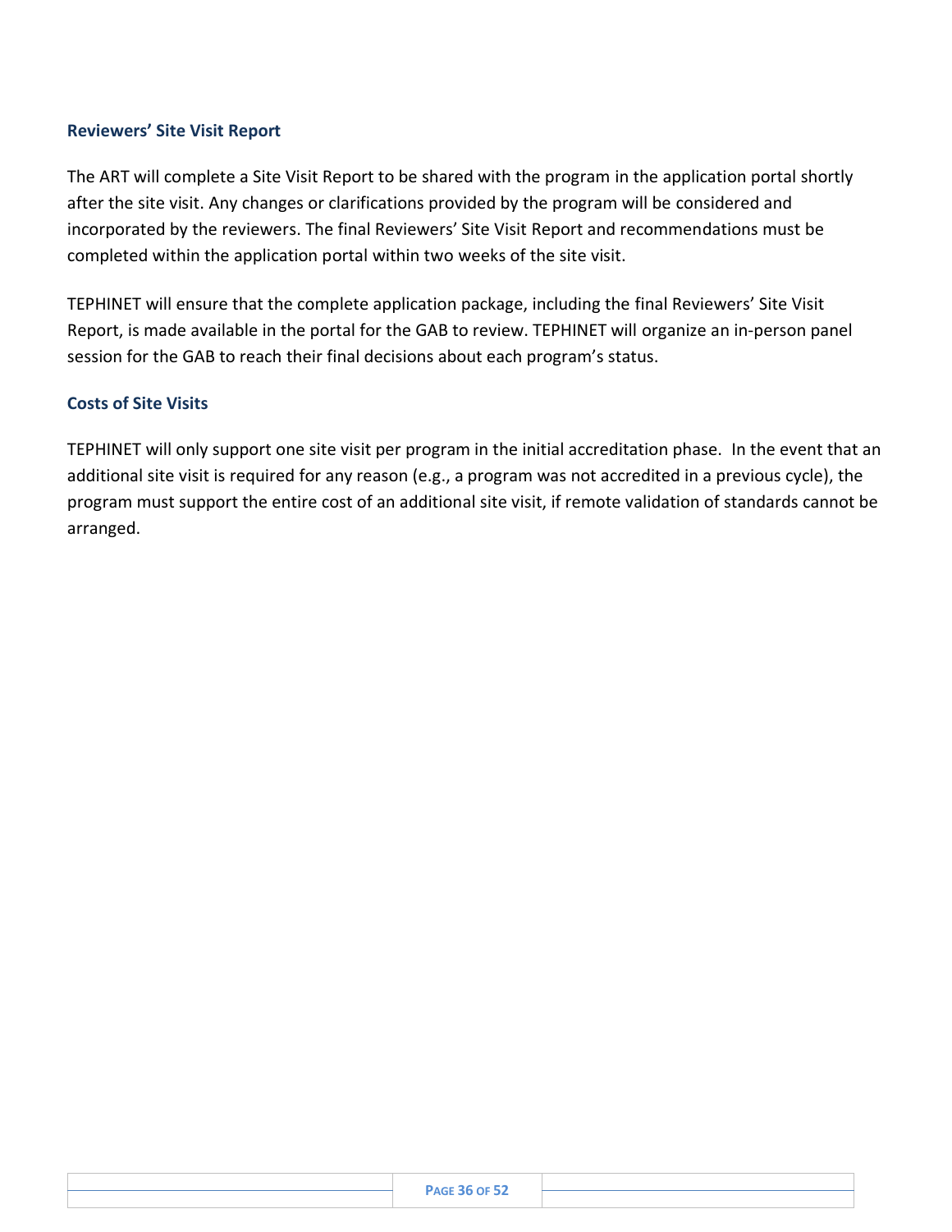### Reviewers' Site Visit Report

The ART will complete a Site Visit Report to be shared with the program in the application portal shortly after the site visit. Any changes or clarifications provided by the program will be considered and incorporated by the reviewers. The final Reviewers' Site Visit Report and recommendations must be completed within the application portal within two weeks of the site visit.

TEPHINET will ensure that the complete application package, including the final Reviewers' Site Visit Report, is made available in the portal for the GAB to review. TEPHINET will organize an in-person panel session for the GAB to reach their final decisions about each program's status.

### Costs of Site Visits

TEPHINET will only support one site visit per program in the initial accreditation phase. In the event that an additional site visit is required for any reason (e.g., a program was not accredited in a previous cycle), the program must support the entire cost of an additional site visit, if remote validation of standards cannot be arranged.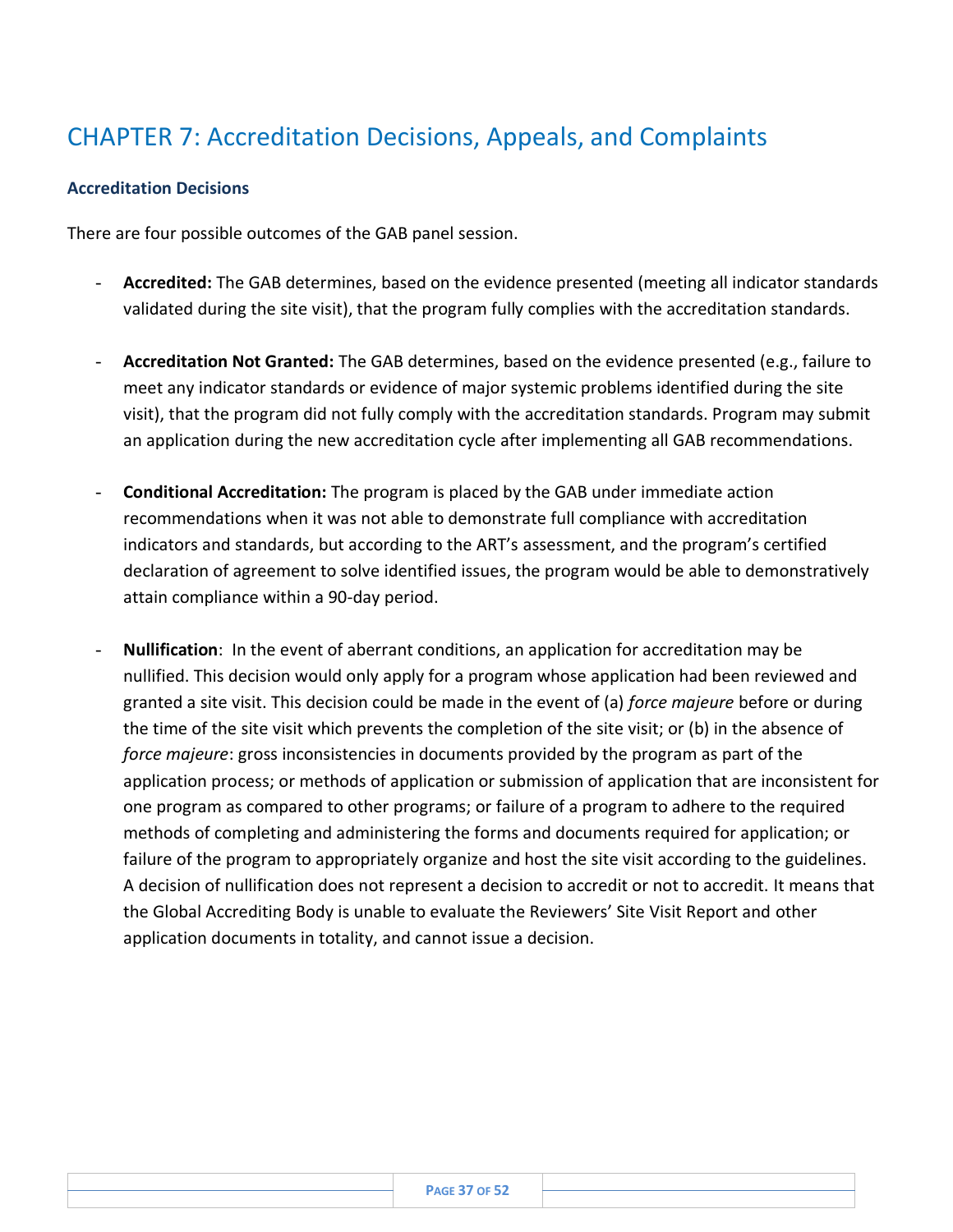# CHAPTER 7: Accreditation Decisions, Appeals, and Complaints

### Accreditation Decisions

There are four possible outcomes of the GAB panel session.

- **Accredited:** The GAB determines, based on the evidence presented (meeting all indicator standards validated during the site visit), that the program fully complies with the accreditation standards.

- **Accreditation Not Granted:** The GAB determines, based on the evidence presented (e.g., failure to meet any indicator standards or evidence of major systemic problems identified during the site visit), that the program did not fully comply with the accreditation standards. Program may submit an application during the new accreditation cycle after implementing all GAB recommendations.

- **Conditional Accreditation:** The program is placed by the GAB under immediate action recommendations when it was not able to demonstrate full compliance with accreditation indicators and standards, but according to the ART's assessment, and the program's certified declaration of agreement to solve identified issues, the program would be able to demonstratively attain compliance within a 90-day period.

- **Nullification**: In the event of aberrant conditions, an application for accreditation may be nullified. This decision would only apply for a program whose application had been reviewed and granted a site visit. This decision could be made in the event of (a) *force majeure* before or during the time of the site visit which prevents the completion of the site visit; or (b) in the absence of *force majeure*: gross inconsistencies in documents provided by the program as part of the application process; or methods of application or submission of application that are inconsistent for one program as compared to other programs; or failure of a program to adhere to the required methods of completing and administering the forms and documents required for application; or failure of the program to appropriately organize and host the site visit according to the guidelines. A decision of nullification does not represent a decision to accredit or not to accredit. It means that the Global Accrediting Body is unable to evaluate the Reviewers' Site Visit Report and other application documents in totality, and cannot issue a decision.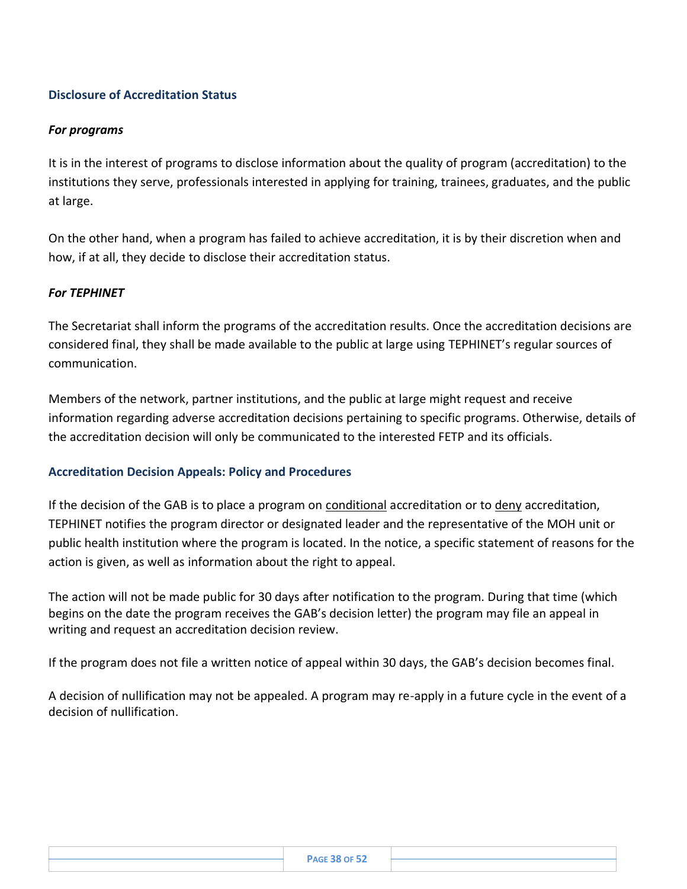## Disclosure of Accreditation Status

### *For programs*

It is in the interest of programs to disclose information about the quality of program (accreditation) to the institutions they serve, professionals interested in applying for training, trainees, graduates, and the public at large.

On the other hand, when a program has failed to achieve accreditation, it is by their discretion when and how, if at all, they decide to disclose their accreditation status.

### *For TEPHINET*

The Secretariat shall inform the programs of the accreditation results. Once the accreditation decisions are considered final, they shall be made available to the public at large using TEPHINET's regular sources of communication.

Members of the network, partner institutions, and the public at large might request and receive information regarding adverse accreditation decisions pertaining to specific programs. Otherwise, details of the accreditation decision will only be communicated to the interested FETP and its officials.

## Accreditation Decision Appeals: Policy and Procedures

If the decision of the GAB is to place a program on conditional accreditation or to deny accreditation, TEPHINET notifies the program director or designated leader and the representative of the MOH unit or public health institution where the program is located. In the notice, a specific statement of reasons for the action is given, as well as information about the right to appeal.

The action will not be made public for 30 days after notification to the program. During that time (which begins on the date the program receives the GAB's decision letter) the program may file an appeal in writing and request an accreditation decision review.

If the program does not file a written notice of appeal within 30 days, the GAB's decision becomes final.

A decision of nullification may not be appealed. A program may re-apply in a future cycle in the event of a decision of nullification.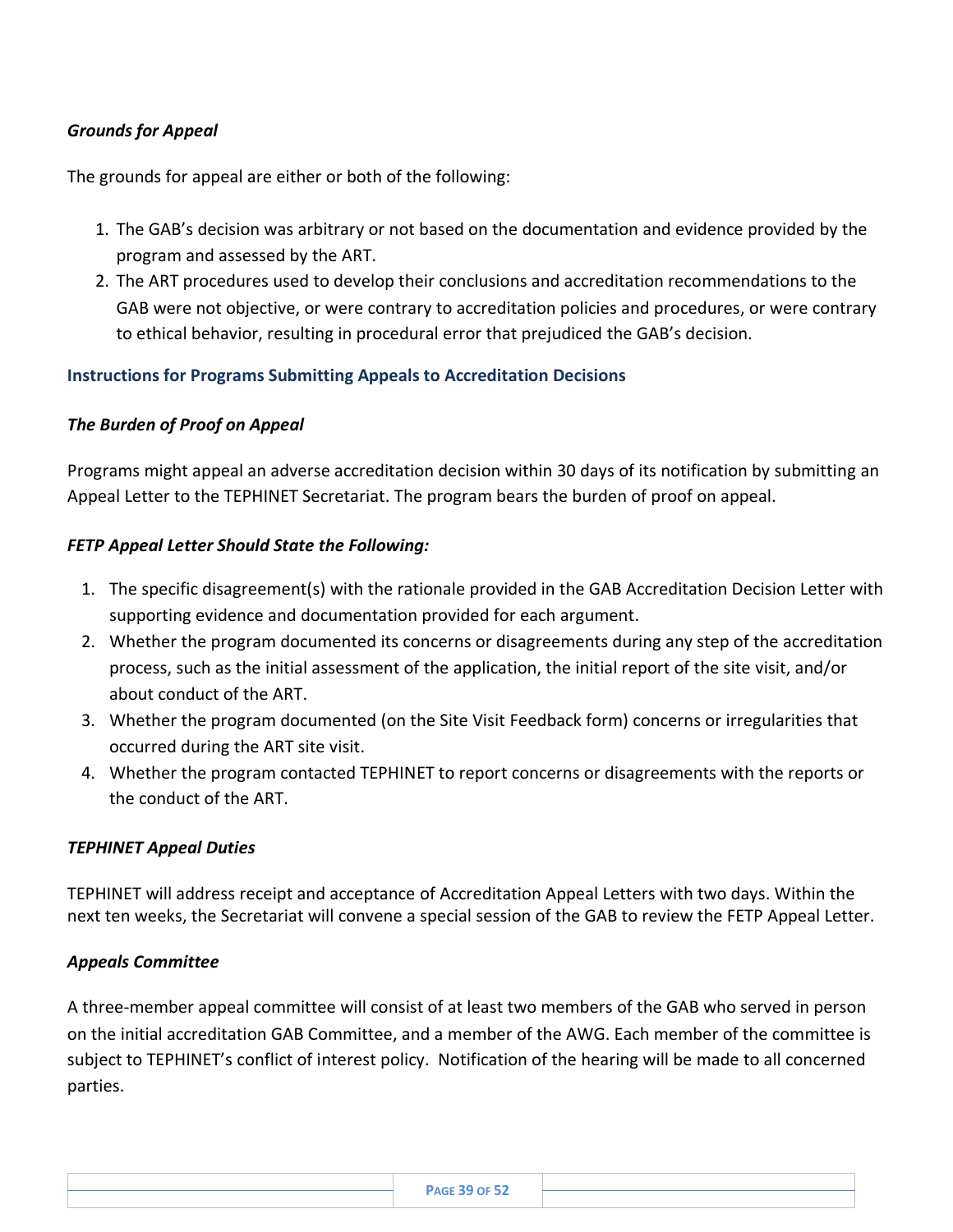***Grounds for Appeal***

The grounds for appeal are either or both of the following:

1. The GAB's decision was arbitrary or not based on the documentation and evidence provided by the program and assessed by the ART.
2. The ART procedures used to develop their conclusions and accreditation recommendations to the GAB were not objective, or were contrary to accreditation policies and procedures, or were contrary to ethical behavior, resulting in procedural error that prejudiced the GAB's decision.

### Instructions for Programs Submitting Appeals to Accreditation Decisions

***The Burden of Proof on Appeal***

Programs might appeal an adverse accreditation decision within 30 days of its notification by submitting an Appeal Letter to the TEPHINET Secretariat. The program bears the burden of proof on appeal.

***FETP Appeal Letter Should State the Following:***

1. The specific disagreement(s) with the rationale provided in the GAB Accreditation Decision Letter with supporting evidence and documentation provided for each argument.
2. Whether the program documented its concerns or disagreements during any step of the accreditation process, such as the initial assessment of the application, the initial report of the site visit, and/or about conduct of the ART.
3. Whether the program documented (on the Site Visit Feedback form) concerns or irregularities that occurred during the ART site visit.
4. Whether the program contacted TEPHINET to report concerns or disagreements with the reports or the conduct of the ART.

***TEPHINET Appeal Duties***

TEPHINET will address receipt and acceptance of Accreditation Appeal Letters with two days. Within the next ten weeks, the Secretariat will convene a special session of the GAB to review the FETP Appeal Letter.

***Appeals Committee***

A three-member appeal committee will consist of at least two members of the GAB who served in person on the initial accreditation GAB Committee, and a member of the AWG. Each member of the committee is subject to TEPHINET's conflict of interest policy. Notification of the hearing will be made to all concerned parties.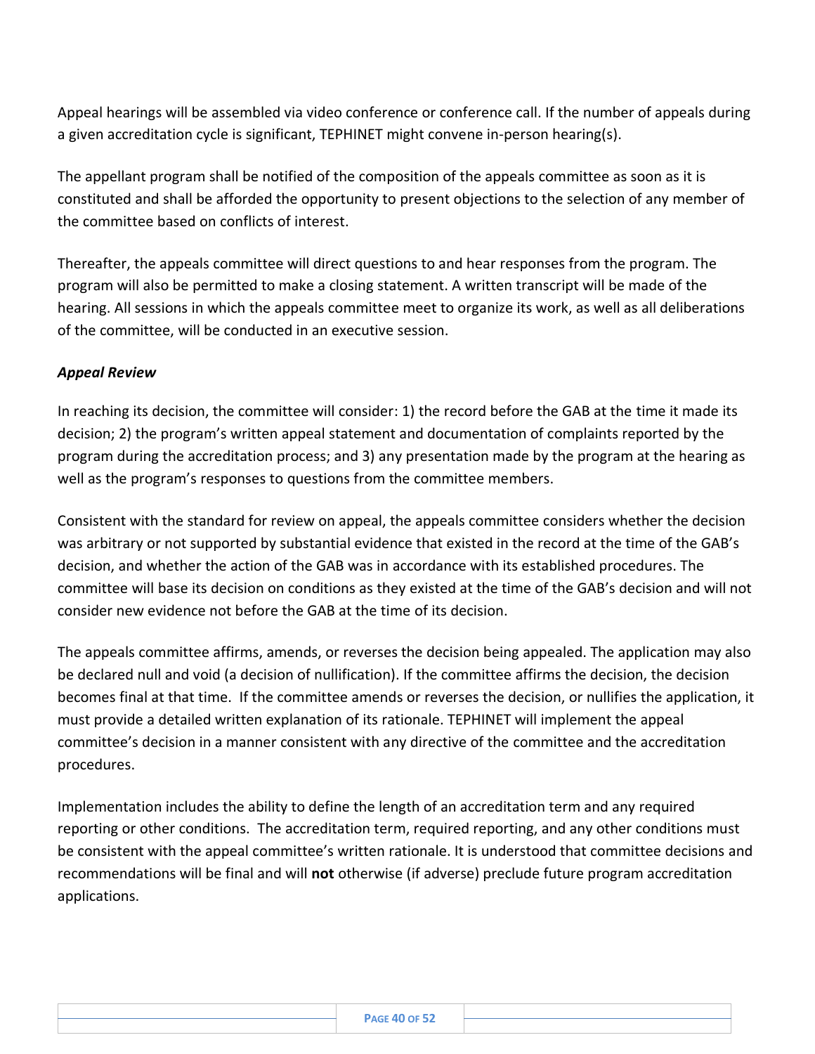Appeal hearings will be assembled via video conference or conference call. If the number of appeals during a given accreditation cycle is significant, TEPHINET might convene in-person hearing(s).

The appellant program shall be notified of the composition of the appeals committee as soon as it is constituted and shall be afforded the opportunity to present objections to the selection of any member of the committee based on conflicts of interest.

Thereafter, the appeals committee will direct questions to and hear responses from the program. The program will also be permitted to make a closing statement. A written transcript will be made of the hearing. All sessions in which the appeals committee meet to organize its work, as well as all deliberations of the committee, will be conducted in an executive session.

***Appeal Review***

In reaching its decision, the committee will consider: 1) the record before the GAB at the time it made its decision; 2) the program's written appeal statement and documentation of complaints reported by the program during the accreditation process; and 3) any presentation made by the program at the hearing as well as the program's responses to questions from the committee members.

Consistent with the standard for review on appeal, the appeals committee considers whether the decision was arbitrary or not supported by substantial evidence that existed in the record at the time of the GAB's decision, and whether the action of the GAB was in accordance with its established procedures. The committee will base its decision on conditions as they existed at the time of the GAB's decision and will not consider new evidence not before the GAB at the time of its decision.

The appeals committee affirms, amends, or reverses the decision being appealed. The application may also be declared null and void (a decision of nullification). If the committee affirms the decision, the decision becomes final at that time. If the committee amends or reverses the decision, or nullifies the application, it must provide a detailed written explanation of its rationale. TEPHINET will implement the appeal committee's decision in a manner consistent with any directive of the committee and the accreditation procedures.

Implementation includes the ability to define the length of an accreditation term and any required reporting or other conditions. The accreditation term, required reporting, and any other conditions must be consistent with the appeal committee's written rationale. It is understood that committee decisions and recommendations will be final and will **not** otherwise (if adverse) preclude future program accreditation applications.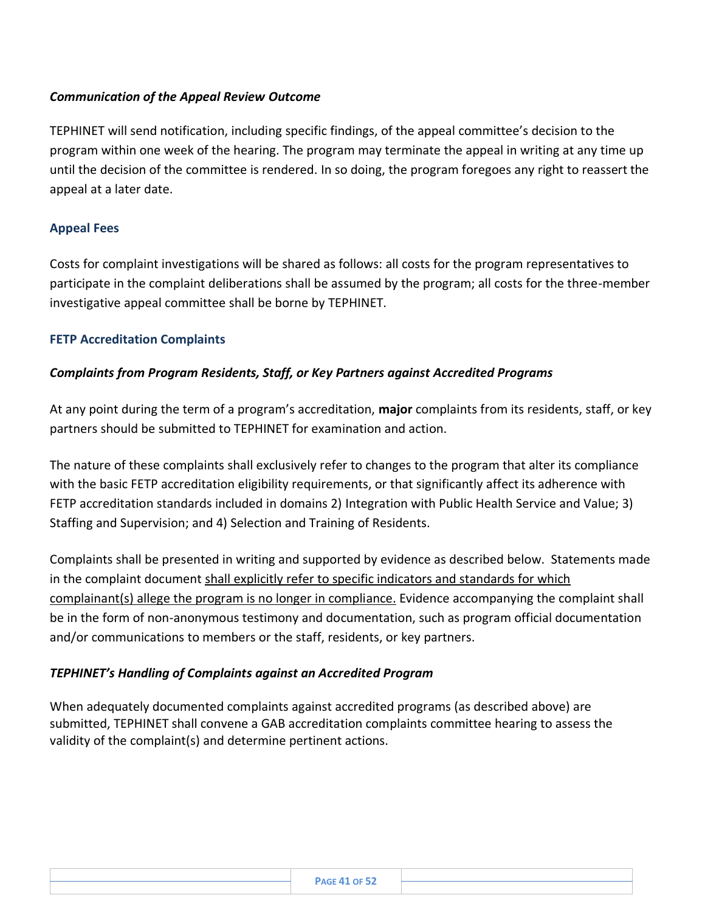#### *Communication of the Appeal Review Outcome*

TEPHINET will send notification, including specific findings, of the appeal committee's decision to the program within one week of the hearing. The program may terminate the appeal in writing at any time up until the decision of the committee is rendered. In so doing, the program foregoes any right to reassert the appeal at a later date.

### Appeal Fees

Costs for complaint investigations will be shared as follows: all costs for the program representatives to participate in the complaint deliberations shall be assumed by the program; all costs for the three-member investigative appeal committee shall be borne by TEPHINET.

### FETP Accreditation Complaints

#### *Complaints from Program Residents, Staff, or Key Partners against Accredited Programs*

At any point during the term of a program's accreditation, **major** complaints from its residents, staff, or key partners should be submitted to TEPHINET for examination and action.

The nature of these complaints shall exclusively refer to changes to the program that alter its compliance with the basic FETP accreditation eligibility requirements, or that significantly affect its adherence with FETP accreditation standards included in domains 2) Integration with Public Health Service and Value; 3) Staffing and Supervision; and 4) Selection and Training of Residents.

Complaints shall be presented in writing and supported by evidence as described below. Statements made in the complaint document shall explicitly refer to specific indicators and standards for which complainant(s) allege the program is no longer in compliance. Evidence accompanying the complaint shall be in the form of non-anonymous testimony and documentation, such as program official documentation and/or communications to members or the staff, residents, or key partners.

#### *TEPHINET's Handling of Complaints against an Accredited Program*

When adequately documented complaints against accredited programs (as described above) are submitted, TEPHINET shall convene a GAB accreditation complaints committee hearing to assess the validity of the complaint(s) and determine pertinent actions.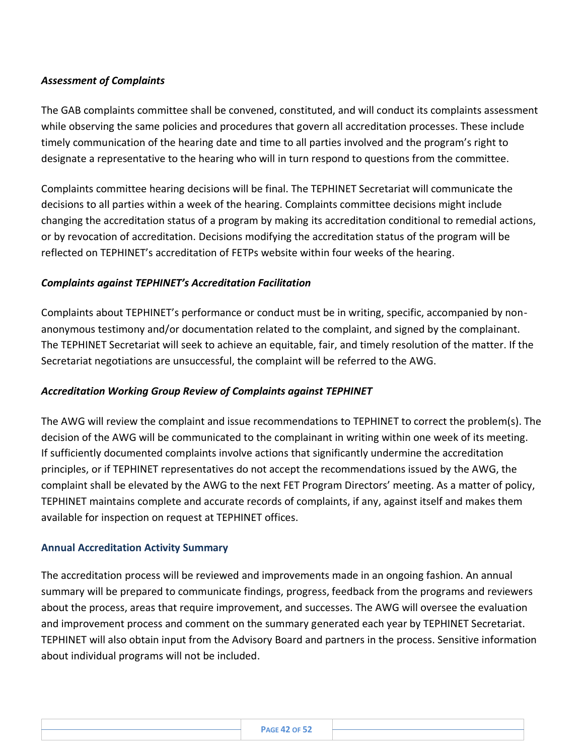*Assessment of Complaints*

The GAB complaints committee shall be convened, constituted, and will conduct its complaints assessment while observing the same policies and procedures that govern all accreditation processes. These include timely communication of the hearing date and time to all parties involved and the program's right to designate a representative to the hearing who will in turn respond to questions from the committee.

Complaints committee hearing decisions will be final. The TEPHINET Secretariat will communicate the decisions to all parties within a week of the hearing. Complaints committee decisions might include changing the accreditation status of a program by making its accreditation conditional to remedial actions, or by revocation of accreditation. Decisions modifying the accreditation status of the program will be reflected on TEPHINET's accreditation of FETPs website within four weeks of the hearing.

*Complaints against TEPHINET's Accreditation Facilitation*

Complaints about TEPHINET's performance or conduct must be in writing, specific, accompanied by non-anonymous testimony and/or documentation related to the complaint, and signed by the complainant. The TEPHINET Secretariat will seek to achieve an equitable, fair, and timely resolution of the matter. If the Secretariat negotiations are unsuccessful, the complaint will be referred to the AWG.

*Accreditation Working Group Review of Complaints against TEPHINET*

The AWG will review the complaint and issue recommendations to TEPHINET to correct the problem(s). The decision of the AWG will be communicated to the complainant in writing within one week of its meeting. If sufficiently documented complaints involve actions that significantly undermine the accreditation principles, or if TEPHINET representatives do not accept the recommendations issued by the AWG, the complaint shall be elevated by the AWG to the next FET Program Directors' meeting. As a matter of policy, TEPHINET maintains complete and accurate records of complaints, if any, against itself and makes them available for inspection on request at TEPHINET offices.

### Annual Accreditation Activity Summary

The accreditation process will be reviewed and improvements made in an ongoing fashion. An annual summary will be prepared to communicate findings, progress, feedback from the programs and reviewers about the process, areas that require improvement, and successes. The AWG will oversee the evaluation and improvement process and comment on the summary generated each year by TEPHINET Secretariat. TEPHINET will also obtain input from the Advisory Board and partners in the process. Sensitive information about individual programs will not be included.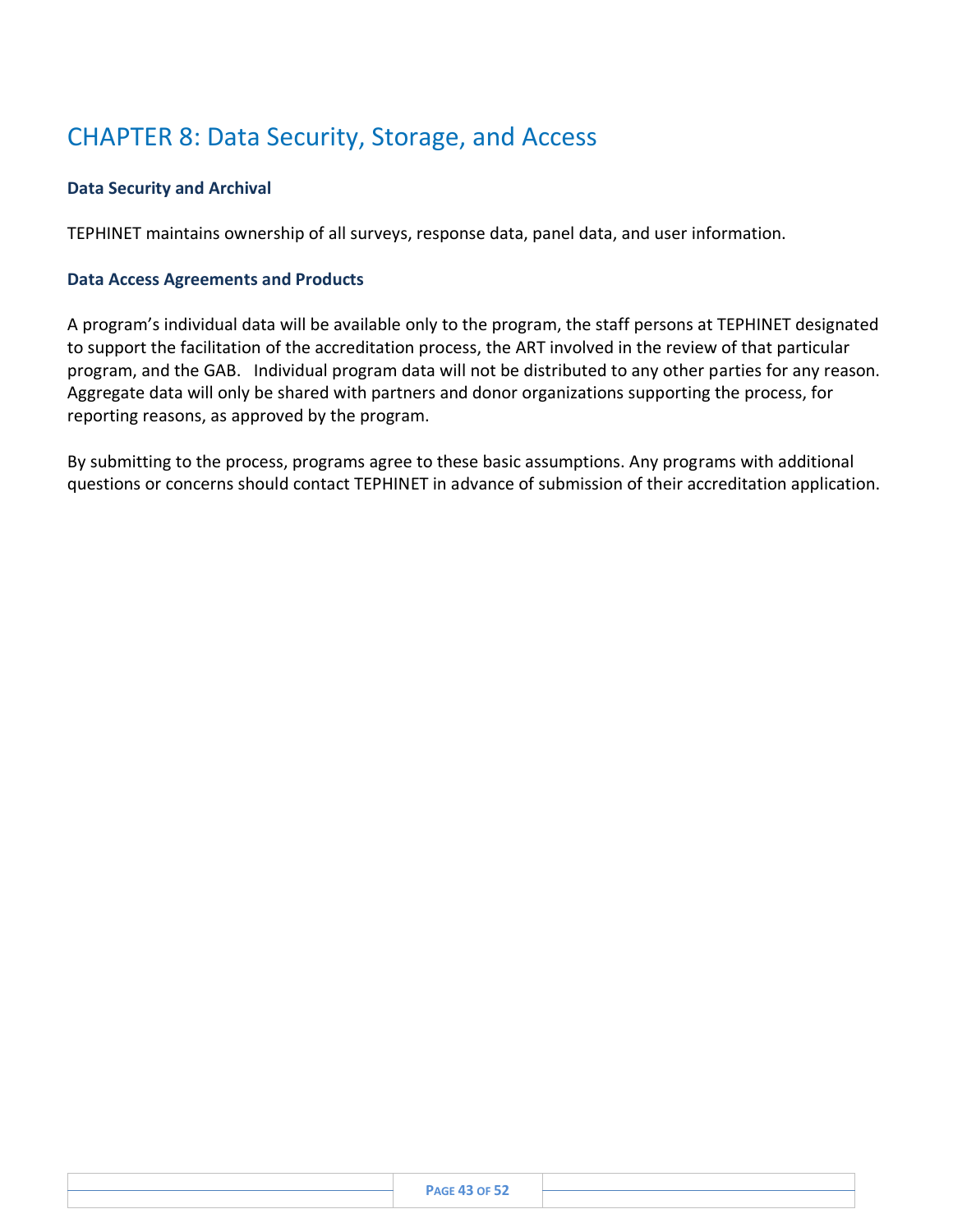# CHAPTER 8: Data Security, Storage, and Access

### Data Security and Archival

TEPHINET maintains ownership of all surveys, response data, panel data, and user information.

### Data Access Agreements and Products

A program's individual data will be available only to the program, the staff persons at TEPHINET designated to support the facilitation of the accreditation process, the ART involved in the review of that particular program, and the GAB. Individual program data will not be distributed to any other parties for any reason. Aggregate data will only be shared with partners and donor organizations supporting the process, for reporting reasons, as approved by the program.

By submitting to the process, programs agree to these basic assumptions. Any programs with additional questions or concerns should contact TEPHINET in advance of submission of their accreditation application.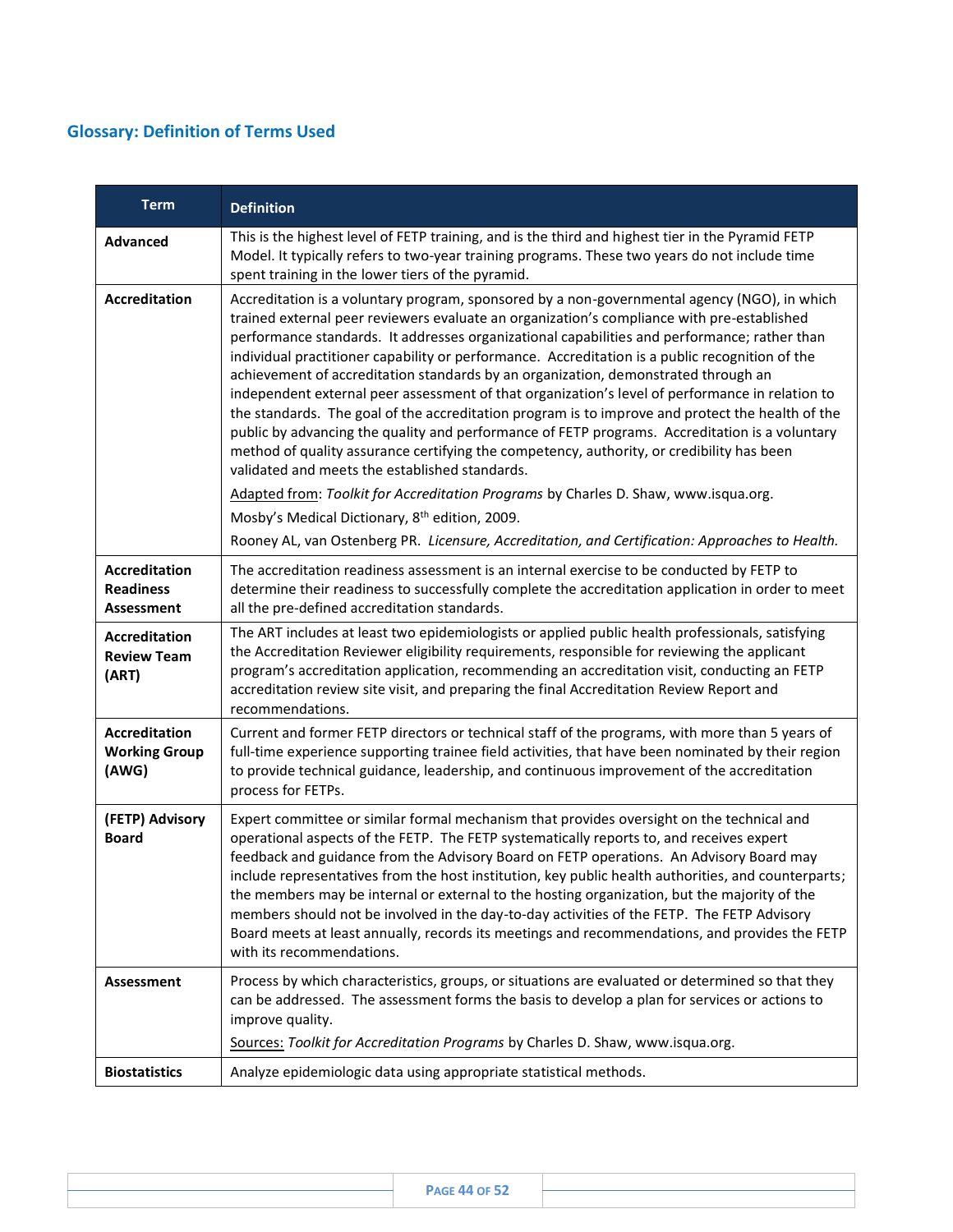## Glossary: Definition of Terms Used

| Term | Definition |
|---|---|
| **Advanced** | This is the highest level of FETP training, and is the third and highest tier in the Pyramid FETP Model. It typically refers to two-year training programs. These two years do not include time spent training in the lower tiers of the pyramid. |
| **Accreditation** | Accreditation is a voluntary program, sponsored by a non-governmental agency (NGO), in which trained external peer reviewers evaluate an organization's compliance with pre-established performance standards. It addresses organizational capabilities and performance; rather than individual practitioner capability or performance. Accreditation is a public recognition of the achievement of accreditation standards by an organization, demonstrated through an independent external peer assessment of that organization's level of performance in relation to the standards. The goal of the accreditation program is to improve and protect the health of the public by advancing the quality and performance of FETP programs. Accreditation is a voluntary method of quality assurance certifying the competency, authority, or credibility has been validated and meets the established standards.<br><br>Adapted from: *Toolkit for Accreditation Programs* by Charles D. Shaw, www.isqua.org.<br><br>Mosby's Medical Dictionary, 8th edition, 2009.<br><br>Rooney AL, van Ostenberg PR. *Licensure, Accreditation, and Certification: Approaches to Health.* |
| **Accreditation Readiness Assessment** | The accreditation readiness assessment is an internal exercise to be conducted by FETP to determine their readiness to successfully complete the accreditation application in order to meet all the pre-defined accreditation standards. |
| **Accreditation Review Team (ART)** | The ART includes at least two epidemiologists or applied public health professionals, satisfying the Accreditation Reviewer eligibility requirements, responsible for reviewing the applicant program's accreditation application, recommending an accreditation visit, conducting an FETP accreditation review site visit, and preparing the final Accreditation Review Report and recommendations. |
| **Accreditation Working Group (AWG)** | Current and former FETP directors or technical staff of the programs, with more than 5 years of full-time experience supporting trainee field activities, that have been nominated by their region to provide technical guidance, leadership, and continuous improvement of the accreditation process for FETPs. |
| **(FETP) Advisory Board** | Expert committee or similar formal mechanism that provides oversight on the technical and operational aspects of the FETP. The FETP systematically reports to, and receives expert feedback and guidance from the Advisory Board on FETP operations. An Advisory Board may include representatives from the host institution, key public health authorities, and counterparts; the members may be internal or external to the hosting organization, but the majority of the members should not be involved in the day-to-day activities of the FETP. The FETP Advisory Board meets at least annually, records its meetings and recommendations, and provides the FETP with its recommendations. |
| **Assessment** | Process by which characteristics, groups, or situations are evaluated or determined so that they can be addressed. The assessment forms the basis to develop a plan for services or actions to improve quality.<br><br>Sources: *Toolkit for Accreditation Programs* by Charles D. Shaw, www.isqua.org. |
| **Biostatistics** | Analyze epidemiologic data using appropriate statistical methods. |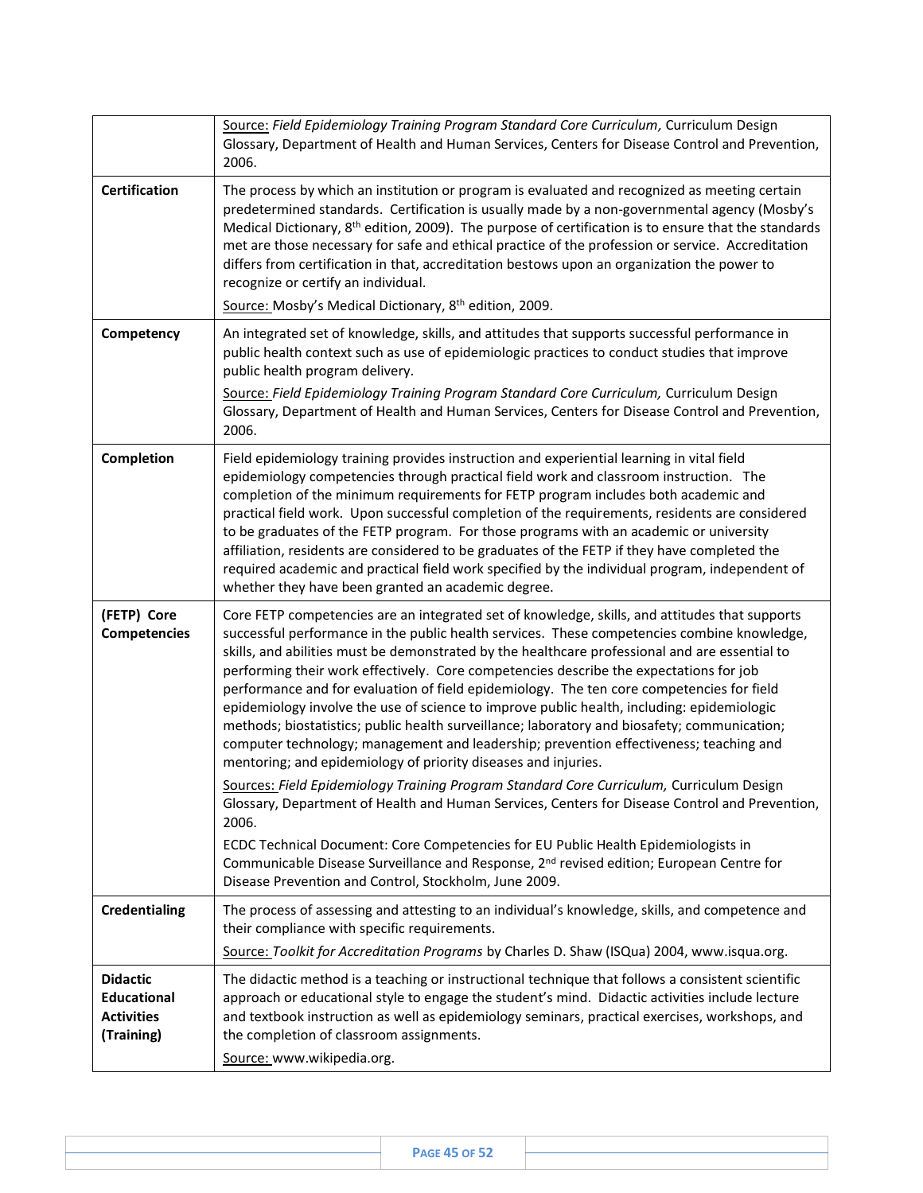| | |
|---|---|
| | Source: *Field Epidemiology Training Program Standard Core Curriculum,* Curriculum Design Glossary, Department of Health and Human Services, Centers for Disease Control and Prevention, 2006. |
| **Certification** | The process by which an institution or program is evaluated and recognized as meeting certain predetermined standards. Certification is usually made by a non-governmental agency (Mosby's Medical Dictionary, 8th edition, 2009). The purpose of certification is to ensure that the standards met are those necessary for safe and ethical practice of the profession or service. Accreditation differs from certification in that, accreditation bestows upon an organization the power to recognize or certify an individual.<br><br>Source: Mosby's Medical Dictionary, 8th edition, 2009. |
| **Competency** | An integrated set of knowledge, skills, and attitudes that supports successful performance in public health context such as use of epidemiologic practices to conduct studies that improve public health program delivery.<br><br>Source: *Field Epidemiology Training Program Standard Core Curriculum,* Curriculum Design Glossary, Department of Health and Human Services, Centers for Disease Control and Prevention, 2006. |
| **Completion** | Field epidemiology training provides instruction and experiential learning in vital field epidemiology competencies through practical field work and classroom instruction. The completion of the minimum requirements for FETP program includes both academic and practical field work. Upon successful completion of the requirements, residents are considered to be graduates of the FETP program. For those programs with an academic or university affiliation, residents are considered to be graduates of the FETP if they have completed the required academic and practical field work specified by the individual program, independent of whether they have been granted an academic degree. |
| **(FETP) Core Competencies** | Core FETP competencies are an integrated set of knowledge, skills, and attitudes that supports successful performance in the public health services. These competencies combine knowledge, skills, and abilities must be demonstrated by the healthcare professional and are essential to performing their work effectively. Core competencies describe the expectations for job performance and for evaluation of field epidemiology. The ten core competencies for field epidemiology involve the use of science to improve public health, including: epidemiologic methods; biostatistics; public health surveillance; laboratory and biosafety; communication; computer technology; management and leadership; prevention effectiveness; teaching and mentoring; and epidemiology of priority diseases and injuries.<br><br>Sources: *Field Epidemiology Training Program Standard Core Curriculum,* Curriculum Design Glossary, Department of Health and Human Services, Centers for Disease Control and Prevention, 2006.<br><br>ECDC Technical Document: Core Competencies for EU Public Health Epidemiologists in Communicable Disease Surveillance and Response, 2nd revised edition; European Centre for Disease Prevention and Control, Stockholm, June 2009. |
| **Credentialing** | The process of assessing and attesting to an individual's knowledge, skills, and competence and their compliance with specific requirements.<br><br>Source: *Toolkit for Accreditation Programs* by Charles D. Shaw (ISQua) 2004, www.isqua.org. |
| **Didactic Educational Activities (Training)** | The didactic method is a teaching or instructional technique that follows a consistent scientific approach or educational style to engage the student's mind. Didactic activities include lecture and textbook instruction as well as epidemiology seminars, practical exercises, workshops, and the completion of classroom assignments.<br><br>Source: www.wikipedia.org. |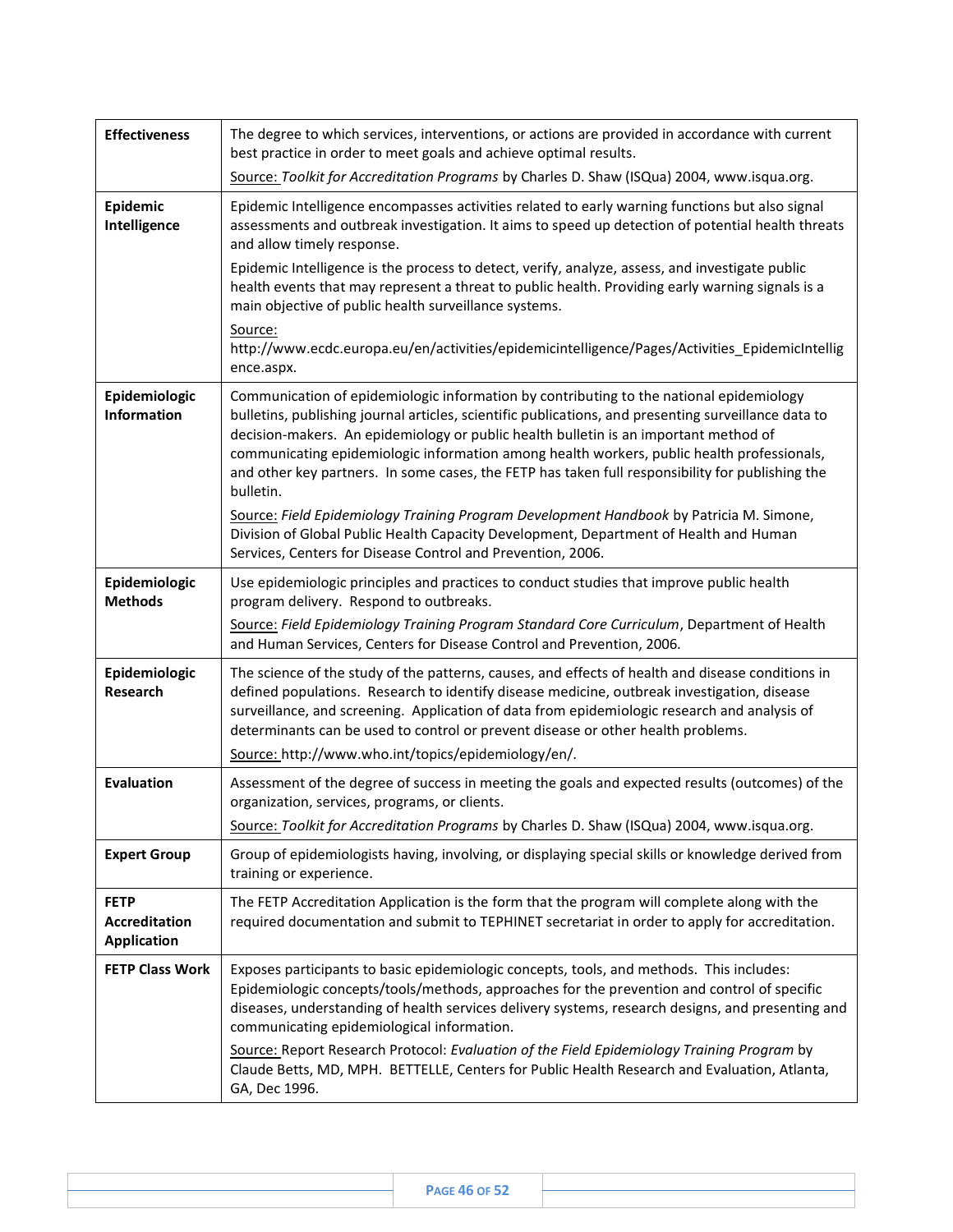| | |
|---|---|
| **Effectiveness** | The degree to which services, interventions, or actions are provided in accordance with current best practice in order to meet goals and achieve optimal results.<br><br><u>Source:</u> *Toolkit for Accreditation Programs* by Charles D. Shaw (ISQua) 2004, www.isqua.org. |
| **Epidemic Intelligence** | Epidemic Intelligence encompasses activities related to early warning functions but also signal assessments and outbreak investigation. It aims to speed up detection of potential health threats and allow timely response.<br><br>Epidemic Intelligence is the process to detect, verify, analyze, assess, and investigate public health events that may represent a threat to public health. Providing early warning signals is a main objective of public health surveillance systems.<br><br><u>Source:</u> http://www.ecdc.europa.eu/en/activities/epidemicintelligence/Pages/Activities_EpidemicIntelligence.aspx. |
| **Epidemiologic Information** | Communication of epidemiologic information by contributing to the national epidemiology bulletins, publishing journal articles, scientific publications, and presenting surveillance data to decision-makers. An epidemiology or public health bulletin is an important method of communicating epidemiologic information among health workers, public health professionals, and other key partners. In some cases, the FETP has taken full responsibility for publishing the bulletin.<br><br><u>Source:</u> *Field Epidemiology Training Program Development Handbook* by Patricia M. Simone, Division of Global Public Health Capacity Development, Department of Health and Human Services, Centers for Disease Control and Prevention, 2006. |
| **Epidemiologic Methods** | Use epidemiologic principles and practices to conduct studies that improve public health program delivery. Respond to outbreaks.<br><br><u>Source:</u> *Field Epidemiology Training Program Standard Core Curriculum*, Department of Health and Human Services, Centers for Disease Control and Prevention, 2006. |
| **Epidemiologic Research** | The science of the study of the patterns, causes, and effects of health and disease conditions in defined populations. Research to identify disease medicine, outbreak investigation, disease surveillance, and screening. Application of data from epidemiologic research and analysis of determinants can be used to control or prevent disease or other health problems.<br><br><u>Source:</u> http://www.who.int/topics/epidemiology/en/. |
| **Evaluation** | Assessment of the degree of success in meeting the goals and expected results (outcomes) of the organization, services, programs, or clients.<br><br><u>Source:</u> *Toolkit for Accreditation Programs* by Charles D. Shaw (ISQua) 2004, www.isqua.org. |
| **Expert Group** | Group of epidemiologists having, involving, or displaying special skills or knowledge derived from training or experience. |
| **FETP Accreditation Application** | The FETP Accreditation Application is the form that the program will complete along with the required documentation and submit to TEPHINET secretariat in order to apply for accreditation. |
| **FETP Class Work** | Exposes participants to basic epidemiologic concepts, tools, and methods. This includes: Epidemiologic concepts/tools/methods, approaches for the prevention and control of specific diseases, understanding of health services delivery systems, research designs, and presenting and communicating epidemiological information.<br><br><u>Source:</u> Report Research Protocol: *Evaluation of the Field Epidemiology Training Program* by Claude Betts, MD, MPH. BETTELLE, Centers for Public Health Research and Evaluation, Atlanta, GA, Dec 1996. |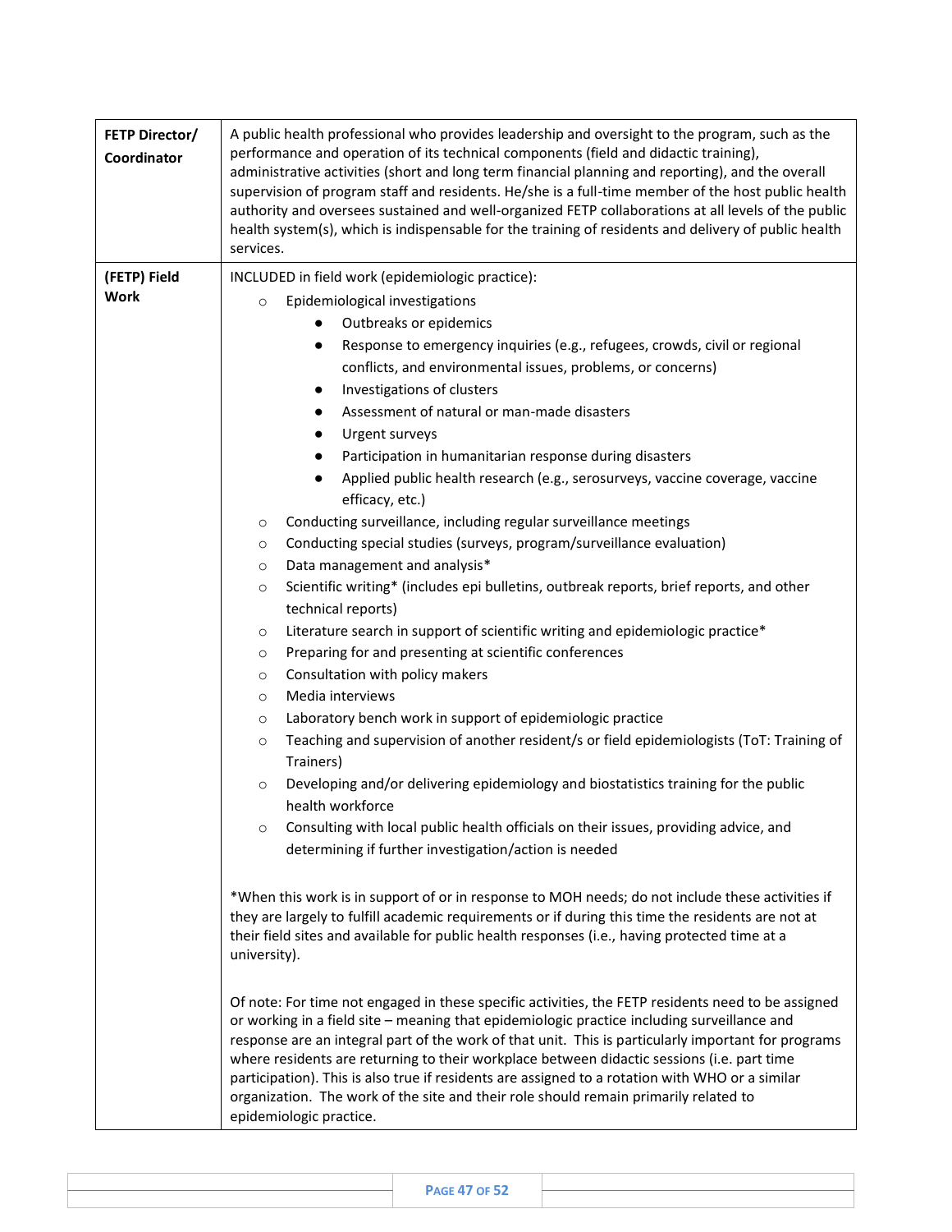| | |
|---|---|
| **FETP Director/ Coordinator** | A public health professional who provides leadership and oversight to the program, such as the performance and operation of its technical components (field and didactic training), administrative activities (short and long term financial planning and reporting), and the overall supervision of program staff and residents. He/she is a full-time member of the host public health authority and oversees sustained and well-organized FETP collaborations at all levels of the public health system(s), which is indispensable for the training of residents and delivery of public health services. |
| **(FETP) Field Work** | INCLUDED in field work (epidemiologic practice):<br>○ Epidemiological investigations<br>&nbsp;&nbsp;&nbsp;&nbsp;● Outbreaks or epidemics<br>&nbsp;&nbsp;&nbsp;&nbsp;● Response to emergency inquiries (e.g., refugees, crowds, civil or regional conflicts, and environmental issues, problems, or concerns)<br>&nbsp;&nbsp;&nbsp;&nbsp;● Investigations of clusters<br>&nbsp;&nbsp;&nbsp;&nbsp;● Assessment of natural or man-made disasters<br>&nbsp;&nbsp;&nbsp;&nbsp;● Urgent surveys<br>&nbsp;&nbsp;&nbsp;&nbsp;● Participation in humanitarian response during disasters<br>&nbsp;&nbsp;&nbsp;&nbsp;● Applied public health research (e.g., serosurveys, vaccine coverage, vaccine efficacy, etc.)<br>○ Conducting surveillance, including regular surveillance meetings<br>○ Conducting special studies (surveys, program/surveillance evaluation)<br>○ Data management and analysis*<br>○ Scientific writing* (includes epi bulletins, outbreak reports, brief reports, and other technical reports)<br>○ Literature search in support of scientific writing and epidemiologic practice*<br>○ Preparing for and presenting at scientific conferences<br>○ Consultation with policy makers<br>○ Media interviews<br>○ Laboratory bench work in support of epidemiologic practice<br>○ Teaching and supervision of another resident/s or field epidemiologists (ToT: Training of Trainers)<br>○ Developing and/or delivering epidemiology and biostatistics training for the public health workforce<br>○ Consulting with local public health officials on their issues, providing advice, and determining if further investigation/action is needed<br><br>*When this work is in support of or in response to MOH needs; do not include these activities if they are largely to fulfill academic requirements or if during this time the residents are not at their field sites and available for public health responses (i.e., having protected time at a university).<br><br>Of note: For time not engaged in these specific activities, the FETP residents need to be assigned or working in a field site – meaning that epidemiologic practice including surveillance and response are an integral part of the work of that unit. This is particularly important for programs where residents are returning to their workplace between didactic sessions (i.e. part time participation). This is also true if residents are assigned to a rotation with WHO or a similar organization. The work of the site and their role should remain primarily related to epidemiologic practice. |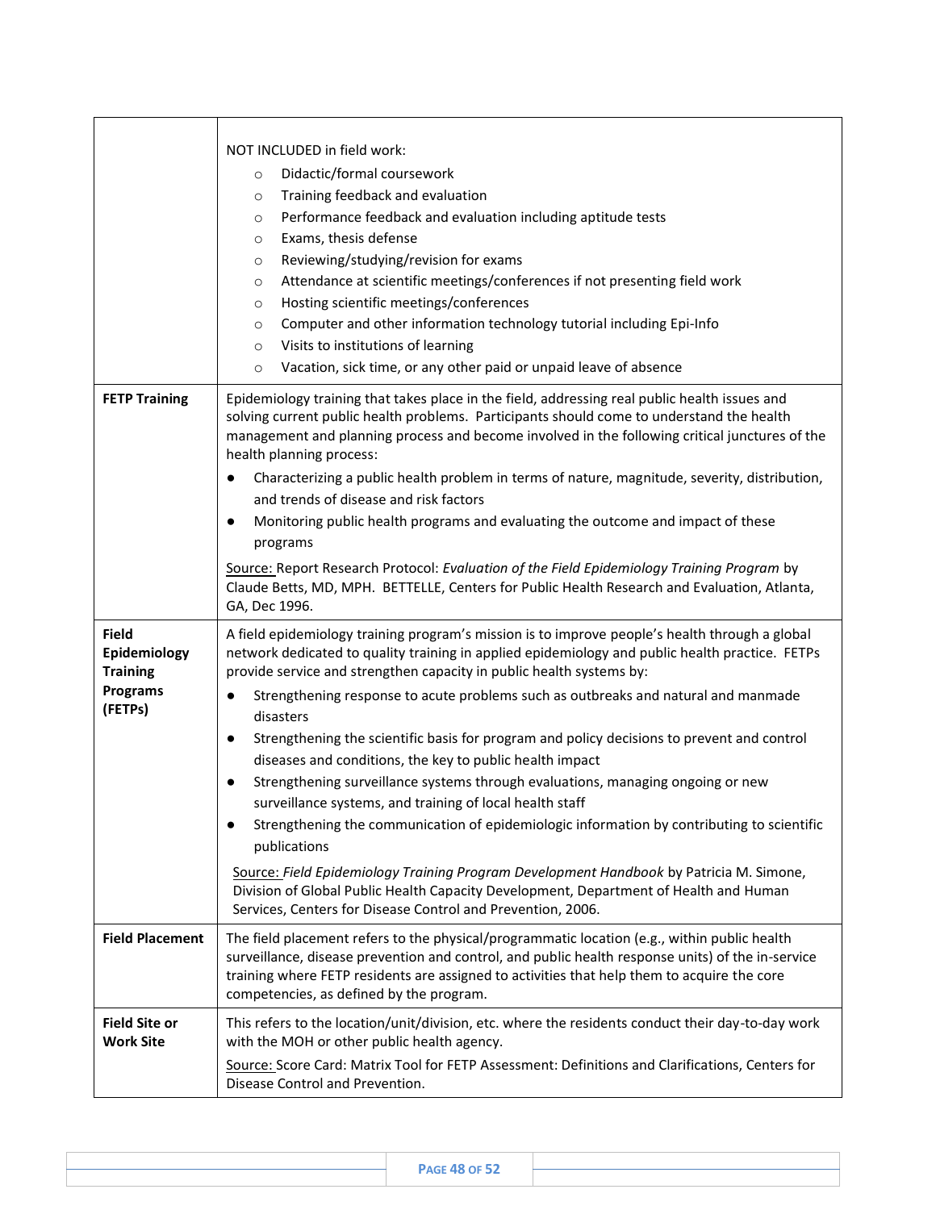| | |
|---|---|
| | NOT INCLUDED in field work:<br>○ Didactic/formal coursework<br>○ Training feedback and evaluation<br>○ Performance feedback and evaluation including aptitude tests<br>○ Exams, thesis defense<br>○ Reviewing/studying/revision for exams<br>○ Attendance at scientific meetings/conferences if not presenting field work<br>○ Hosting scientific meetings/conferences<br>○ Computer and other information technology tutorial including Epi-Info<br>○ Visits to institutions of learning<br>○ Vacation, sick time, or any other paid or unpaid leave of absence |
| **FETP Training** | Epidemiology training that takes place in the field, addressing real public health issues and solving current public health problems. Participants should come to understand the health management and planning process and become involved in the following critical junctures of the health planning process:<br>● Characterizing a public health problem in terms of nature, magnitude, severity, distribution, and trends of disease and risk factors<br>● Monitoring public health programs and evaluating the outcome and impact of these programs<br><br>Source: Report Research Protocol: *Evaluation of the Field Epidemiology Training Program* by Claude Betts, MD, MPH. BETTELLE, Centers for Public Health Research and Evaluation, Atlanta, GA, Dec 1996. |
| **Field Epidemiology Training Programs (FETPs)** | A field epidemiology training program's mission is to improve people's health through a global network dedicated to quality training in applied epidemiology and public health practice. FETPs provide service and strengthen capacity in public health systems by:<br>● Strengthening response to acute problems such as outbreaks and natural and manmade disasters<br>● Strengthening the scientific basis for program and policy decisions to prevent and control diseases and conditions, the key to public health impact<br>● Strengthening surveillance systems through evaluations, managing ongoing or new surveillance systems, and training of local health staff<br>● Strengthening the communication of epidemiologic information by contributing to scientific publications<br><br>Source: *Field Epidemiology Training Program Development Handbook* by Patricia M. Simone, Division of Global Public Health Capacity Development, Department of Health and Human Services, Centers for Disease Control and Prevention, 2006. |
| **Field Placement** | The field placement refers to the physical/programmatic location (e.g., within public health surveillance, disease prevention and control, and public health response units) of the in-service training where FETP residents are assigned to activities that help them to acquire the core competencies, as defined by the program. |
| **Field Site or Work Site** | This refers to the location/unit/division, etc. where the residents conduct their day-to-day work with the MOH or other public health agency.<br><br>Source: Score Card: Matrix Tool for FETP Assessment: Definitions and Clarifications, Centers for Disease Control and Prevention. |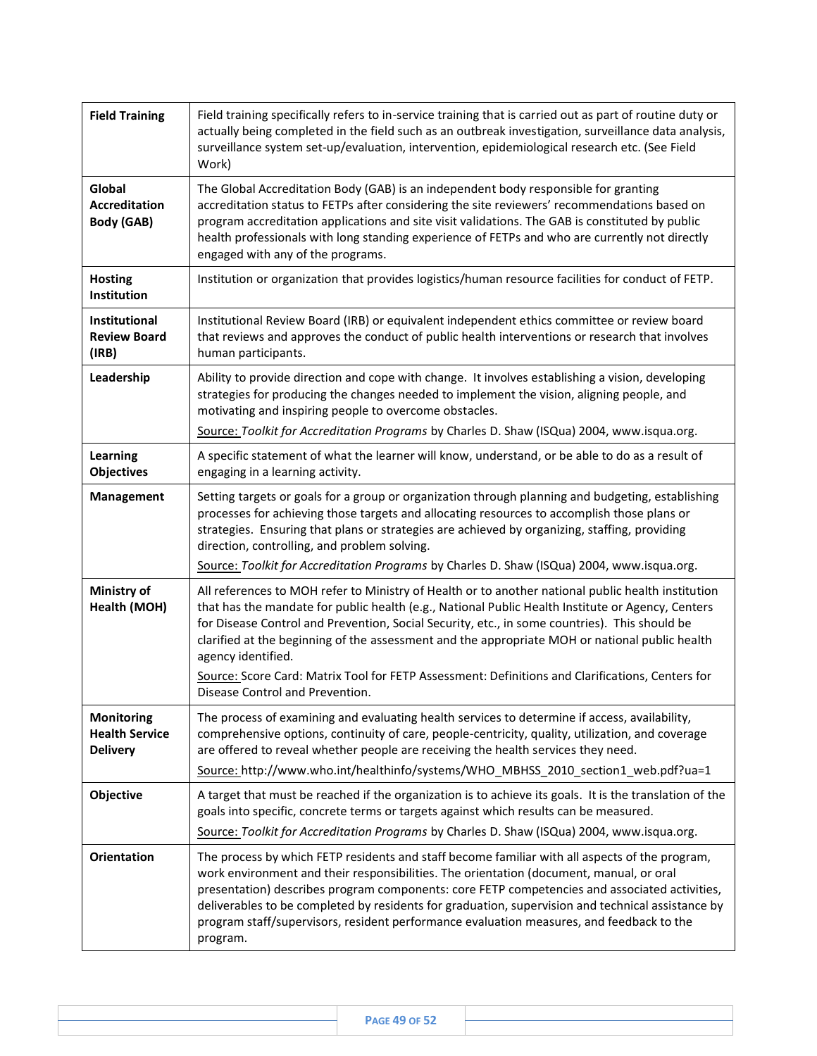| | |
|---|---|
| **Field Training** | Field training specifically refers to in-service training that is carried out as part of routine duty or actually being completed in the field such as an outbreak investigation, surveillance data analysis, surveillance system set-up/evaluation, intervention, epidemiological research etc. (See Field Work) |
| **Global Accreditation Body (GAB)** | The Global Accreditation Body (GAB) is an independent body responsible for granting accreditation status to FETPs after considering the site reviewers' recommendations based on program accreditation applications and site visit validations. The GAB is constituted by public health professionals with long standing experience of FETPs and who are currently not directly engaged with any of the programs. |
| **Hosting Institution** | Institution or organization that provides logistics/human resource facilities for conduct of FETP. |
| **Institutional Review Board (IRB)** | Institutional Review Board (IRB) or equivalent independent ethics committee or review board that reviews and approves the conduct of public health interventions or research that involves human participants. |
| **Leadership** | Ability to provide direction and cope with change. It involves establishing a vision, developing strategies for producing the changes needed to implement the vision, aligning people, and motivating and inspiring people to overcome obstacles.<br>Source: *Toolkit for Accreditation Programs* by Charles D. Shaw (ISQua) 2004, www.isqua.org. |
| **Learning Objectives** | A specific statement of what the learner will know, understand, or be able to do as a result of engaging in a learning activity. |
| **Management** | Setting targets or goals for a group or organization through planning and budgeting, establishing processes for achieving those targets and allocating resources to accomplish those plans or strategies. Ensuring that plans or strategies are achieved by organizing, staffing, providing direction, controlling, and problem solving.<br>Source: *Toolkit for Accreditation Programs* by Charles D. Shaw (ISQua) 2004, www.isqua.org. |
| **Ministry of Health (MOH)** | All references to MOH refer to Ministry of Health or to another national public health institution that has the mandate for public health (e.g., National Public Health Institute or Agency, Centers for Disease Control and Prevention, Social Security, etc., in some countries). This should be clarified at the beginning of the assessment and the appropriate MOH or national public health agency identified.<br>Source: Score Card: Matrix Tool for FETP Assessment: Definitions and Clarifications, Centers for Disease Control and Prevention. |
| **Monitoring Health Service Delivery** | The process of examining and evaluating health services to determine if access, availability, comprehensive options, continuity of care, people-centricity, quality, utilization, and coverage are offered to reveal whether people are receiving the health services they need.<br>Source: http://www.who.int/healthinfo/systems/WHO_MBHSS_2010_section1_web.pdf?ua=1 |
| **Objective** | A target that must be reached if the organization is to achieve its goals. It is the translation of the goals into specific, concrete terms or targets against which results can be measured.<br>Source: *Toolkit for Accreditation Programs* by Charles D. Shaw (ISQua) 2004, www.isqua.org. |
| **Orientation** | The process by which FETP residents and staff become familiar with all aspects of the program, work environment and their responsibilities. The orientation (document, manual, or oral presentation) describes program components: core FETP competencies and associated activities, deliverables to be completed by residents for graduation, supervision and technical assistance by program staff/supervisors, resident performance evaluation measures, and feedback to the program. |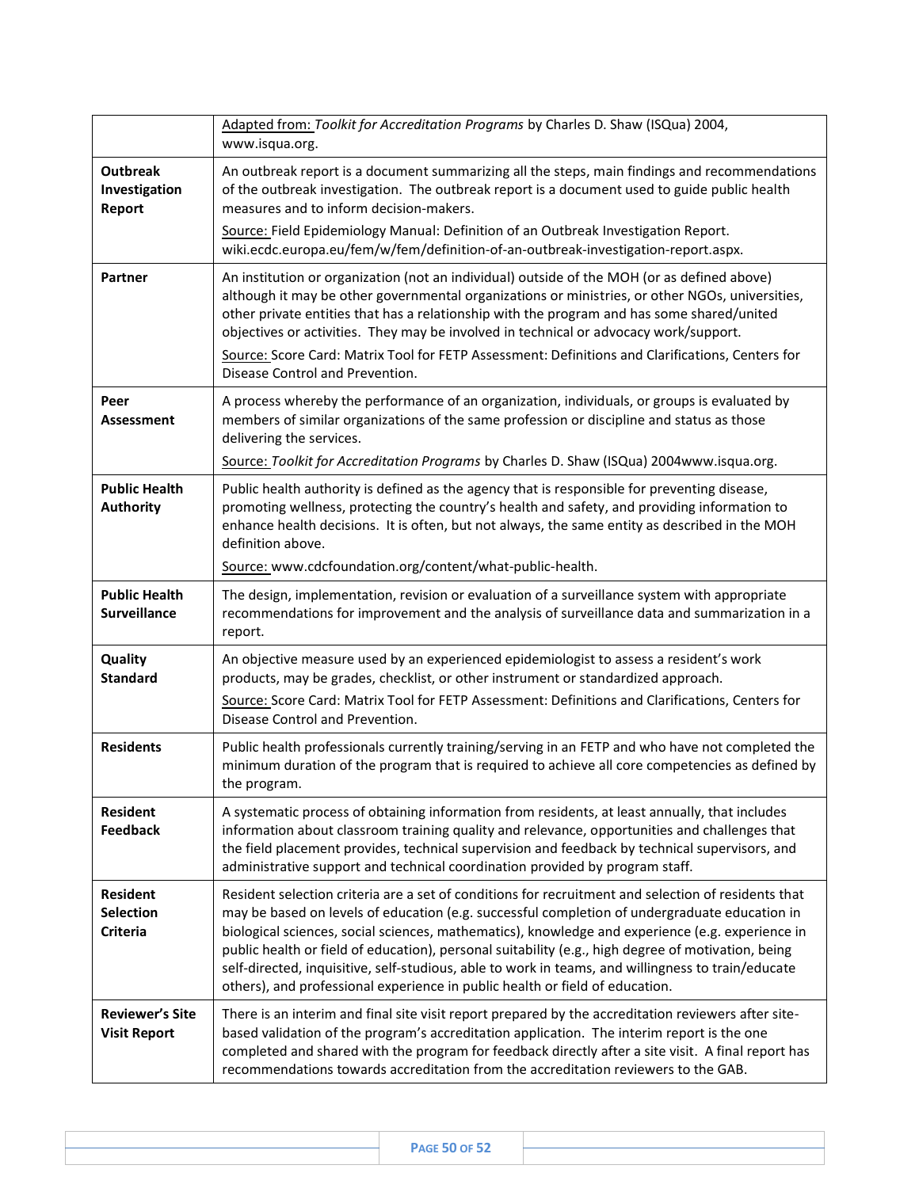| | |
|---|---|
| | Adapted from: *Toolkit for Accreditation Programs* by Charles D. Shaw (ISQua) 2004, www.isqua.org. |
| **Outbreak Investigation Report** | An outbreak report is a document summarizing all the steps, main findings and recommendations of the outbreak investigation. The outbreak report is a document used to guide public health measures and to inform decision-makers.<br><br>Source: Field Epidemiology Manual: Definition of an Outbreak Investigation Report. wiki.ecdc.europa.eu/fem/w/fem/definition-of-an-outbreak-investigation-report.aspx. |
| **Partner** | An institution or organization (not an individual) outside of the MOH (or as defined above) although it may be other governmental organizations or ministries, or other NGOs, universities, other private entities that has a relationship with the program and has some shared/united objectives or activities. They may be involved in technical or advocacy work/support.<br><br>Source: Score Card: Matrix Tool for FETP Assessment: Definitions and Clarifications, Centers for Disease Control and Prevention. |
| **Peer Assessment** | A process whereby the performance of an organization, individuals, or groups is evaluated by members of similar organizations of the same profession or discipline and status as those delivering the services.<br><br>Source: *Toolkit for Accreditation Programs* by Charles D. Shaw (ISQua) 2004www.isqua.org. |
| **Public Health Authority** | Public health authority is defined as the agency that is responsible for preventing disease, promoting wellness, protecting the country's health and safety, and providing information to enhance health decisions. It is often, but not always, the same entity as described in the MOH definition above.<br><br>Source: www.cdcfoundation.org/content/what-public-health. |
| **Public Health Surveillance** | The design, implementation, revision or evaluation of a surveillance system with appropriate recommendations for improvement and the analysis of surveillance data and summarization in a report. |
| **Quality Standard** | An objective measure used by an experienced epidemiologist to assess a resident's work products, may be grades, checklist, or other instrument or standardized approach.<br><br>Source: Score Card: Matrix Tool for FETP Assessment: Definitions and Clarifications, Centers for Disease Control and Prevention. |
| **Residents** | Public health professionals currently training/serving in an FETP and who have not completed the minimum duration of the program that is required to achieve all core competencies as defined by the program. |
| **Resident Feedback** | A systematic process of obtaining information from residents, at least annually, that includes information about classroom training quality and relevance, opportunities and challenges that the field placement provides, technical supervision and feedback by technical supervisors, and administrative support and technical coordination provided by program staff. |
| **Resident Selection Criteria** | Resident selection criteria are a set of conditions for recruitment and selection of residents that may be based on levels of education (e.g. successful completion of undergraduate education in biological sciences, social sciences, mathematics), knowledge and experience (e.g. experience in public health or field of education), personal suitability (e.g., high degree of motivation, being self-directed, inquisitive, self-studious, able to work in teams, and willingness to train/educate others), and professional experience in public health or field of education. |
| **Reviewer's Site Visit Report** | There is an interim and final site visit report prepared by the accreditation reviewers after site-based validation of the program's accreditation application. The interim report is the one completed and shared with the program for feedback directly after a site visit. A final report has recommendations towards accreditation from the accreditation reviewers to the GAB. |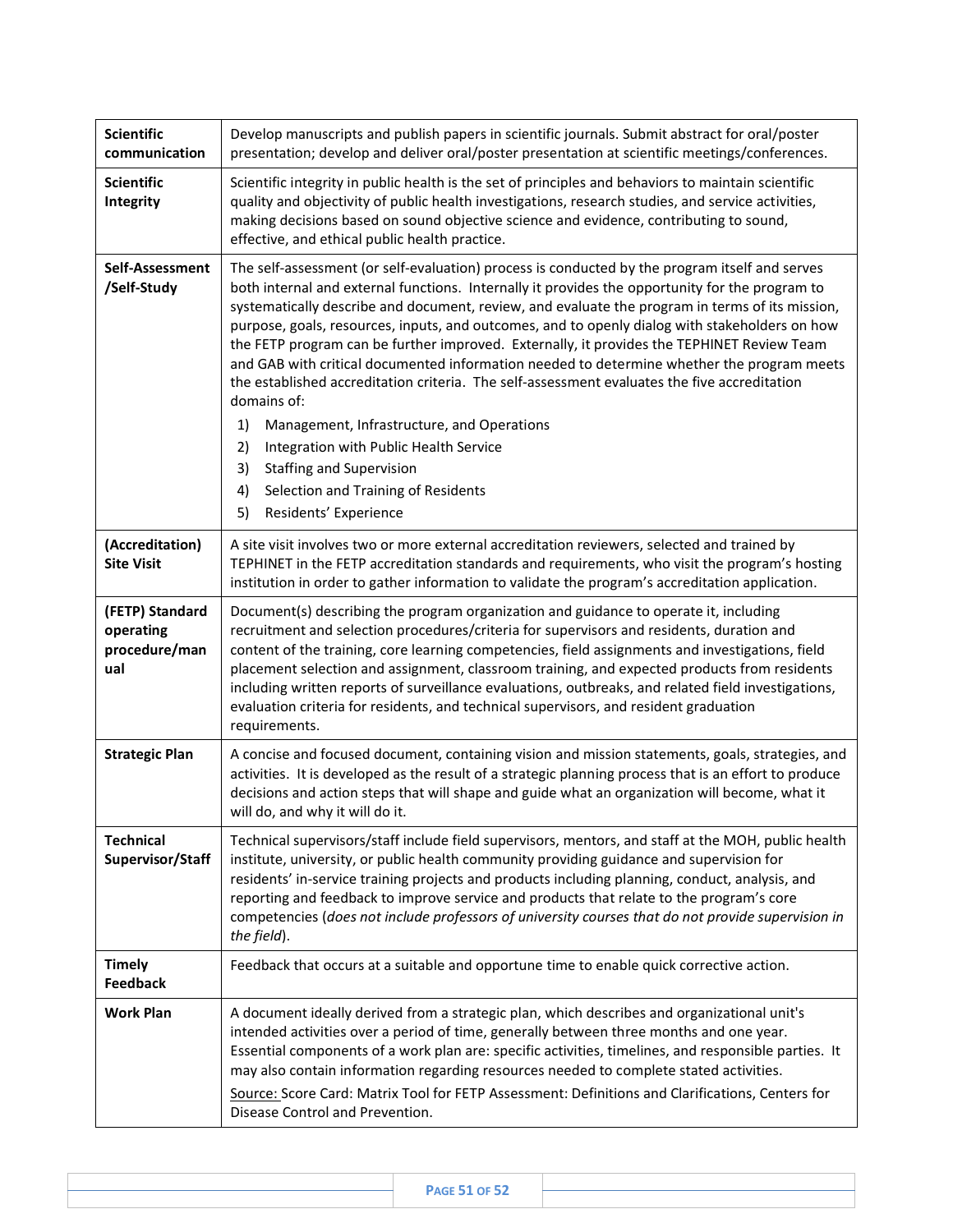| | |
|---|---|
| **Scientific communication** | Develop manuscripts and publish papers in scientific journals. Submit abstract for oral/poster presentation; develop and deliver oral/poster presentation at scientific meetings/conferences. |
| **Scientific Integrity** | Scientific integrity in public health is the set of principles and behaviors to maintain scientific quality and objectivity of public health investigations, research studies, and service activities, making decisions based on sound objective science and evidence, contributing to sound, effective, and ethical public health practice. |
| **Self-Assessment /Self-Study** | The self-assessment (or self-evaluation) process is conducted by the program itself and serves both internal and external functions. Internally it provides the opportunity for the program to systematically describe and document, review, and evaluate the program in terms of its mission, purpose, goals, resources, inputs, and outcomes, and to openly dialog with stakeholders on how the FETP program can be further improved. Externally, it provides the TEPHINET Review Team and GAB with critical documented information needed to determine whether the program meets the established accreditation criteria. The self-assessment evaluates the five accreditation domains of:<br>1) Management, Infrastructure, and Operations<br>2) Integration with Public Health Service<br>3) Staffing and Supervision<br>4) Selection and Training of Residents<br>5) Residents' Experience |
| **(Accreditation) Site Visit** | A site visit involves two or more external accreditation reviewers, selected and trained by TEPHINET in the FETP accreditation standards and requirements, who visit the program's hosting institution in order to gather information to validate the program's accreditation application. |
| **(FETP) Standard operating procedure/manual** | Document(s) describing the program organization and guidance to operate it, including recruitment and selection procedures/criteria for supervisors and residents, duration and content of the training, core learning competencies, field assignments and investigations, field placement selection and assignment, classroom training, and expected products from residents including written reports of surveillance evaluations, outbreaks, and related field investigations, evaluation criteria for residents, and technical supervisors, and resident graduation requirements. |
| **Strategic Plan** | A concise and focused document, containing vision and mission statements, goals, strategies, and activities. It is developed as the result of a strategic planning process that is an effort to produce decisions and action steps that will shape and guide what an organization will become, what it will do, and why it will do it. |
| **Technical Supervisor/Staff** | Technical supervisors/staff include field supervisors, mentors, and staff at the MOH, public health institute, university, or public health community providing guidance and supervision for residents' in-service training projects and products including planning, conduct, analysis, and reporting and feedback to improve service and products that relate to the program's core competencies (*does not include professors of university courses that do not provide supervision in the field*). |
| **Timely Feedback** | Feedback that occurs at a suitable and opportune time to enable quick corrective action. |
| **Work Plan** | A document ideally derived from a strategic plan, which describes and organizational unit's intended activities over a period of time, generally between three months and one year. Essential components of a work plan are: specific activities, timelines, and responsible parties. It may also contain information regarding resources needed to complete stated activities.<br>Source: Score Card: Matrix Tool for FETP Assessment: Definitions and Clarifications, Centers for Disease Control and Prevention. |